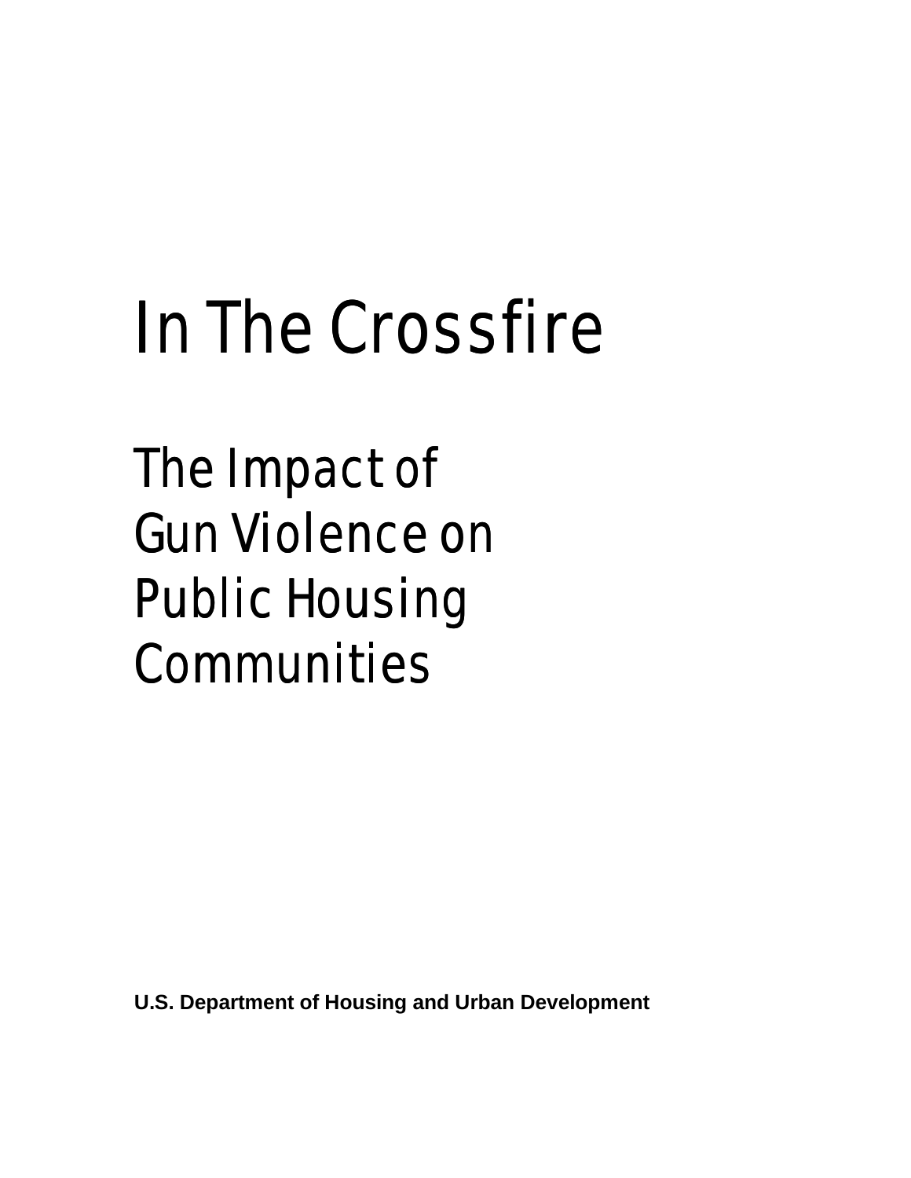# In The Crossfire

## The Impact of Gun Violence on Public Housing Communities

**U.S. Department of Housing and Urban Development**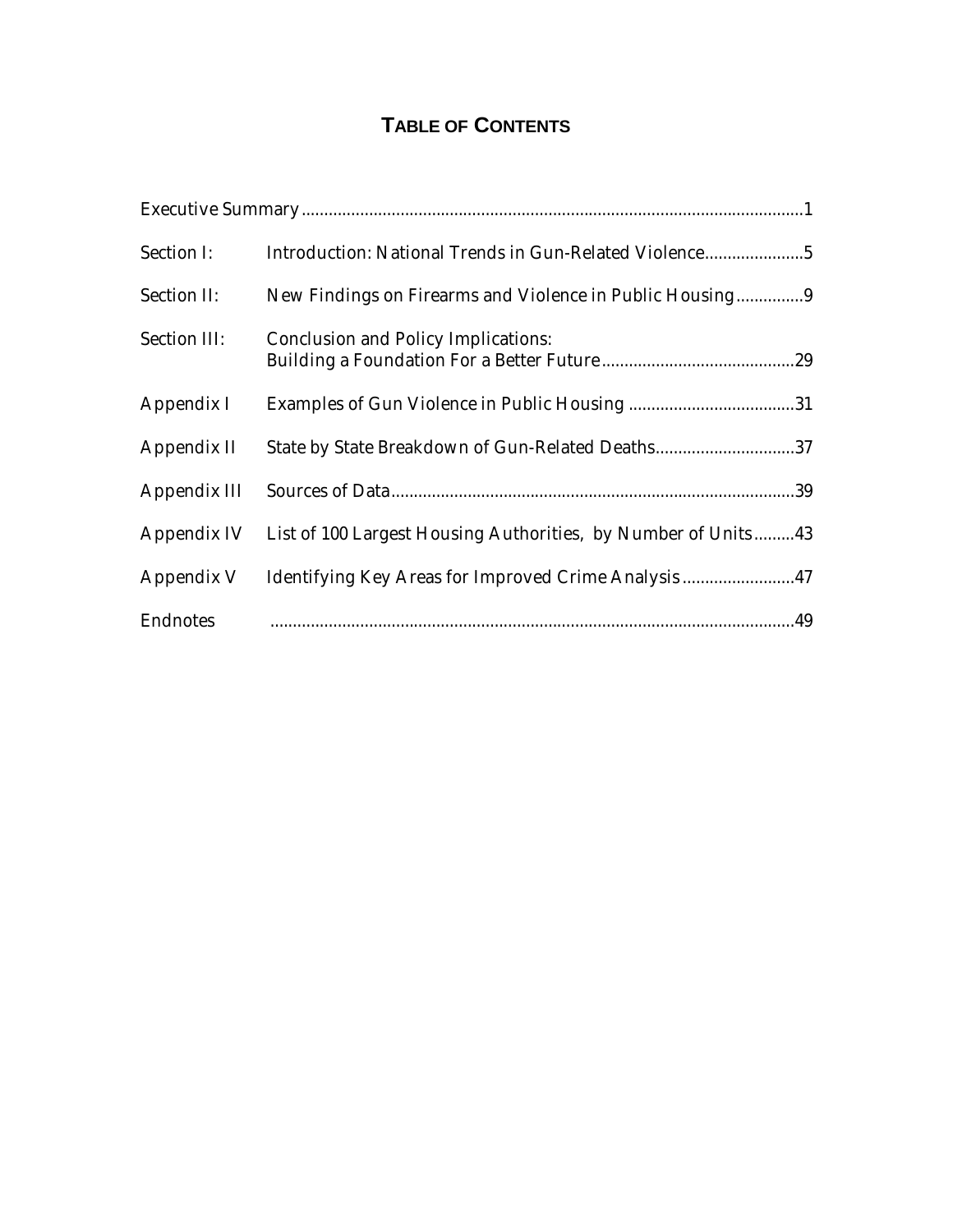# TABLE OF CONTENTS

| | | |
|---|---|---|
| Executive Summary | | 1 |
| Section I: | Introduction: National Trends in Gun-Related Violence | 5 |
| Section II: | New Findings on Firearms and Violence in Public Housing | 9 |
| Section III: | Conclusion and Policy Implications: Building a Foundation For a Better Future | 29 |
| Appendix I | Examples of Gun Violence in Public Housing | 31 |
| Appendix II | State by State Breakdown of Gun-Related Deaths | 37 |
| Appendix III | Sources of Data | 39 |
| Appendix IV | List of 100 Largest Housing Authorities, by Number of Units | 43 |
| Appendix V | Identifying Key Areas for Improved Crime Analysis | 47 |
| Endnotes | | 49 |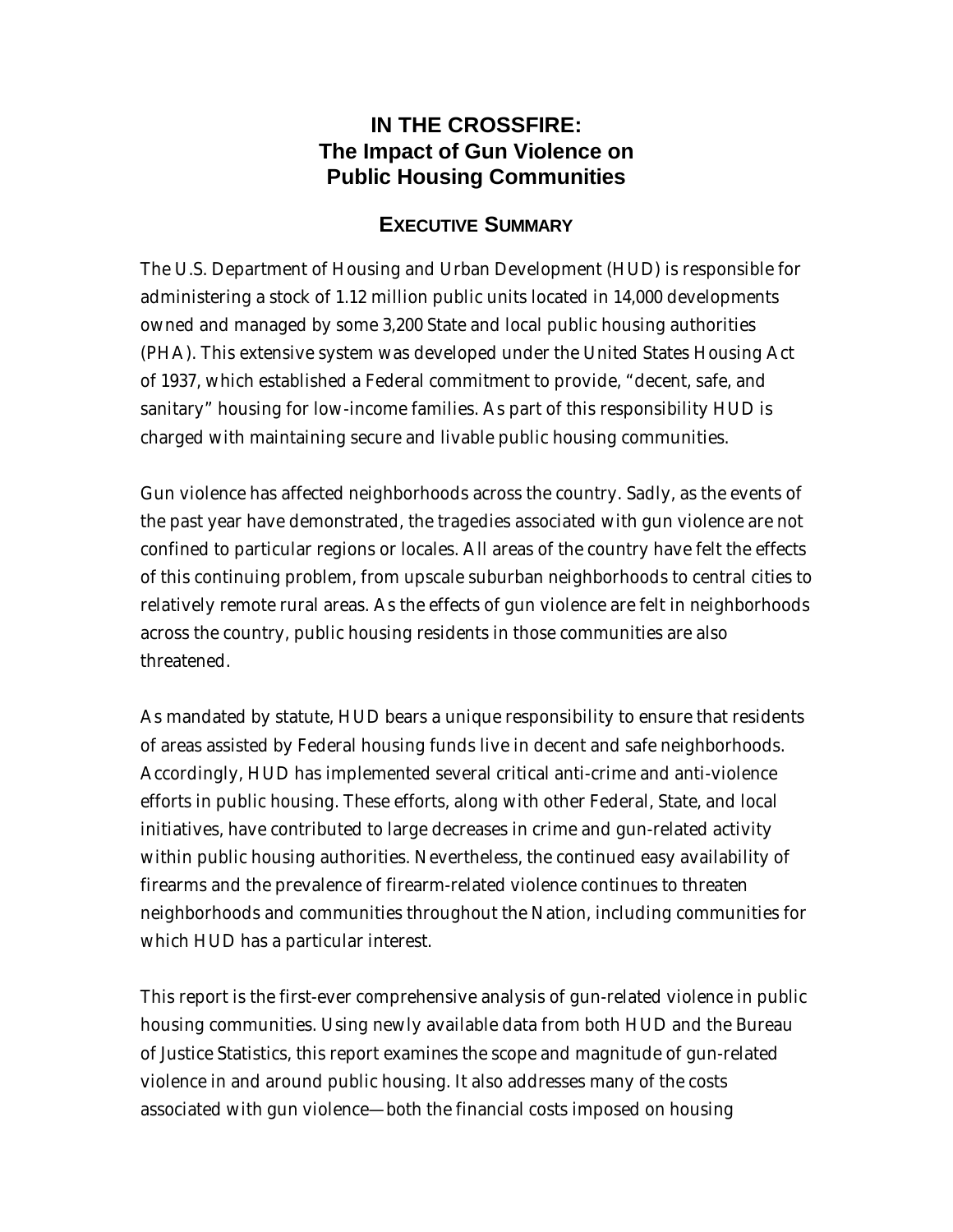# IN THE CROSSFIRE: The Impact of Gun Violence on Public Housing Communities

## EXECUTIVE SUMMARY

The U.S. Department of Housing and Urban Development (HUD) is responsible for administering a stock of 1.12 million public units located in 14,000 developments owned and managed by some 3,200 State and local public housing authorities (PHA). This extensive system was developed under the United States Housing Act of 1937, which established a Federal commitment to provide, "decent, safe, and sanitary" housing for low-income families. As part of this responsibility HUD is charged with maintaining secure and livable public housing communities.

Gun violence has affected neighborhoods across the country. Sadly, as the events of the past year have demonstrated, the tragedies associated with gun violence are not confined to particular regions or locales. All areas of the country have felt the effects of this continuing problem, from upscale suburban neighborhoods to central cities to relatively remote rural areas. As the effects of gun violence are felt in neighborhoods across the country, public housing residents in those communities are also threatened.

As mandated by statute, HUD bears a unique responsibility to ensure that residents of areas assisted by Federal housing funds live in decent and safe neighborhoods. Accordingly, HUD has implemented several critical anti-crime and anti-violence efforts in public housing. These efforts, along with other Federal, State, and local initiatives, have contributed to large decreases in crime and gun-related activity within public housing authorities. Nevertheless, the continued easy availability of firearms and the prevalence of firearm-related violence continues to threaten neighborhoods and communities throughout the Nation, including communities for which HUD has a particular interest.

This report is the first-ever comprehensive analysis of gun-related violence in public housing communities. Using newly available data from both HUD and the Bureau of Justice Statistics, this report examines the scope and magnitude of gun-related violence in and around public housing. It also addresses many of the costs associated with gun violence—both the financial costs imposed on housing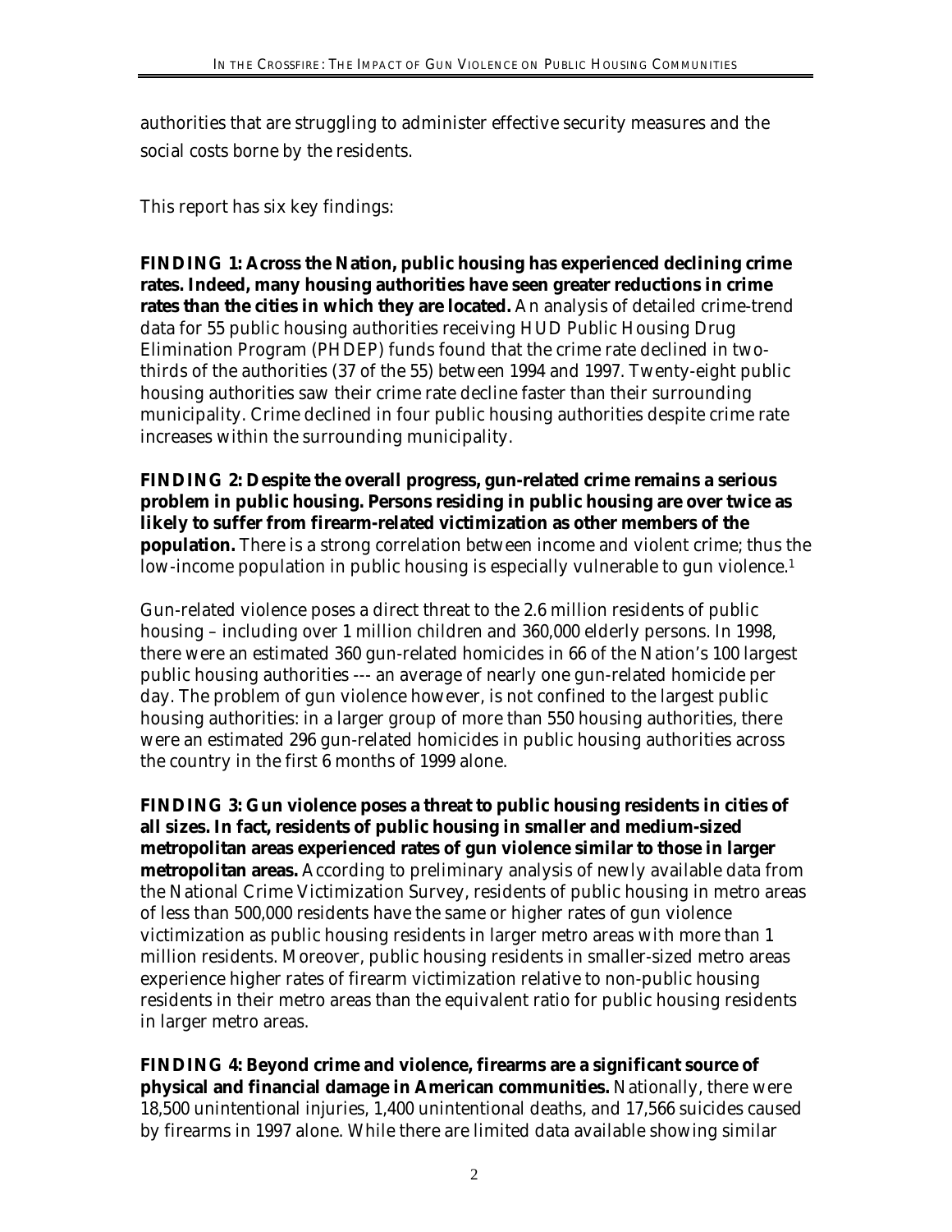authorities that are struggling to administer effective security measures and the social costs borne by the residents.

This report has six key findings:

**FINDING 1: Across the Nation, public housing has experienced declining crime rates. Indeed, many housing authorities have seen greater reductions in crime rates than the cities in which they are located.** An analysis of detailed crime-trend data for 55 public housing authorities receiving HUD Public Housing Drug Elimination Program (PHDEP) funds found that the crime rate declined in two-thirds of the authorities (37 of the 55) between 1994 and 1997. Twenty-eight public housing authorities saw their crime rate decline faster than their surrounding municipality. Crime declined in four public housing authorities despite crime rate increases within the surrounding municipality.

**FINDING 2: Despite the overall progress, gun-related crime remains a serious problem in public housing. Persons residing in public housing are over twice as likely to suffer from firearm-related victimization as other members of the population.** There is a strong correlation between income and violent crime; thus the low-income population in public housing is especially vulnerable to gun violence.[1]

Gun-related violence poses a direct threat to the 2.6 million residents of public housing – including over 1 million children and 360,000 elderly persons. In 1998, there were an estimated 360 gun-related homicides in 66 of the Nation's 100 largest public housing authorities --- an average of nearly one gun-related homicide per day. The problem of gun violence however, is not confined to the largest public housing authorities: in a larger group of more than 550 housing authorities, there were an estimated 296 gun-related homicides in public housing authorities across the country in the first 6 months of 1999 alone.

**FINDING 3: Gun violence poses a threat to public housing residents in cities of all sizes. In fact, residents of public housing in smaller and medium-sized metropolitan areas experienced rates of gun violence similar to those in larger metropolitan areas.** According to preliminary analysis of newly available data from the National Crime Victimization Survey, residents of public housing in metro areas of less than 500,000 residents have the same or higher rates of gun violence victimization as public housing residents in larger metro areas with more than 1 million residents. Moreover, public housing residents in smaller-sized metro areas experience higher rates of firearm victimization relative to non-public housing residents in their metro areas than the equivalent ratio for public housing residents in larger metro areas.

**FINDING 4: Beyond crime and violence, firearms are a significant source of physical and financial damage in American communities.** Nationally, there were 18,500 unintentional injuries, 1,400 unintentional deaths, and 17,566 suicides caused by firearms in 1997 alone. While there are limited data available showing similar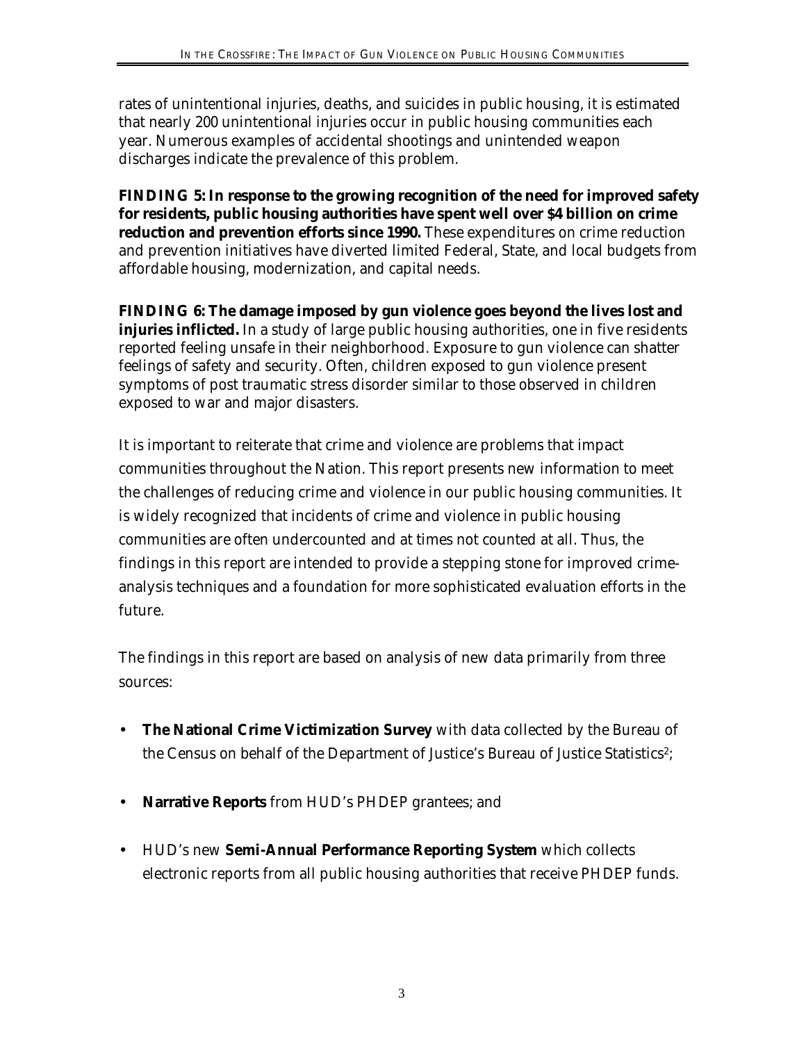rates of unintentional injuries, deaths, and suicides in public housing, it is estimated that nearly 200 unintentional injuries occur in public housing communities each year. Numerous examples of accidental shootings and unintended weapon discharges indicate the prevalence of this problem.

**FINDING 5: In response to the growing recognition of the need for improved safety for residents, public housing authorities have spent well over $4 billion on crime reduction and prevention efforts since 1990.** These expenditures on crime reduction and prevention initiatives have diverted limited Federal, State, and local budgets from affordable housing, modernization, and capital needs.

**FINDING 6: The damage imposed by gun violence goes beyond the lives lost and injuries inflicted.** In a study of large public housing authorities, one in five residents reported feeling unsafe in their neighborhood. Exposure to gun violence can shatter feelings of safety and security. Often, children exposed to gun violence present symptoms of post traumatic stress disorder similar to those observed in children exposed to war and major disasters.

It is important to reiterate that crime and violence are problems that impact communities throughout the Nation. This report presents new information to meet the challenges of reducing crime and violence in our public housing communities. It is widely recognized that incidents of crime and violence in public housing communities are often undercounted and at times not counted at all. Thus, the findings in this report are intended to provide a stepping stone for improved crime-analysis techniques and a foundation for more sophisticated evaluation efforts in the future.

The findings in this report are based on analysis of new data primarily from three sources:

- **The National Crime Victimization Survey** with data collected by the Bureau of the Census on behalf of the Department of Justice's Bureau of Justice Statistics[2];
- **Narrative Reports** from HUD's PHDEP grantees; and
- HUD's new **Semi-Annual Performance Reporting System** which collects electronic reports from all public housing authorities that receive PHDEP funds.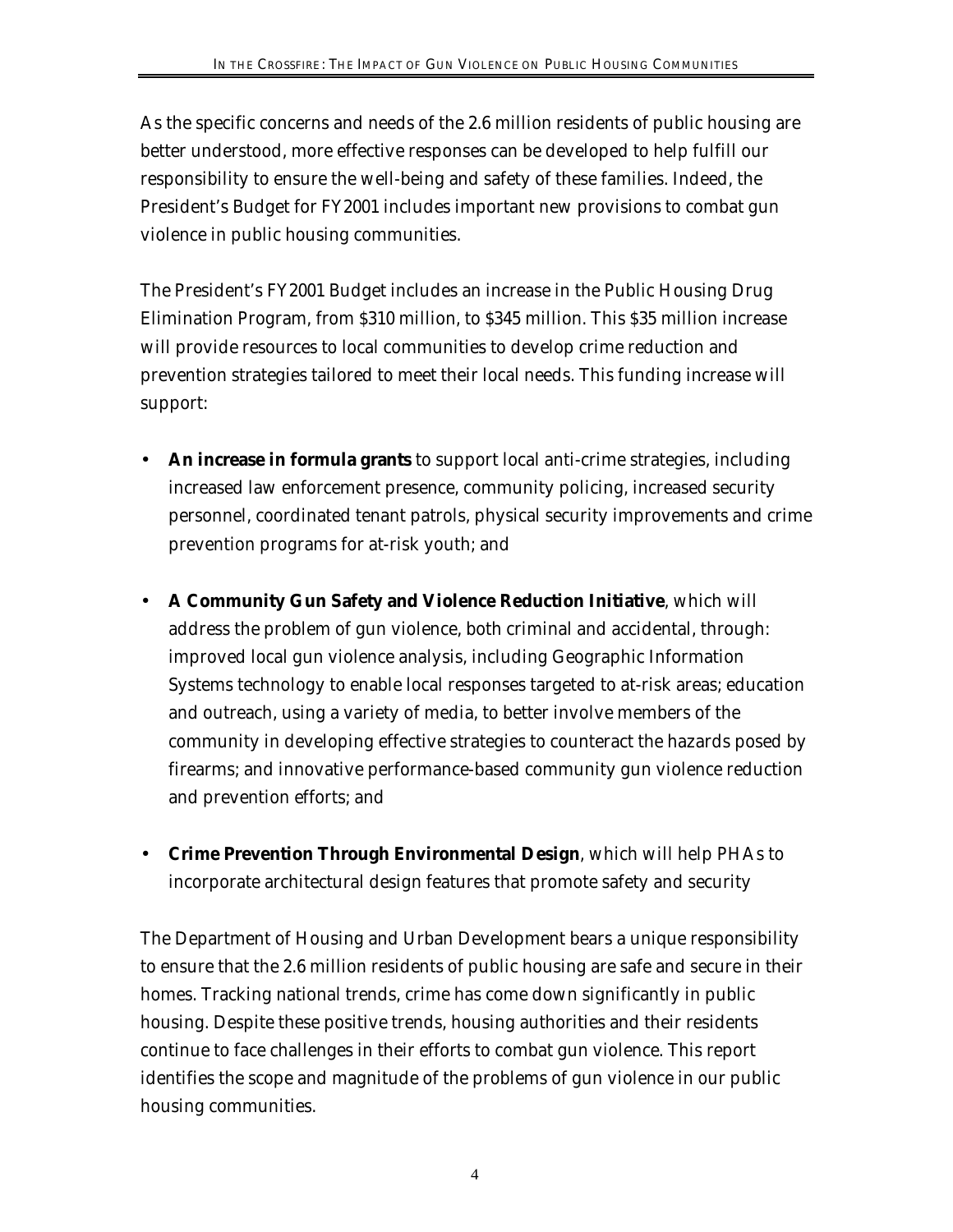As the specific concerns and needs of the 2.6 million residents of public housing are better understood, more effective responses can be developed to help fulfill our responsibility to ensure the well-being and safety of these families. Indeed, the President's Budget for FY2001 includes important new provisions to combat gun violence in public housing communities.

The President's FY2001 Budget includes an increase in the Public Housing Drug Elimination Program, from $310 million, to $345 million. This $35 million increase will provide resources to local communities to develop crime reduction and prevention strategies tailored to meet their local needs. This funding increase will support:

- **An increase in formula grants** to support local anti-crime strategies, including increased law enforcement presence, community policing, increased security personnel, coordinated tenant patrols, physical security improvements and crime prevention programs for at-risk youth; and
- **A Community Gun Safety and Violence Reduction Initiative**, which will address the problem of gun violence, both criminal and accidental, through: improved local gun violence analysis, including Geographic Information Systems technology to enable local responses targeted to at-risk areas; education and outreach, using a variety of media, to better involve members of the community in developing effective strategies to counteract the hazards posed by firearms; and innovative performance-based community gun violence reduction and prevention efforts; and
- **Crime Prevention Through Environmental Design**, which will help PHAs to incorporate architectural design features that promote safety and security

The Department of Housing and Urban Development bears a unique responsibility to ensure that the 2.6 million residents of public housing are safe and secure in their homes. Tracking national trends, crime has come down significantly in public housing. Despite these positive trends, housing authorities and their residents continue to face challenges in their efforts to combat gun violence. This report identifies the scope and magnitude of the problems of gun violence in our public housing communities.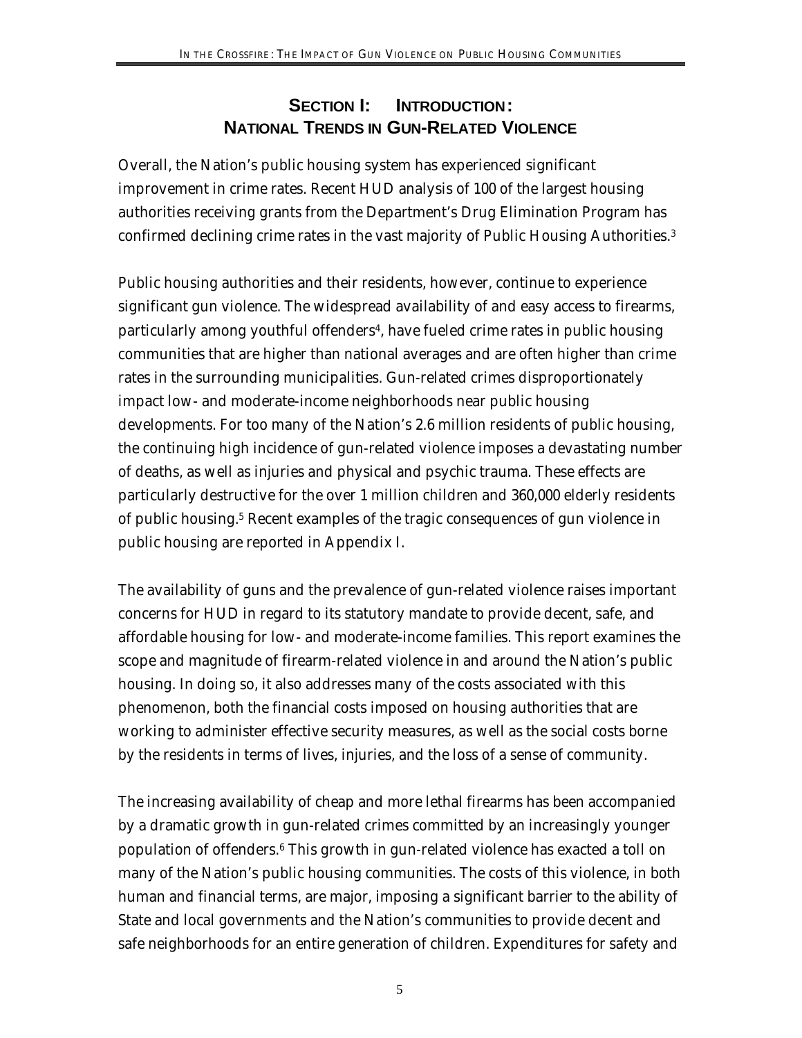## SECTION I: INTRODUCTION: NATIONAL TRENDS IN GUN-RELATED VIOLENCE

Overall, the Nation's public housing system has experienced significant improvement in crime rates. Recent HUD analysis of 100 of the largest housing authorities receiving grants from the Department's Drug Elimination Program has confirmed declining crime rates in the vast majority of Public Housing Authorities.[3]

Public housing authorities and their residents, however, continue to experience significant gun violence. The widespread availability of and easy access to firearms, particularly among youthful offenders[4], have fueled crime rates in public housing communities that are higher than national averages and are often higher than crime rates in the surrounding municipalities. Gun-related crimes disproportionately impact low- and moderate-income neighborhoods near public housing developments. For too many of the Nation's 2.6 million residents of public housing, the continuing high incidence of gun-related violence imposes a devastating number of deaths, as well as injuries and physical and psychic trauma. These effects are particularly destructive for the over 1 million children and 360,000 elderly residents of public housing.[5] Recent examples of the tragic consequences of gun violence in public housing are reported in Appendix I.

The availability of guns and the prevalence of gun-related violence raises important concerns for HUD in regard to its statutory mandate to provide decent, safe, and affordable housing for low- and moderate-income families. This report examines the scope and magnitude of firearm-related violence in and around the Nation's public housing. In doing so, it also addresses many of the costs associated with this phenomenon, both the financial costs imposed on housing authorities that are working to administer effective security measures, as well as the social costs borne by the residents in terms of lives, injuries, and the loss of a sense of community.

The increasing availability of cheap and more lethal firearms has been accompanied by a dramatic growth in gun-related crimes committed by an increasingly younger population of offenders.[6] This growth in gun-related violence has exacted a toll on many of the Nation's public housing communities. The costs of this violence, in both human and financial terms, are major, imposing a significant barrier to the ability of State and local governments and the Nation's communities to provide decent and safe neighborhoods for an entire generation of children. Expenditures for safety and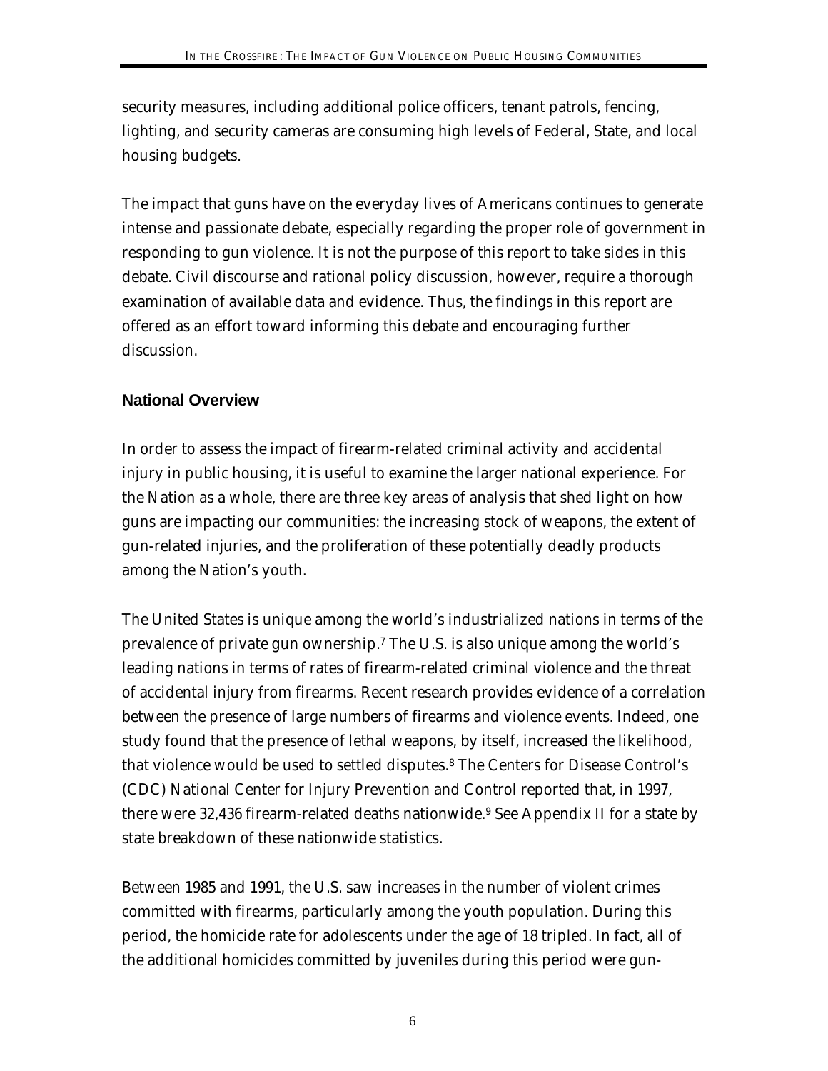security measures, including additional police officers, tenant patrols, fencing, lighting, and security cameras are consuming high levels of Federal, State, and local housing budgets.

The impact that guns have on the everyday lives of Americans continues to generate intense and passionate debate, especially regarding the proper role of government in responding to gun violence. It is not the purpose of this report to take sides in this debate. Civil discourse and rational policy discussion, however, require a thorough examination of available data and evidence. Thus, the findings in this report are offered as an effort toward informing this debate and encouraging further discussion.

## National Overview

In order to assess the impact of firearm-related criminal activity and accidental injury in public housing, it is useful to examine the larger national experience. For the Nation as a whole, there are three key areas of analysis that shed light on how guns are impacting our communities: the increasing stock of weapons, the extent of gun-related injuries, and the proliferation of these potentially deadly products among the Nation's youth.

The United States is unique among the world's industrialized nations in terms of the prevalence of private gun ownership.[7] The U.S. is also unique among the world's leading nations in terms of rates of firearm-related criminal violence and the threat of accidental injury from firearms. Recent research provides evidence of a correlation between the presence of large numbers of firearms and violence events. Indeed, one study found that the presence of lethal weapons, by itself, increased the likelihood, that violence would be used to settled disputes.[8] The Centers for Disease Control's (CDC) National Center for Injury Prevention and Control reported that, in 1997, there were 32,436 firearm-related deaths nationwide.[9] See Appendix II for a state by state breakdown of these nationwide statistics.

Between 1985 and 1991, the U.S. saw increases in the number of violent crimes committed with firearms, particularly among the youth population. During this period, the homicide rate for adolescents under the age of 18 tripled. In fact, all of the additional homicides committed by juveniles during this period were gun-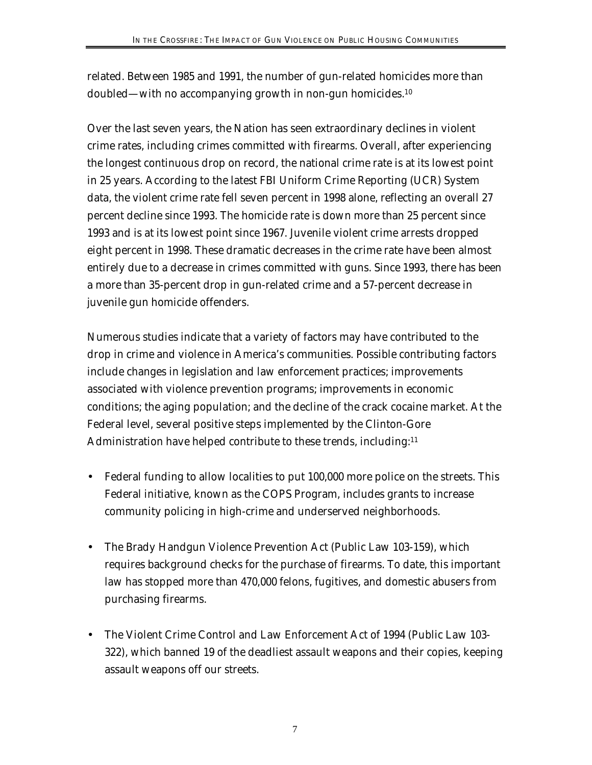related. Between 1985 and 1991, the number of gun-related homicides more than doubled—with no accompanying growth in non-gun homicides.[10]

Over the last seven years, the Nation has seen extraordinary declines in violent crime rates, including crimes committed with firearms. Overall, after experiencing the longest continuous drop on record, the national crime rate is at its lowest point in 25 years. According to the latest FBI Uniform Crime Reporting (UCR) System data, the violent crime rate fell seven percent in 1998 alone, reflecting an overall 27 percent decline since 1993. The homicide rate is down more than 25 percent since 1993 and is at its lowest point since 1967. Juvenile violent crime arrests dropped eight percent in 1998. These dramatic decreases in the crime rate have been almost entirely due to a decrease in crimes committed with guns. Since 1993, there has been a more than 35-percent drop in gun-related crime and a 57-percent decrease in juvenile gun homicide offenders.

Numerous studies indicate that a variety of factors may have contributed to the drop in crime and violence in America's communities. Possible contributing factors include changes in legislation and law enforcement practices; improvements associated with violence prevention programs; improvements in economic conditions; the aging population; and the decline of the crack cocaine market. At the Federal level, several positive steps implemented by the Clinton-Gore Administration have helped contribute to these trends, including:[11]

- Federal funding to allow localities to put 100,000 more police on the streets. This Federal initiative, known as the COPS Program, includes grants to increase community policing in high-crime and underserved neighborhoods.
- The Brady Handgun Violence Prevention Act (Public Law 103-159), which requires background checks for the purchase of firearms. To date, this important law has stopped more than 470,000 felons, fugitives, and domestic abusers from purchasing firearms.
- The Violent Crime Control and Law Enforcement Act of 1994 (Public Law 103-322), which banned 19 of the deadliest assault weapons and their copies, keeping assault weapons off our streets.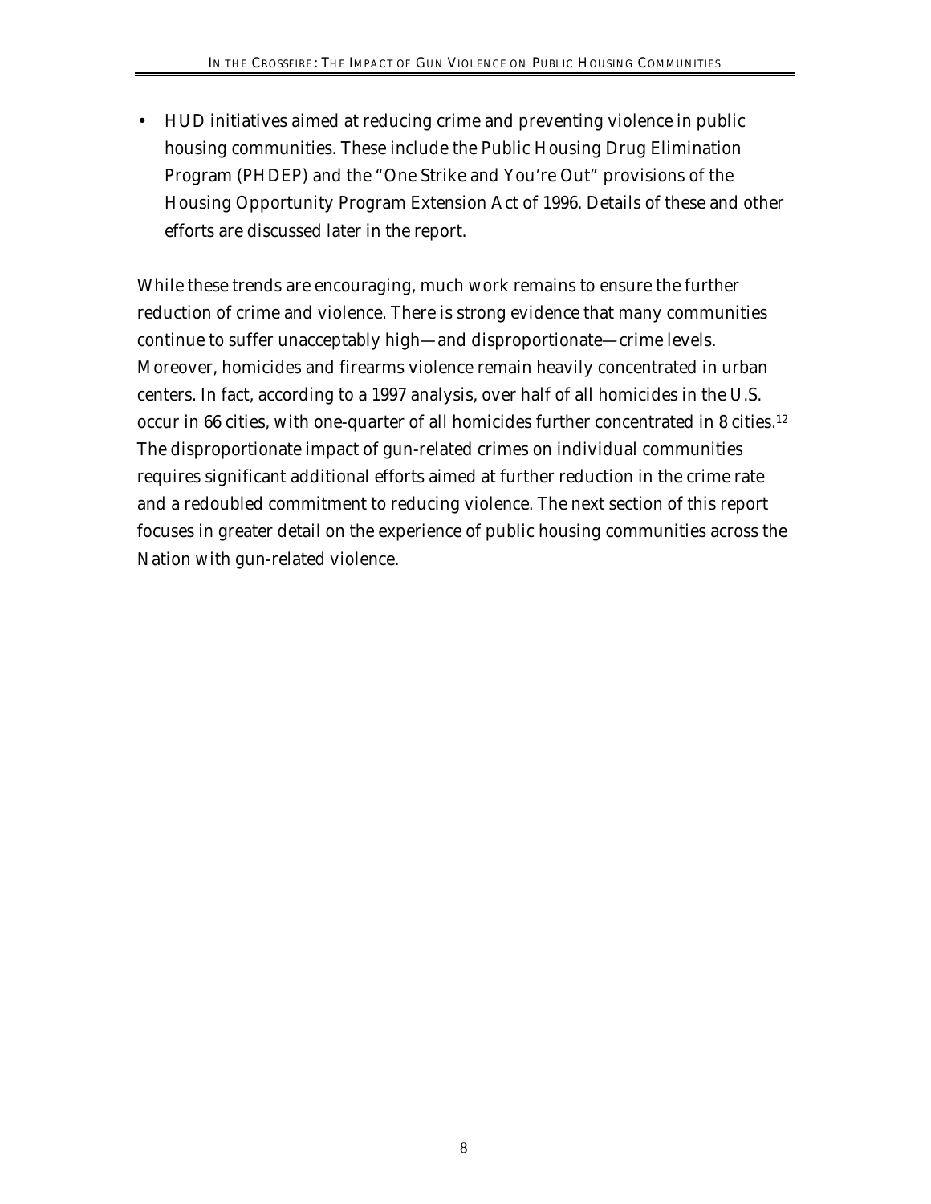- HUD initiatives aimed at reducing crime and preventing violence in public housing communities. These include the Public Housing Drug Elimination Program (PHDEP) and the "One Strike and You're Out" provisions of the Housing Opportunity Program Extension Act of 1996. Details of these and other efforts are discussed later in the report.

While these trends are encouraging, much work remains to ensure the further reduction of crime and violence. There is strong evidence that many communities continue to suffer unacceptably high—and disproportionate—crime levels. Moreover, homicides and firearms violence remain heavily concentrated in urban centers. In fact, according to a 1997 analysis, over half of all homicides in the U.S. occur in 66 cities, with one-quarter of all homicides further concentrated in 8 cities.[12] The disproportionate impact of gun-related crimes on individual communities requires significant additional efforts aimed at further reduction in the crime rate and a redoubled commitment to reducing violence. The next section of this report focuses in greater detail on the experience of public housing communities across the Nation with gun-related violence.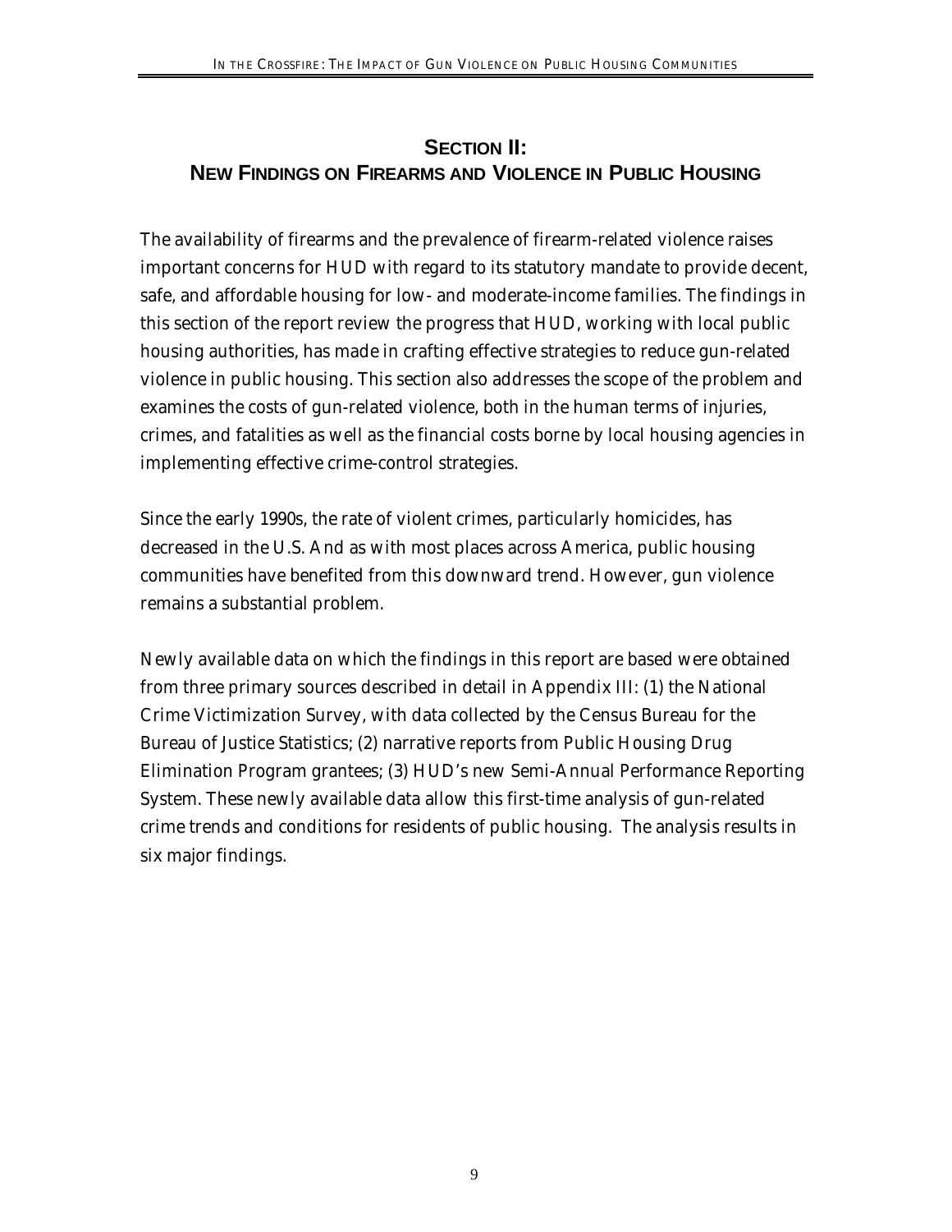## SECTION II:
## NEW FINDINGS ON FIREARMS AND VIOLENCE IN PUBLIC HOUSING

The availability of firearms and the prevalence of firearm-related violence raises important concerns for HUD with regard to its statutory mandate to provide decent, safe, and affordable housing for low- and moderate-income families. The findings in this section of the report review the progress that HUD, working with local public housing authorities, has made in crafting effective strategies to reduce gun-related violence in public housing. This section also addresses the scope of the problem and examines the costs of gun-related violence, both in the human terms of injuries, crimes, and fatalities as well as the financial costs borne by local housing agencies in implementing effective crime-control strategies.

Since the early 1990s, the rate of violent crimes, particularly homicides, has decreased in the U.S. And as with most places across America, public housing communities have benefited from this downward trend. However, gun violence remains a substantial problem.

Newly available data on which the findings in this report are based were obtained from three primary sources described in detail in Appendix III: (1) the National Crime Victimization Survey, with data collected by the Census Bureau for the Bureau of Justice Statistics; (2) narrative reports from Public Housing Drug Elimination Program grantees; (3) HUD's new Semi-Annual Performance Reporting System. These newly available data allow this first-time analysis of gun-related crime trends and conditions for residents of public housing. The analysis results in six major findings.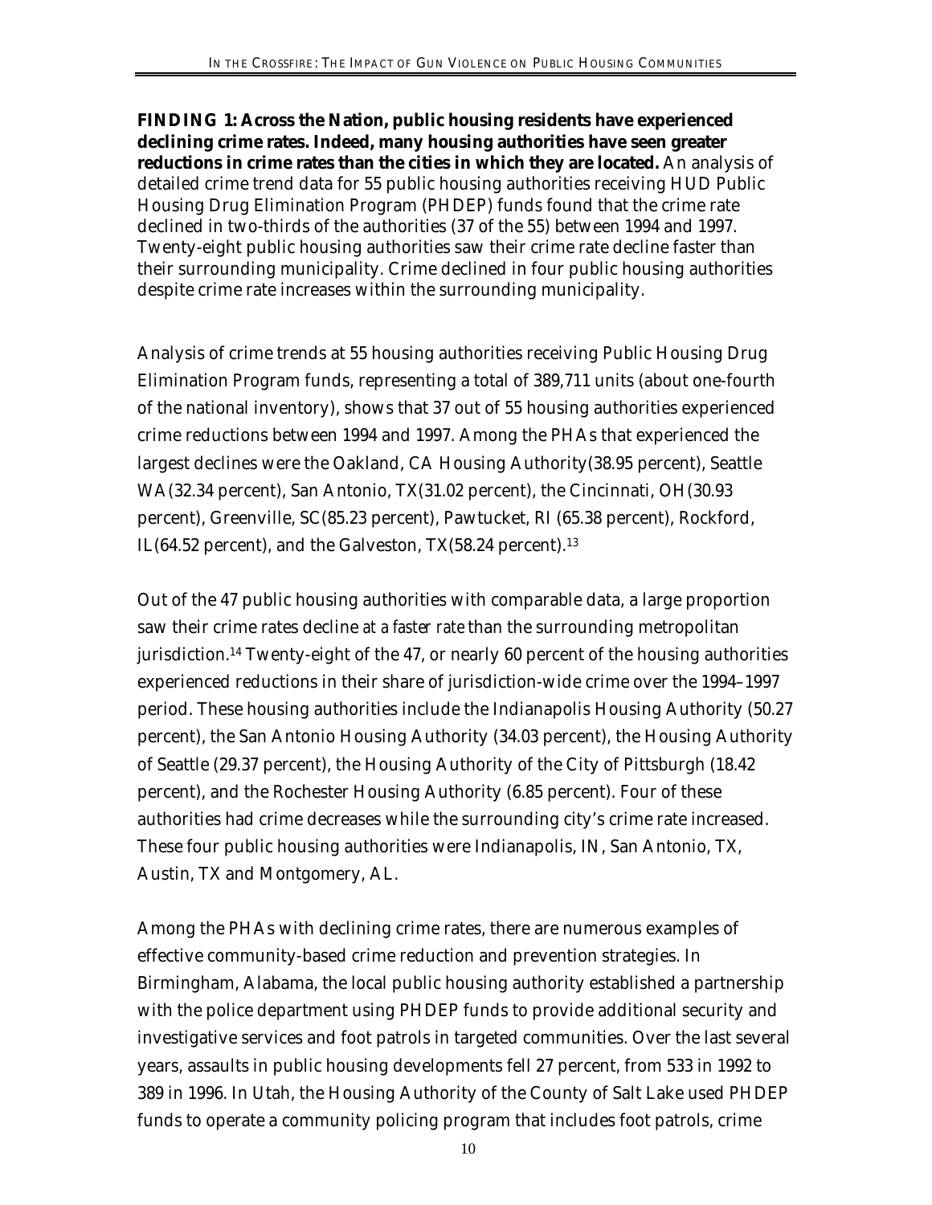**FINDING 1: Across the Nation, public housing residents have experienced declining crime rates. Indeed, many housing authorities have seen greater reductions in crime rates than the cities in which they are located.** An analysis of detailed crime trend data for 55 public housing authorities receiving HUD Public Housing Drug Elimination Program (PHDEP) funds found that the crime rate declined in two-thirds of the authorities (37 of the 55) between 1994 and 1997. Twenty-eight public housing authorities saw their crime rate decline faster than their surrounding municipality. Crime declined in four public housing authorities despite crime rate increases within the surrounding municipality.

Analysis of crime trends at 55 housing authorities receiving Public Housing Drug Elimination Program funds, representing a total of 389,711 units (about one-fourth of the national inventory), shows that 37 out of 55 housing authorities experienced crime reductions between 1994 and 1997. Among the PHAs that experienced the largest declines were the Oakland, CA Housing Authority(38.95 percent), Seattle WA(32.34 percent), San Antonio, TX(31.02 percent), the Cincinnati, OH(30.93 percent), Greenville, SC(85.23 percent), Pawtucket, RI (65.38 percent), Rockford, IL(64.52 percent), and the Galveston, TX(58.24 percent).[13]

Out of the 47 public housing authorities with comparable data, a large proportion saw their crime rates decline *at a faster rate* than the surrounding metropolitan jurisdiction.[14] Twenty-eight of the 47, or nearly 60 percent of the housing authorities experienced reductions in their share of jurisdiction-wide crime over the 1994–1997 period. These housing authorities include the Indianapolis Housing Authority (50.27 percent), the San Antonio Housing Authority (34.03 percent), the Housing Authority of Seattle (29.37 percent), the Housing Authority of the City of Pittsburgh (18.42 percent), and the Rochester Housing Authority (6.85 percent). Four of these authorities had crime decreases while the surrounding city's crime rate increased. These four public housing authorities were Indianapolis, IN, San Antonio, TX, Austin, TX and Montgomery, AL.

Among the PHAs with declining crime rates, there are numerous examples of effective community-based crime reduction and prevention strategies. In Birmingham, Alabama, the local public housing authority established a partnership with the police department using PHDEP funds to provide additional security and investigative services and foot patrols in targeted communities. Over the last several years, assaults in public housing developments fell 27 percent, from 533 in 1992 to 389 in 1996. In Utah, the Housing Authority of the County of Salt Lake used PHDEP funds to operate a community policing program that includes foot patrols, crime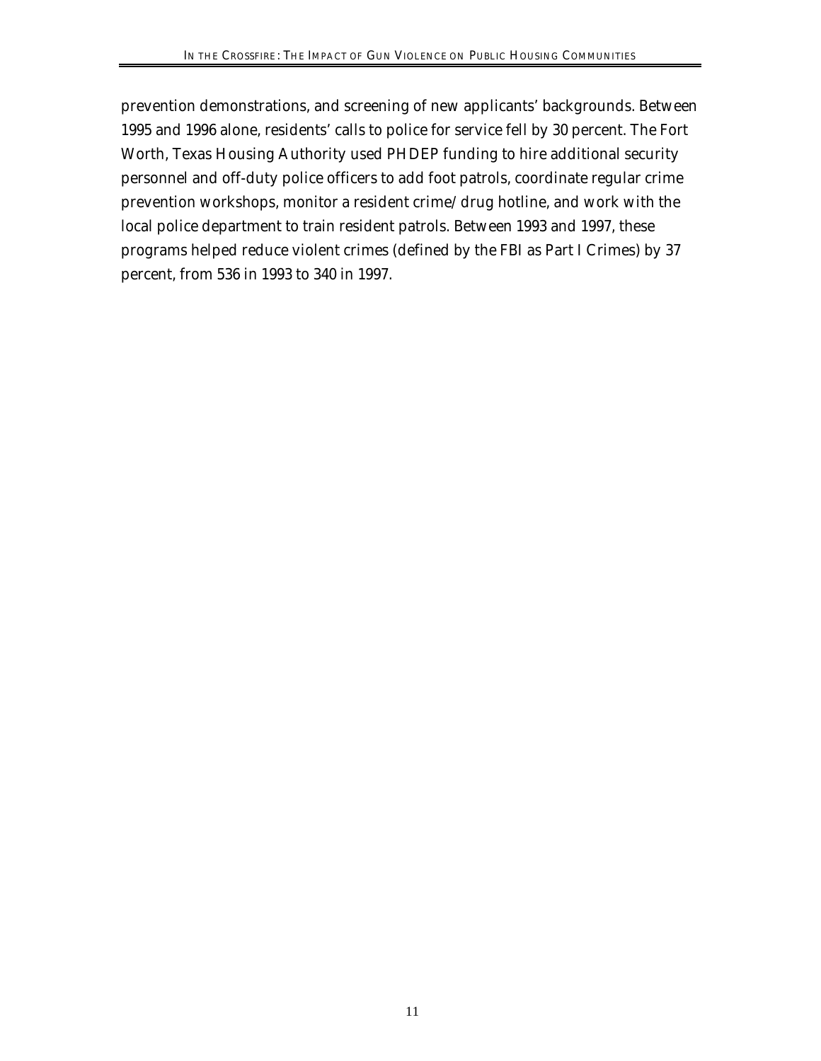prevention demonstrations, and screening of new applicants' backgrounds. Between 1995 and 1996 alone, residents' calls to police for service fell by 30 percent. The Fort Worth, Texas Housing Authority used PHDEP funding to hire additional security personnel and off-duty police officers to add foot patrols, coordinate regular crime prevention workshops, monitor a resident crime/drug hotline, and work with the local police department to train resident patrols. Between 1993 and 1997, these programs helped reduce violent crimes (defined by the FBI as Part I Crimes) by 37 percent, from 536 in 1993 to 340 in 1997.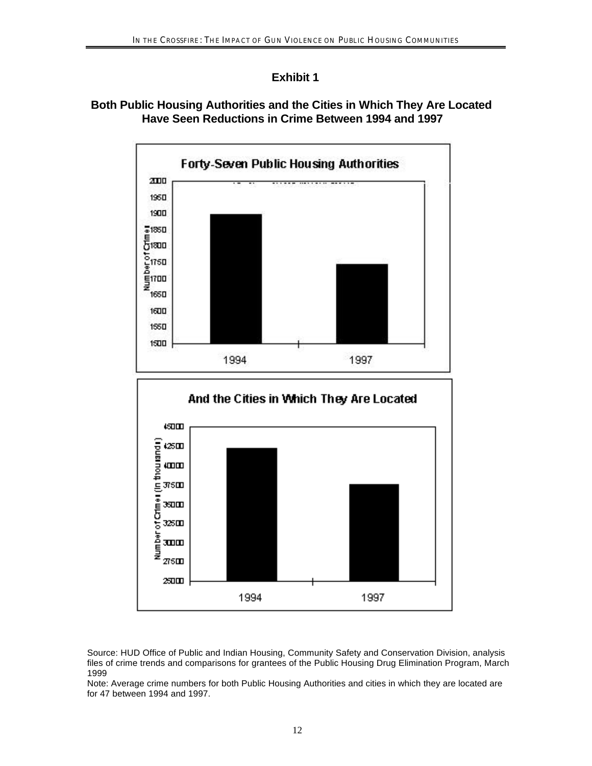## Exhibit 1

### Both Public Housing Authorities and the Cities in Which They Are Located Have Seen Reductions in Crime Between 1994 and 1997

**Forty-Seven Public Housing Authorities**

**And the Cities in Which They Are Located**

Source: HUD Office of Public and Indian Housing, Community Safety and Conservation Division, analysis files of crime trends and comparisons for grantees of the Public Housing Drug Elimination Program, March 1999

Note: Average crime numbers for both Public Housing Authorities and cities in which they are located are for 47 between 1994 and 1997.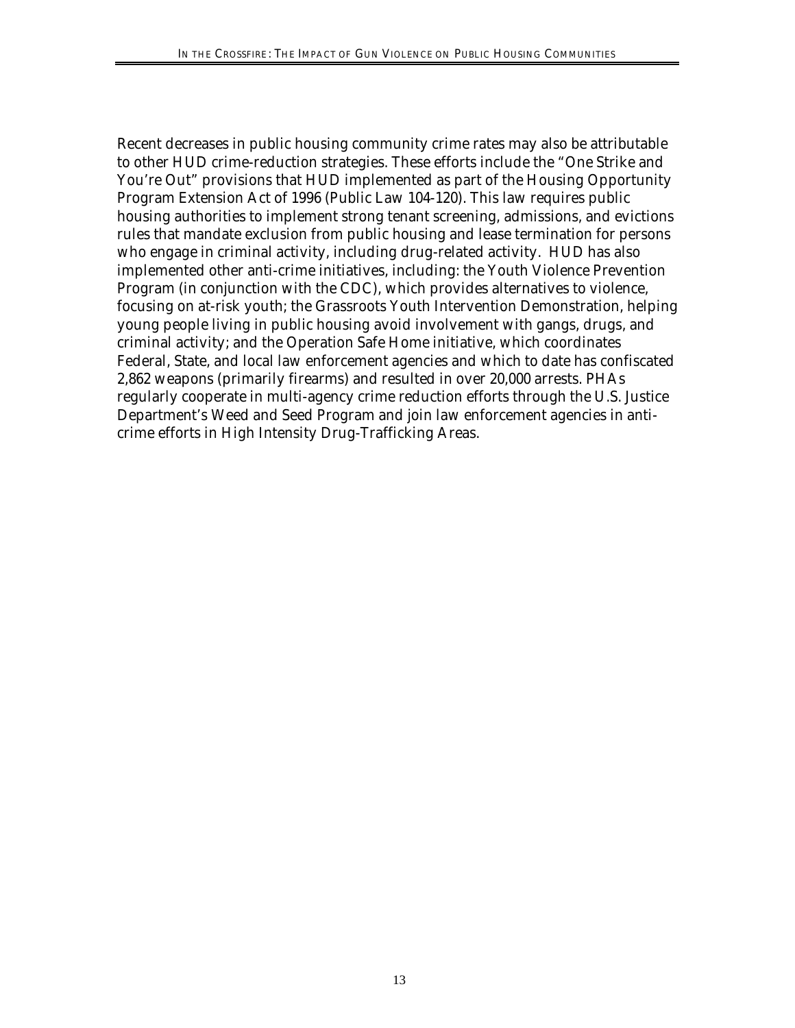Recent decreases in public housing community crime rates may also be attributable to other HUD crime-reduction strategies. These efforts include the "One Strike and You're Out" provisions that HUD implemented as part of the Housing Opportunity Program Extension Act of 1996 (Public Law 104-120). This law requires public housing authorities to implement strong tenant screening, admissions, and evictions rules that mandate exclusion from public housing and lease termination for persons who engage in criminal activity, including drug-related activity. HUD has also implemented other anti-crime initiatives, including: the Youth Violence Prevention Program (in conjunction with the CDC), which provides alternatives to violence, focusing on at-risk youth; the Grassroots Youth Intervention Demonstration, helping young people living in public housing avoid involvement with gangs, drugs, and criminal activity; and the Operation Safe Home initiative, which coordinates Federal, State, and local law enforcement agencies and which to date has confiscated 2,862 weapons (primarily firearms) and resulted in over 20,000 arrests. PHAs regularly cooperate in multi-agency crime reduction efforts through the U.S. Justice Department's Weed and Seed Program and join law enforcement agencies in anti-crime efforts in High Intensity Drug-Trafficking Areas.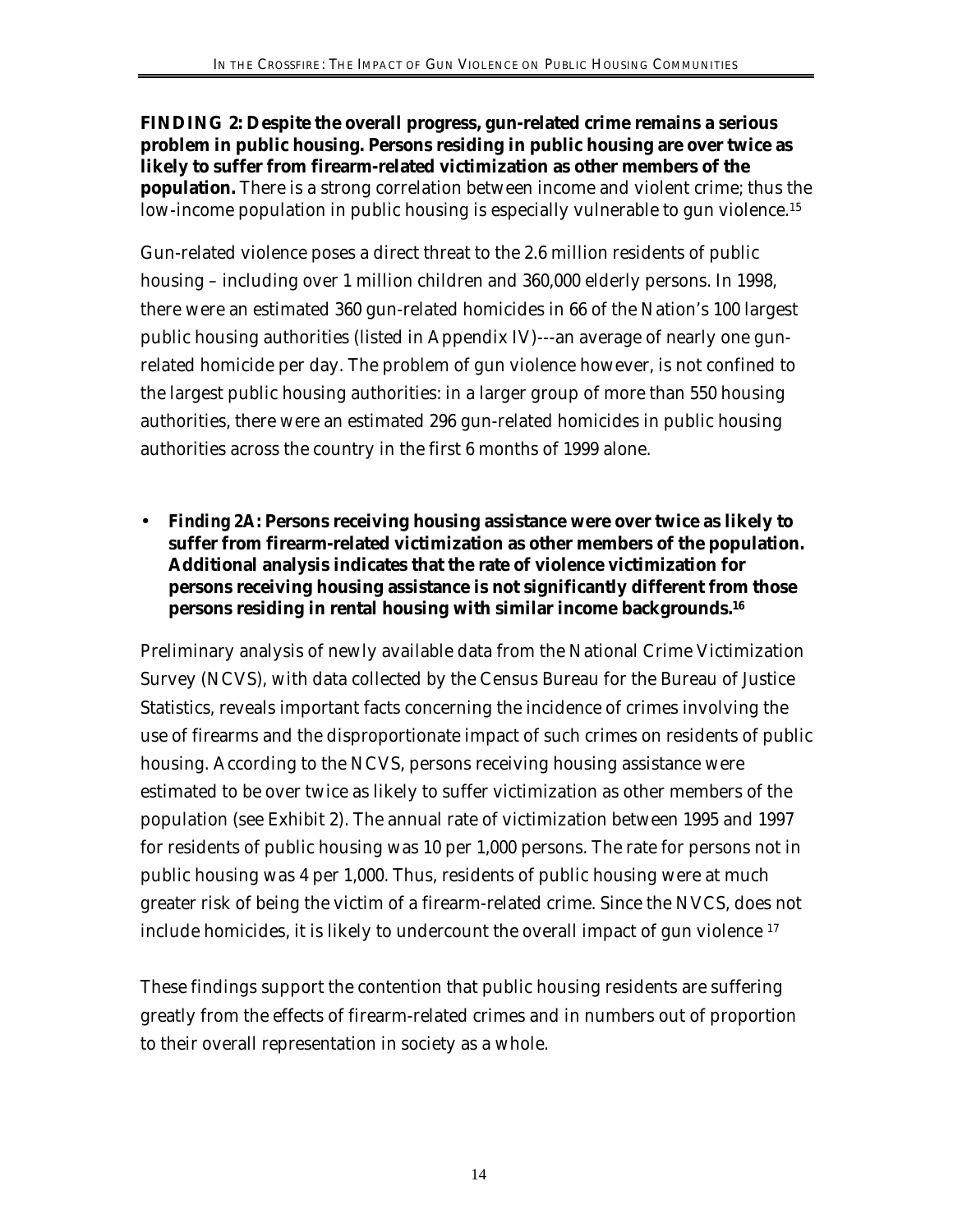**FINDING 2: Despite the overall progress, gun-related crime remains a serious problem in public housing. Persons residing in public housing are over twice as likely to suffer from firearm-related victimization as other members of the population.** There is a strong correlation between income and violent crime; thus the low-income population in public housing is especially vulnerable to gun violence.[15]

Gun-related violence poses a direct threat to the 2.6 million residents of public housing – including over 1 million children and 360,000 elderly persons. In 1998, there were an estimated 360 gun-related homicides in 66 of the Nation's 100 largest public housing authorities (listed in Appendix IV)---an average of nearly one gun-related homicide per day. The problem of gun violence however, is not confined to the largest public housing authorities: in a larger group of more than 550 housing authorities, there were an estimated 296 gun-related homicides in public housing authorities across the country in the first 6 months of 1999 alone.

- **Finding 2A: Persons receiving housing assistance were over twice as likely to suffer from firearm-related victimization as other members of the population. Additional analysis indicates that the rate of violence victimization for persons receiving housing assistance is not significantly different from those persons residing in rental housing with similar income backgrounds.[16]**

Preliminary analysis of newly available data from the National Crime Victimization Survey (NCVS), with data collected by the Census Bureau for the Bureau of Justice Statistics, reveals important facts concerning the incidence of crimes involving the use of firearms and the disproportionate impact of such crimes on residents of public housing. According to the NCVS, persons receiving housing assistance were estimated to be over twice as likely to suffer victimization as other members of the population (see Exhibit 2). The annual rate of victimization between 1995 and 1997 for residents of public housing was 10 per 1,000 persons. The rate for persons not in public housing was 4 per 1,000. Thus, residents of public housing were at much greater risk of being the victim of a firearm-related crime. Since the NVCS, does not include homicides, it is likely to undercount the overall impact of gun violence [17]

These findings support the contention that public housing residents are suffering greatly from the effects of firearm-related crimes and in numbers out of proportion to their overall representation in society as a whole.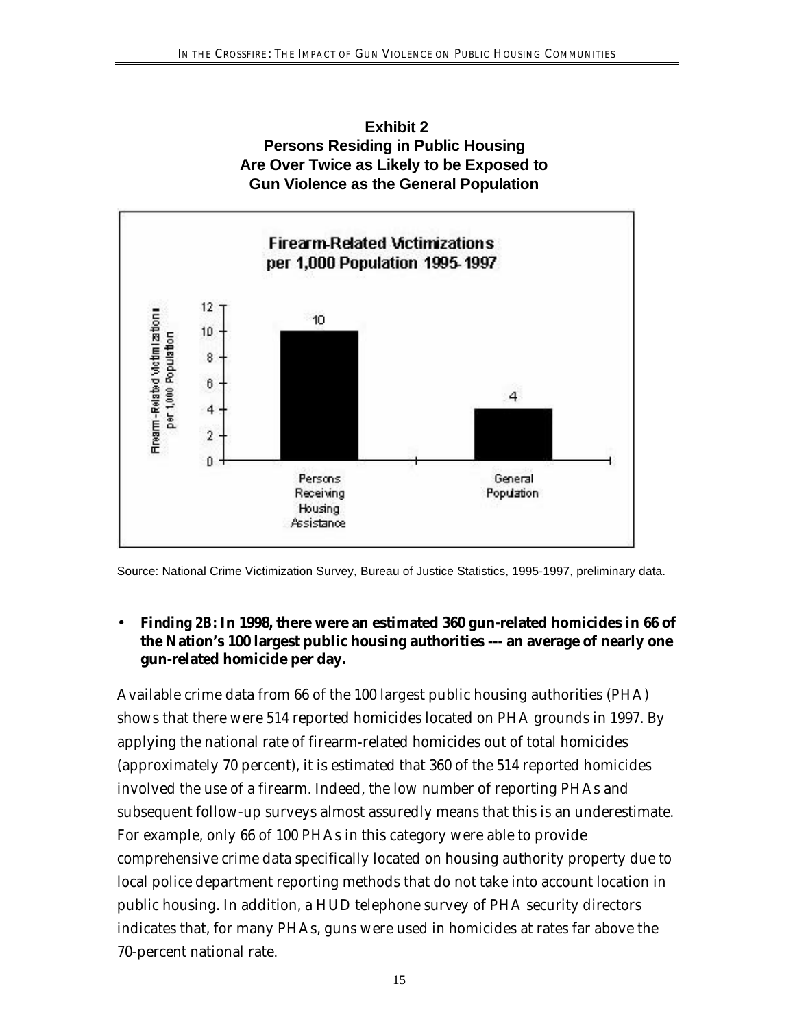**Exhibit 2**
**Persons Residing in Public Housing Are Over Twice as Likely to be Exposed to Gun Violence as the General Population**

Firearm-Related Victimizations per 1,000 Population 1995-1997

| | Firearm-Related Victimizations per 1,000 Population |
|---|---|
| Persons Receiving Housing Assistance | 10 |
| General Population | 4 |

Source: National Crime Victimization Survey, Bureau of Justice Statistics, 1995-1997, preliminary data.

- **Finding 2B: In 1998, there were an estimated 360 gun-related homicides in 66 of the Nation's 100 largest public housing authorities --- an average of nearly one gun-related homicide per day.**

Available crime data from 66 of the 100 largest public housing authorities (PHA) shows that there were 514 reported homicides located on PHA grounds in 1997. By applying the national rate of firearm-related homicides out of total homicides (approximately 70 percent), it is estimated that 360 of the 514 reported homicides involved the use of a firearm. Indeed, the low number of reporting PHAs and subsequent follow-up surveys almost assuredly means that this is an underestimate. For example, only 66 of 100 PHAs in this category were able to provide comprehensive crime data specifically located on housing authority property due to local police department reporting methods that do not take into account location in public housing. In addition, a HUD telephone survey of PHA security directors indicates that, for many PHAs, guns were used in homicides at rates far above the 70-percent national rate.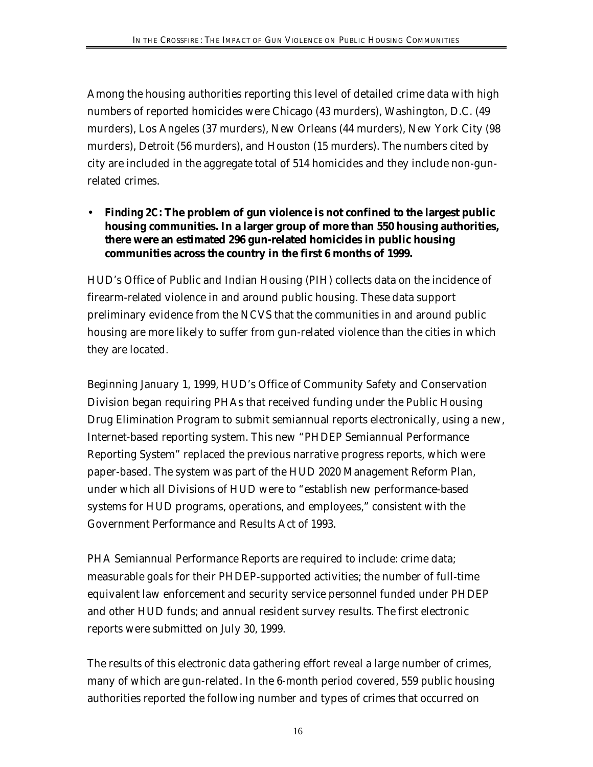Among the housing authorities reporting this level of detailed crime data with high numbers of reported homicides were Chicago (43 murders), Washington, D.C. (49 murders), Los Angeles (37 murders), New Orleans (44 murders), New York City (98 murders), Detroit (56 murders), and Houston (15 murders). The numbers cited by city are included in the aggregate total of 514 homicides and they include non-gun-related crimes.

- **Finding 2C: The problem of gun violence is not confined to the largest public housing communities. In a larger group of more than 550 housing authorities, there were an estimated 296 gun-related homicides in public housing communities across the country in the first 6 months of 1999.**

HUD's Office of Public and Indian Housing (PIH) collects data on the incidence of firearm-related violence in and around public housing. These data support preliminary evidence from the NCVS that the communities in and around public housing are more likely to suffer from gun-related violence than the cities in which they are located.

Beginning January 1, 1999, HUD's Office of Community Safety and Conservation Division began requiring PHAs that received funding under the Public Housing Drug Elimination Program to submit semiannual reports electronically, using a new, Internet-based reporting system. This new "PHDEP Semiannual Performance Reporting System" replaced the previous narrative progress reports, which were paper-based. The system was part of the HUD 2020 Management Reform Plan, under which all Divisions of HUD were to "establish new performance-based systems for HUD programs, operations, and employees," consistent with the Government Performance and Results Act of 1993.

PHA Semiannual Performance Reports are required to include: crime data; measurable goals for their PHDEP-supported activities; the number of full-time equivalent law enforcement and security service personnel funded under PHDEP and other HUD funds; and annual resident survey results. The first electronic reports were submitted on July 30, 1999.

The results of this electronic data gathering effort reveal a large number of crimes, many of which are gun-related. In the 6-month period covered, 559 public housing authorities reported the following number and types of crimes that occurred on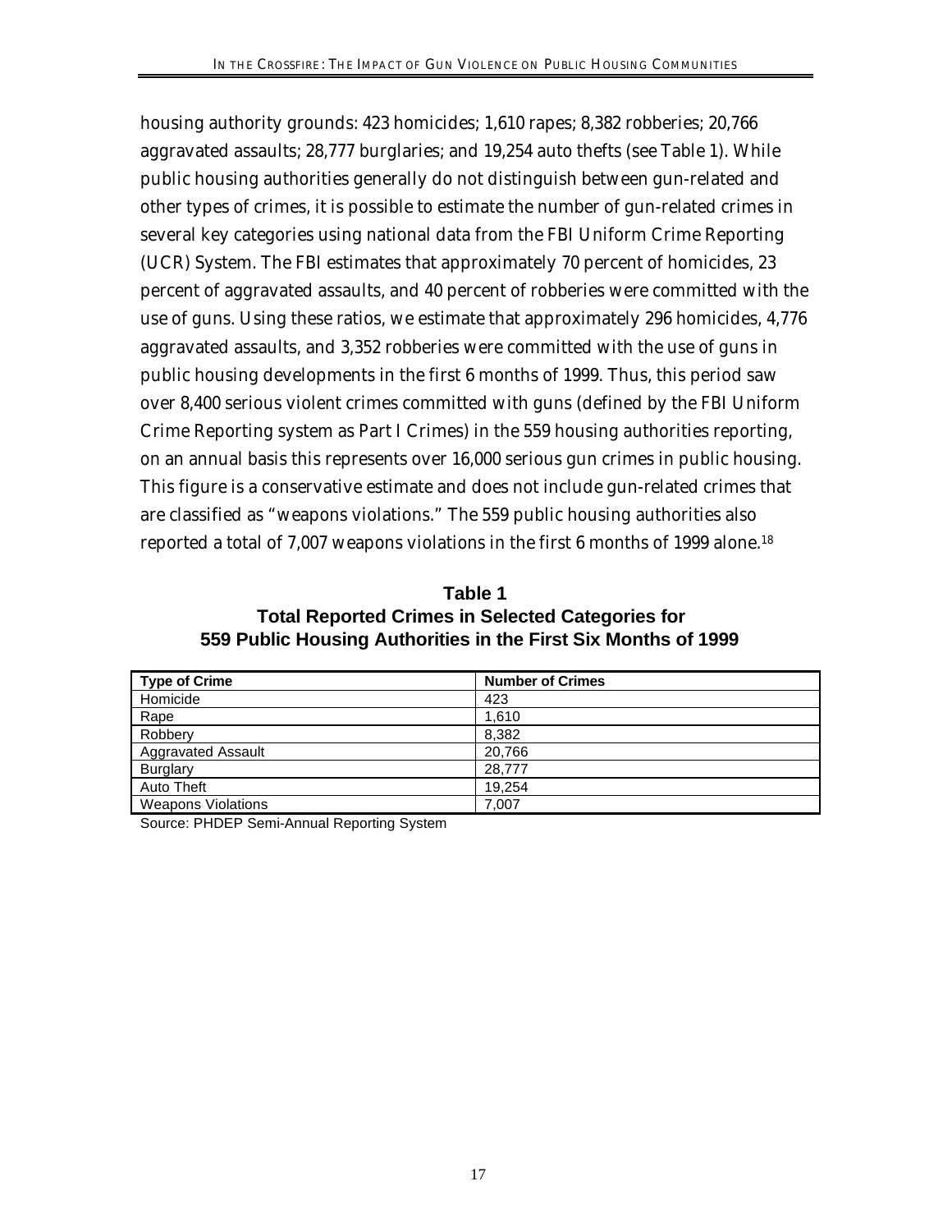housing authority grounds: 423 homicides; 1,610 rapes; 8,382 robberies; 20,766 aggravated assaults; 28,777 burglaries; and 19,254 auto thefts (see Table 1). While public housing authorities generally do not distinguish between gun-related and other types of crimes, it is possible to estimate the number of gun-related crimes in several key categories using national data from the FBI Uniform Crime Reporting (UCR) System. The FBI estimates that approximately 70 percent of homicides, 23 percent of aggravated assaults, and 40 percent of robberies were committed with the use of guns. Using these ratios, we estimate that approximately 296 homicides, 4,776 aggravated assaults, and 3,352 robberies were committed with the use of guns in public housing developments in the first 6 months of 1999. Thus, this period saw over 8,400 serious violent crimes committed with guns (defined by the FBI Uniform Crime Reporting system as Part I Crimes) in the 559 housing authorities reporting, on an annual basis this represents over 16,000 serious gun crimes in public housing. This figure is a conservative estimate and does not include gun-related crimes that are classified as "weapons violations." The 559 public housing authorities also reported a total of 7,007 weapons violations in the first 6 months of 1999 alone.[18]

**Table 1**
**Total Reported Crimes in Selected Categories for 559 Public Housing Authorities in the First Six Months of 1999**

| Type of Crime | Number of Crimes |
|---|---|
| Homicide | 423 |
| Rape | 1,610 |
| Robbery | 8,382 |
| Aggravated Assault | 20,766 |
| Burglary | 28,777 |
| Auto Theft | 19,254 |
| Weapons Violations | 7,007 |

Source: PHDEP Semi-Annual Reporting System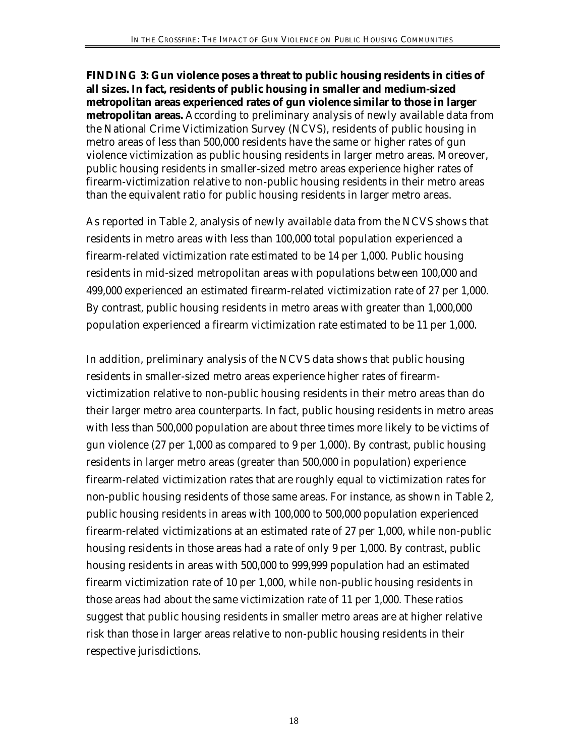**FINDING 3: Gun violence poses a threat to public housing residents in cities of all sizes. In fact, residents of public housing in smaller and medium-sized metropolitan areas experienced rates of gun violence similar to those in larger metropolitan areas.** According to preliminary analysis of newly available data from the National Crime Victimization Survey (NCVS), residents of public housing in metro areas of less than 500,000 residents have the same or higher rates of gun violence victimization as public housing residents in larger metro areas. Moreover, public housing residents in smaller-sized metro areas experience higher rates of firearm-victimization relative to non-public housing residents in their metro areas than the equivalent ratio for public housing residents in larger metro areas.

As reported in Table 2, analysis of newly available data from the NCVS shows that residents in metro areas with less than 100,000 total population experienced a firearm-related victimization rate estimated to be 14 per 1,000. Public housing residents in mid-sized metropolitan areas with populations between 100,000 and 499,000 experienced an estimated firearm-related victimization rate of 27 per 1,000. By contrast, public housing residents in metro areas with greater than 1,000,000 population experienced a firearm victimization rate estimated to be 11 per 1,000.

In addition, preliminary analysis of the NCVS data shows that public housing residents in smaller-sized metro areas experience higher rates of firearm-victimization relative to non-public housing residents in their metro areas than do their larger metro area counterparts. In fact, public housing residents in metro areas with less than 500,000 population are about three times more likely to be victims of gun violence (27 per 1,000 as compared to 9 per 1,000). By contrast, public housing residents in larger metro areas (greater than 500,000 in population) experience firearm-related victimization rates that are roughly equal to victimization rates for non-public housing residents of those same areas. For instance, as shown in Table 2, public housing residents in areas with 100,000 to 500,000 population experienced firearm-related victimizations at an estimated rate of 27 per 1,000, while non-public housing residents in those areas had a rate of only 9 per 1,000. By contrast, public housing residents in areas with 500,000 to 999,999 population had an estimated firearm victimization rate of 10 per 1,000, while non-public housing residents in those areas had about the same victimization rate of 11 per 1,000. These ratios suggest that public housing residents in smaller metro areas are at higher relative risk than those in larger areas relative to non-public housing residents in their respective jurisdictions.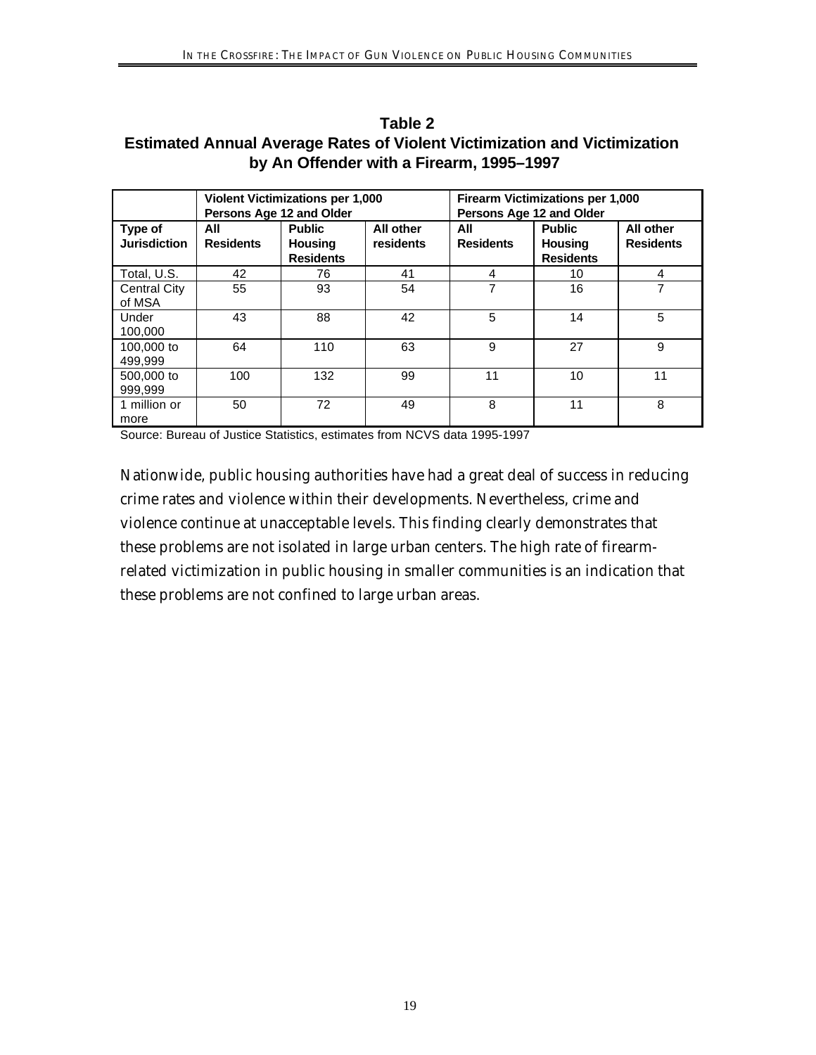**Table 2**
**Estimated Annual Average Rates of Violent Victimization and Victimization by An Offender with a Firearm, 1995–1997**

| | **Violent Victimizations per 1,000 Persons Age 12 and Older** | | | **Firearm Victimizations per 1,000 Persons Age 12 and Older** | | |
|---|---|---|---|---|---|---|
| **Type of Jurisdiction** | **All Residents** | **Public Housing Residents** | **All other residents** | **All Residents** | **Public Housing Residents** | **All other Residents** |
| Total, U.S. | 42 | 76 | 41 | 4 | 10 | 4 |
| Central City of MSA | 55 | 93 | 54 | 7 | 16 | 7 |
| Under 100,000 | 43 | 88 | 42 | 5 | 14 | 5 |
| 100,000 to 499,999 | 64 | 110 | 63 | 9 | 27 | 9 |
| 500,000 to 999,999 | 100 | 132 | 99 | 11 | 10 | 11 |
| 1 million or more | 50 | 72 | 49 | 8 | 11 | 8 |

Source: Bureau of Justice Statistics, estimates from NCVS data 1995-1997

Nationwide, public housing authorities have had a great deal of success in reducing crime rates and violence within their developments. Nevertheless, crime and violence continue at unacceptable levels. This finding clearly demonstrates that these problems are not isolated in large urban centers. The high rate of firearm-related victimization in public housing in smaller communities is an indication that these problems are not confined to large urban areas.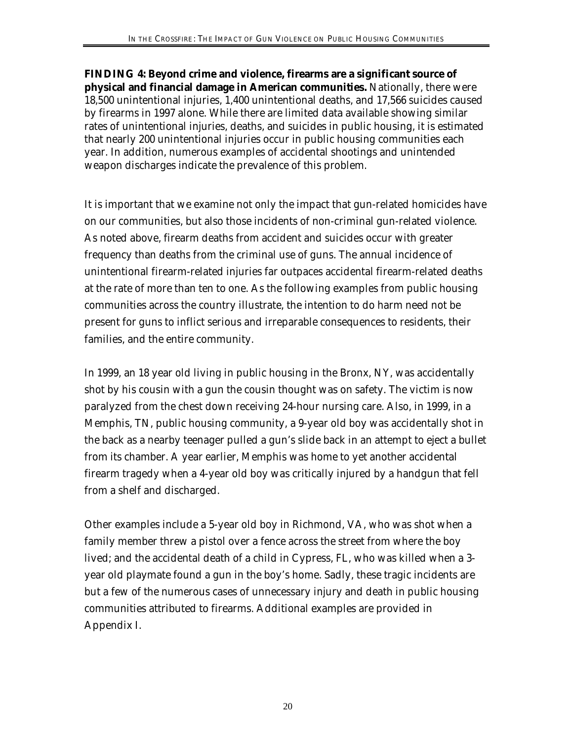**FINDING 4: Beyond crime and violence, firearms are a significant source of physical and financial damage in American communities.** Nationally, there were 18,500 unintentional injuries, 1,400 unintentional deaths, and 17,566 suicides caused by firearms in 1997 alone. While there are limited data available showing similar rates of unintentional injuries, deaths, and suicides in public housing, it is estimated that nearly 200 unintentional injuries occur in public housing communities each year. In addition, numerous examples of accidental shootings and unintended weapon discharges indicate the prevalence of this problem.

It is important that we examine not only the impact that gun-related homicides have on our communities, but also those incidents of non-criminal gun-related violence. As noted above, firearm deaths from accident and suicides occur with greater frequency than deaths from the criminal use of guns. The annual incidence of unintentional firearm-related injuries far outpaces accidental firearm-related deaths at the rate of more than ten to one. As the following examples from public housing communities across the country illustrate, the intention to do harm need not be present for guns to inflict serious and irreparable consequences to residents, their families, and the entire community.

In 1999, an 18 year old living in public housing in the Bronx, NY, was accidentally shot by his cousin with a gun the cousin thought was on safety. The victim is now paralyzed from the chest down receiving 24-hour nursing care. Also, in 1999, in a Memphis, TN, public housing community, a 9-year old boy was accidentally shot in the back as a nearby teenager pulled a gun's slide back in an attempt to eject a bullet from its chamber. A year earlier, Memphis was home to yet another accidental firearm tragedy when a 4-year old boy was critically injured by a handgun that fell from a shelf and discharged.

Other examples include a 5-year old boy in Richmond, VA, who was shot when a family member threw a pistol over a fence across the street from where the boy lived; and the accidental death of a child in Cypress, FL, who was killed when a 3-year old playmate found a gun in the boy's home. Sadly, these tragic incidents are but a few of the numerous cases of unnecessary injury and death in public housing communities attributed to firearms. Additional examples are provided in Appendix I.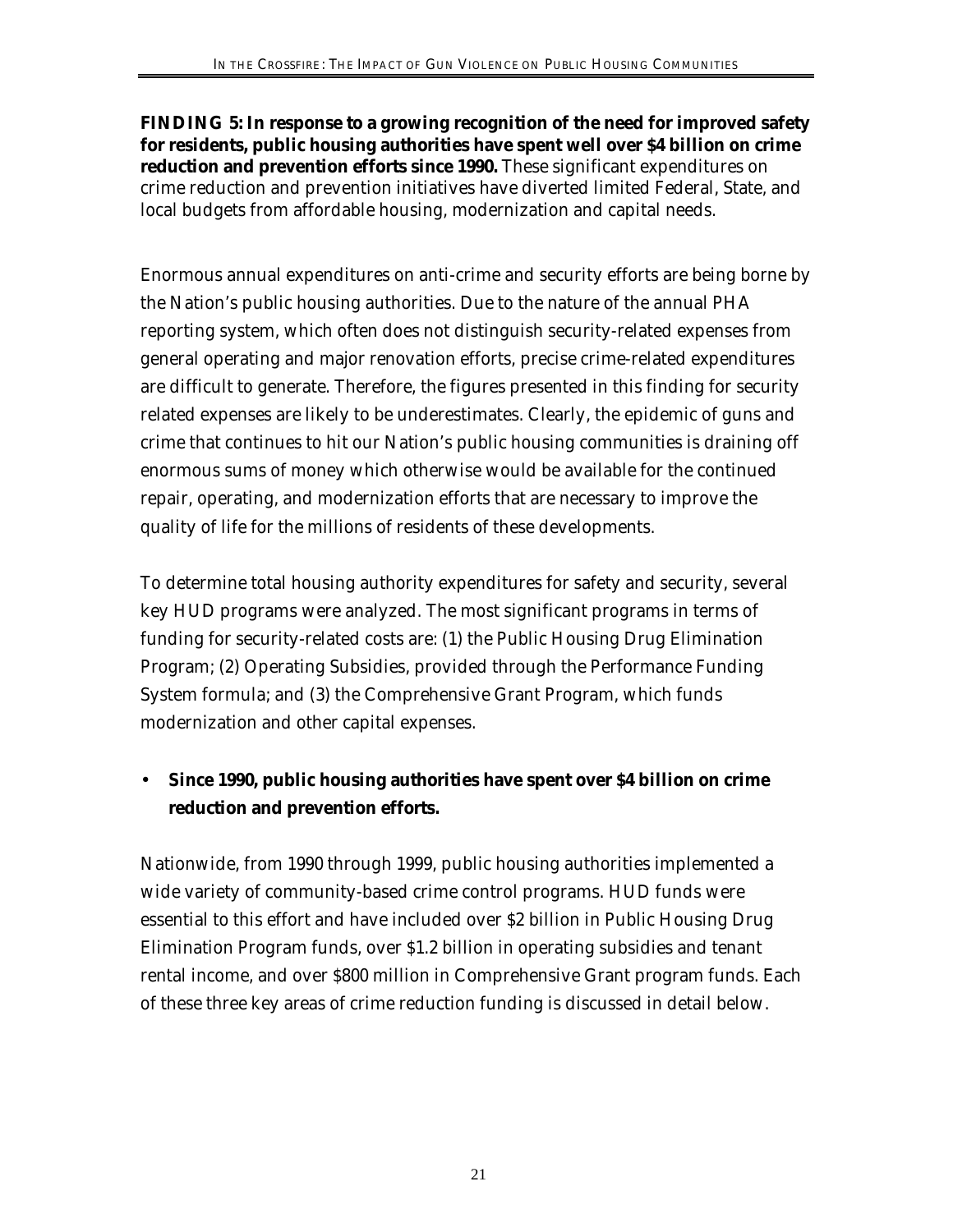**FINDING 5: In response to a growing recognition of the need for improved safety for residents, public housing authorities have spent well over $4 billion on crime reduction and prevention efforts since 1990.** These significant expenditures on crime reduction and prevention initiatives have diverted limited Federal, State, and local budgets from affordable housing, modernization and capital needs.

Enormous annual expenditures on anti-crime and security efforts are being borne by the Nation's public housing authorities. Due to the nature of the annual PHA reporting system, which often does not distinguish security-related expenses from general operating and major renovation efforts, precise crime-related expenditures are difficult to generate. Therefore, the figures presented in this finding for security related expenses are likely to be underestimates. Clearly, the epidemic of guns and crime that continues to hit our Nation's public housing communities is draining off enormous sums of money which otherwise would be available for the continued repair, operating, and modernization efforts that are necessary to improve the quality of life for the millions of residents of these developments.

To determine total housing authority expenditures for safety and security, several key HUD programs were analyzed. The most significant programs in terms of funding for security-related costs are: (1) the Public Housing Drug Elimination Program; (2) Operating Subsidies, provided through the Performance Funding System formula; and (3) the Comprehensive Grant Program, which funds modernization and other capital expenses.

- **Since 1990, public housing authorities have spent over $4 billion on crime reduction and prevention efforts.**

Nationwide, from 1990 through 1999, public housing authorities implemented a wide variety of community-based crime control programs. HUD funds were essential to this effort and have included over $2 billion in Public Housing Drug Elimination Program funds, over $1.2 billion in operating subsidies and tenant rental income, and over $800 million in Comprehensive Grant program funds. Each of these three key areas of crime reduction funding is discussed in detail below.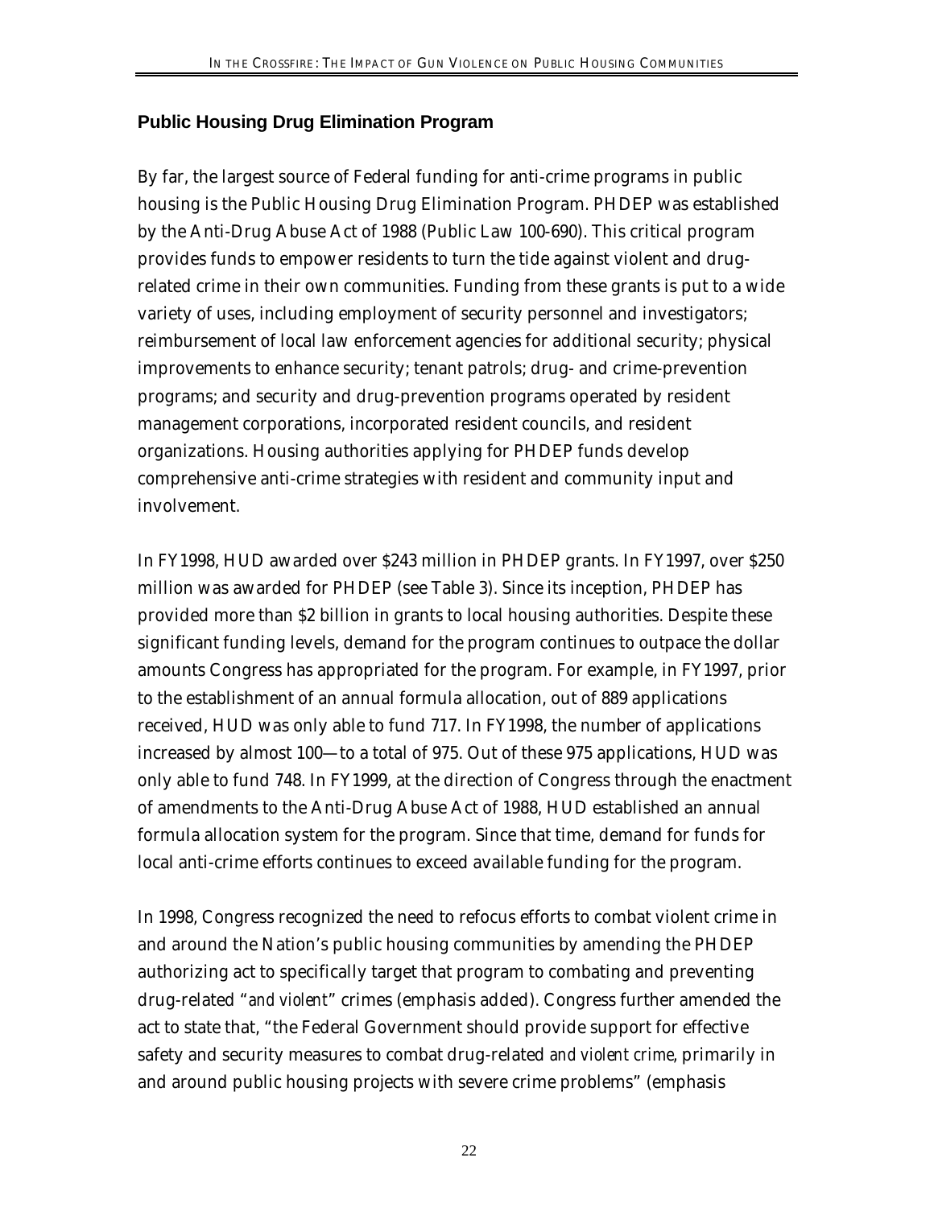### Public Housing Drug Elimination Program

By far, the largest source of Federal funding for anti-crime programs in public housing is the Public Housing Drug Elimination Program. PHDEP was established by the Anti-Drug Abuse Act of 1988 (Public Law 100-690). This critical program provides funds to empower residents to turn the tide against violent and drug-related crime in their own communities. Funding from these grants is put to a wide variety of uses, including employment of security personnel and investigators; reimbursement of local law enforcement agencies for additional security; physical improvements to enhance security; tenant patrols; drug- and crime-prevention programs; and security and drug-prevention programs operated by resident management corporations, incorporated resident councils, and resident organizations. Housing authorities applying for PHDEP funds develop comprehensive anti-crime strategies with resident and community input and involvement.

In FY1998, HUD awarded over $243 million in PHDEP grants. In FY1997, over $250 million was awarded for PHDEP (see Table 3). Since its inception, PHDEP has provided more than $2 billion in grants to local housing authorities. Despite these significant funding levels, demand for the program continues to outpace the dollar amounts Congress has appropriated for the program. For example, in FY1997, prior to the establishment of an annual formula allocation, out of 889 applications received, HUD was only able to fund 717. In FY1998, the number of applications increased by almost 100—to a total of 975. Out of these 975 applications, HUD was only able to fund 748. In FY1999, at the direction of Congress through the enactment of amendments to the Anti-Drug Abuse Act of 1988, HUD established an annual formula allocation system for the program. Since that time, demand for funds for local anti-crime efforts continues to exceed available funding for the program.

In 1998, Congress recognized the need to refocus efforts to combat violent crime in and around the Nation's public housing communities by amending the PHDEP authorizing act to specifically target that program to combating and preventing drug-related "*and violent*" crimes (emphasis added). Congress further amended the act to state that, "the Federal Government should provide support for effective safety and security measures to combat drug-related *and violent crime*, primarily in and around public housing projects with severe crime problems" (emphasis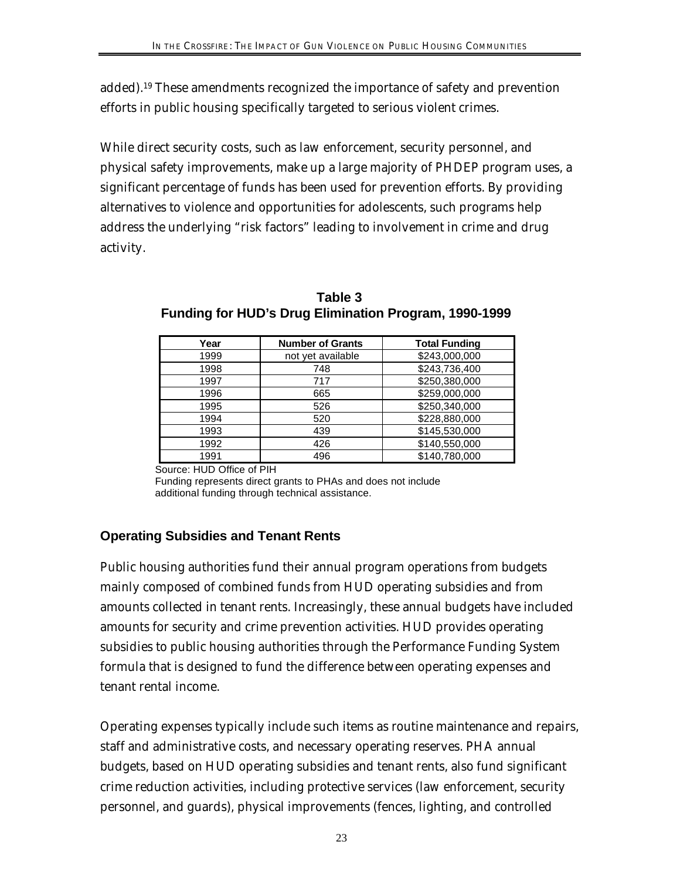added).[19] These amendments recognized the importance of safety and prevention efforts in public housing specifically targeted to serious violent crimes.

While direct security costs, such as law enforcement, security personnel, and physical safety improvements, make up a large majority of PHDEP program uses, a significant percentage of funds has been used for prevention efforts. By providing alternatives to violence and opportunities for adolescents, such programs help address the underlying "risk factors" leading to involvement in crime and drug activity.

**Table 3**
**Funding for HUD's Drug Elimination Program, 1990-1999**

| Year | Number of Grants | Total Funding |
|---|---|---|
| 1999 | not yet available | $243,000,000 |
| 1998 | 748 | $243,736,400 |
| 1997 | 717 | $250,380,000 |
| 1996 | 665 | $259,000,000 |
| 1995 | 526 | $250,340,000 |
| 1994 | 520 | $228,880,000 |
| 1993 | 439 | $145,530,000 |
| 1992 | 426 | $140,550,000 |
| 1991 | 496 | $140,780,000 |

Source: HUD Office of PIH
Funding represents direct grants to PHAs and does not include additional funding through technical assistance.

### Operating Subsidies and Tenant Rents

Public housing authorities fund their annual program operations from budgets mainly composed of combined funds from HUD operating subsidies and from amounts collected in tenant rents. Increasingly, these annual budgets have included amounts for security and crime prevention activities. HUD provides operating subsidies to public housing authorities through the Performance Funding System formula that is designed to fund the difference between operating expenses and tenant rental income.

Operating expenses typically include such items as routine maintenance and repairs, staff and administrative costs, and necessary operating reserves. PHA annual budgets, based on HUD operating subsidies and tenant rents, also fund significant crime reduction activities, including protective services (law enforcement, security personnel, and guards), physical improvements (fences, lighting, and controlled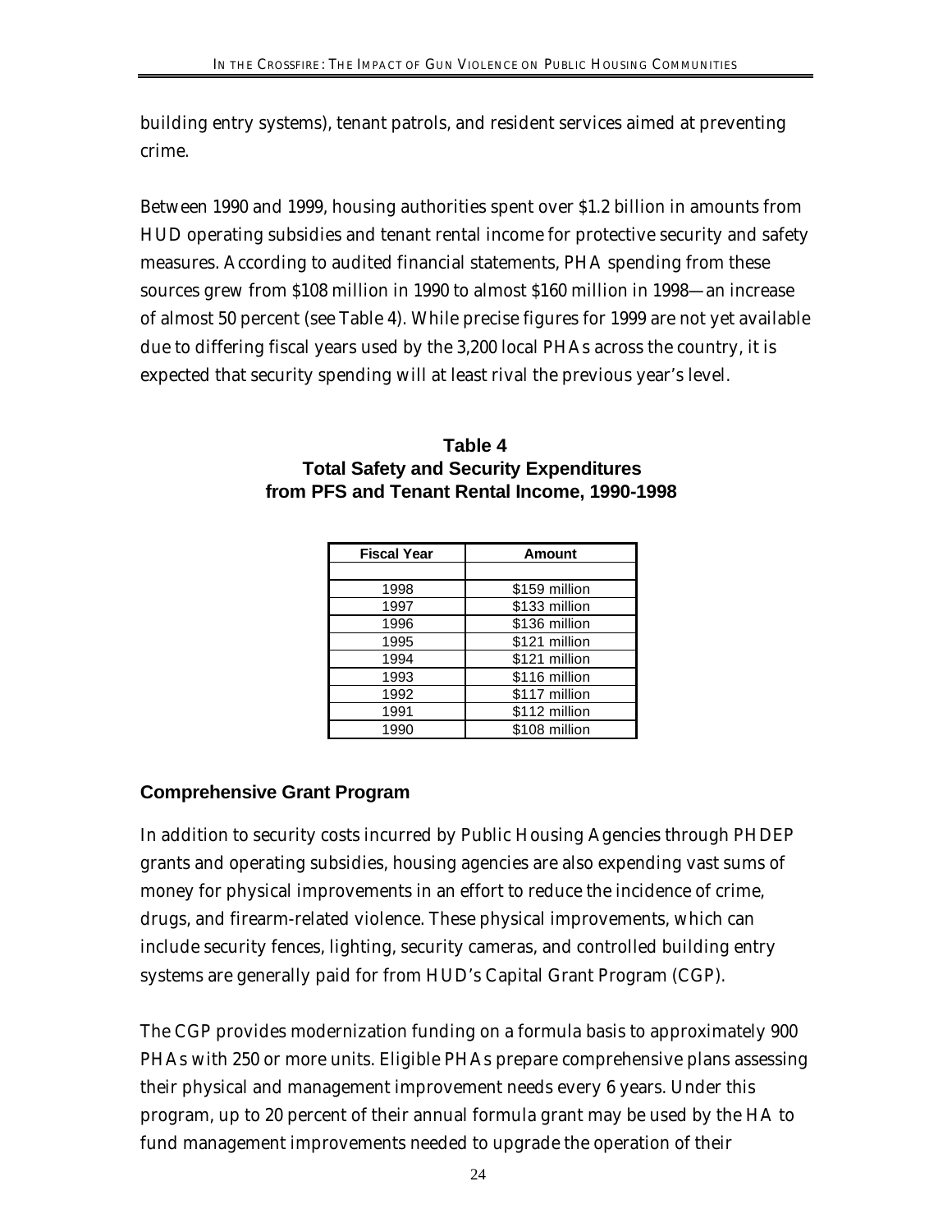building entry systems), tenant patrols, and resident services aimed at preventing crime.

Between 1990 and 1999, housing authorities spent over $1.2 billion in amounts from HUD operating subsidies and tenant rental income for protective security and safety measures. According to audited financial statements, PHA spending from these sources grew from $108 million in 1990 to almost $160 million in 1998—an increase of almost 50 percent (see Table 4). While precise figures for 1999 are not yet available due to differing fiscal years used by the 3,200 local PHAs across the country, it is expected that security spending will at least rival the previous year's level.

**Table 4**
**Total Safety and Security Expenditures from PFS and Tenant Rental Income, 1990-1998**

| Fiscal Year | Amount |
|---|---|
| 1998 | $159 million |
| 1997 | $133 million |
| 1996 | $136 million |
| 1995 | $121 million |
| 1994 | $121 million |
| 1993 | $116 million |
| 1992 | $117 million |
| 1991 | $112 million |
| 1990 | $108 million |

### Comprehensive Grant Program

In addition to security costs incurred by Public Housing Agencies through PHDEP grants and operating subsidies, housing agencies are also expending vast sums of money for physical improvements in an effort to reduce the incidence of crime, drugs, and firearm-related violence. These physical improvements, which can include security fences, lighting, security cameras, and controlled building entry systems are generally paid for from HUD's Capital Grant Program (CGP).

The CGP provides modernization funding on a formula basis to approximately 900 PHAs with 250 or more units. Eligible PHAs prepare comprehensive plans assessing their physical and management improvement needs every 6 years. Under this program, up to 20 percent of their annual formula grant may be used by the HA to fund management improvements needed to upgrade the operation of their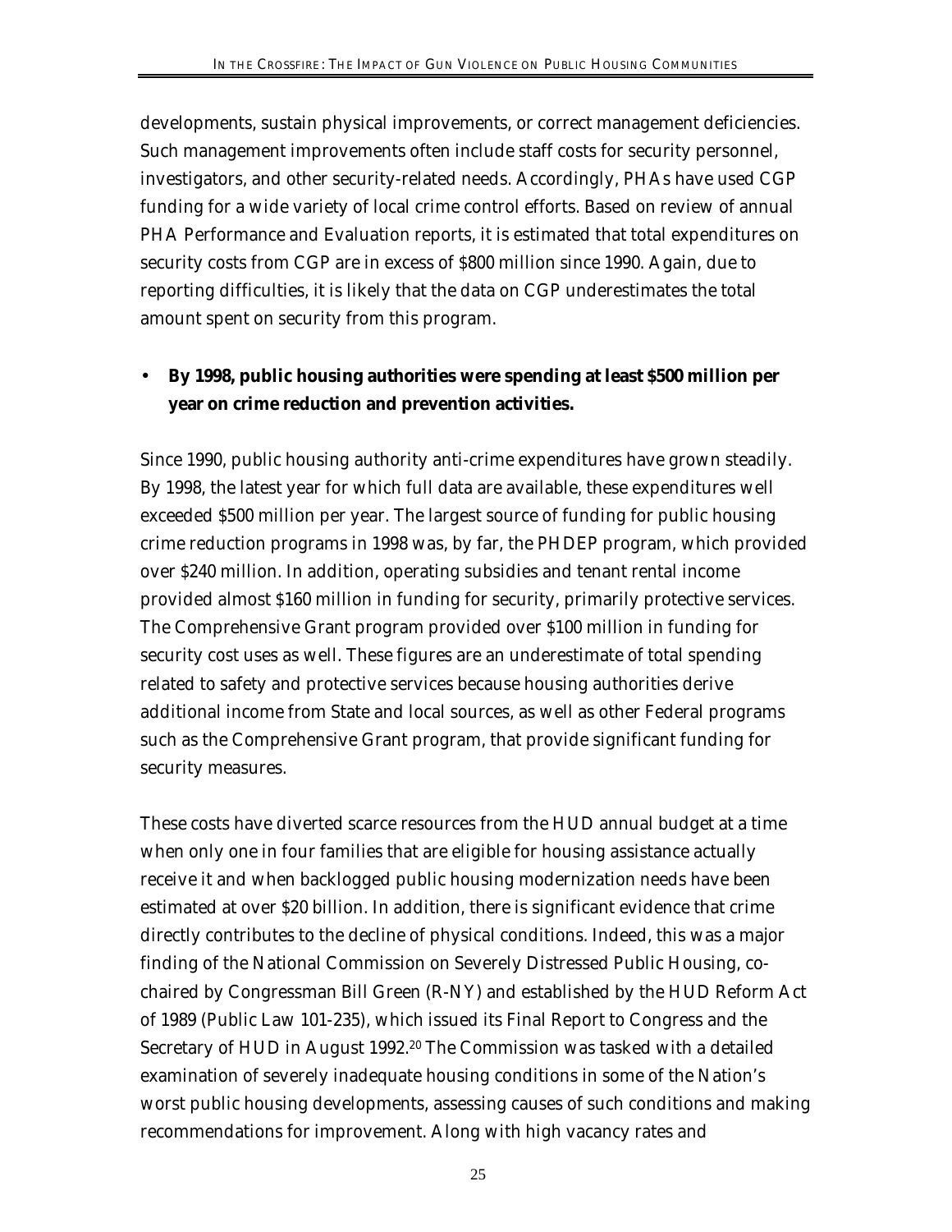developments, sustain physical improvements, or correct management deficiencies. Such management improvements often include staff costs for security personnel, investigators, and other security-related needs. Accordingly, PHAs have used CGP funding for a wide variety of local crime control efforts. Based on review of annual PHA Performance and Evaluation reports, it is estimated that total expenditures on security costs from CGP are in excess of $800 million since 1990. Again, due to reporting difficulties, it is likely that the data on CGP underestimates the total amount spent on security from this program.

- **By 1998, public housing authorities were spending at least $500 million per year on crime reduction and prevention activities.**

Since 1990, public housing authority anti-crime expenditures have grown steadily. By 1998, the latest year for which full data are available, these expenditures well exceeded $500 million per year. The largest source of funding for public housing crime reduction programs in 1998 was, by far, the PHDEP program, which provided over $240 million. In addition, operating subsidies and tenant rental income provided almost $160 million in funding for security, primarily protective services. The Comprehensive Grant program provided over $100 million in funding for security cost uses as well. These figures are an underestimate of total spending related to safety and protective services because housing authorities derive additional income from State and local sources, as well as other Federal programs such as the Comprehensive Grant program, that provide significant funding for security measures.

These costs have diverted scarce resources from the HUD annual budget at a time when only one in four families that are eligible for housing assistance actually receive it and when backlogged public housing modernization needs have been estimated at over $20 billion. In addition, there is significant evidence that crime directly contributes to the decline of physical conditions. Indeed, this was a major finding of the National Commission on Severely Distressed Public Housing, co-chaired by Congressman Bill Green (R-NY) and established by the HUD Reform Act of 1989 (Public Law 101-235), which issued its Final Report to Congress and the Secretary of HUD in August 1992.[20] The Commission was tasked with a detailed examination of severely inadequate housing conditions in some of the Nation's worst public housing developments, assessing causes of such conditions and making recommendations for improvement. Along with high vacancy rates and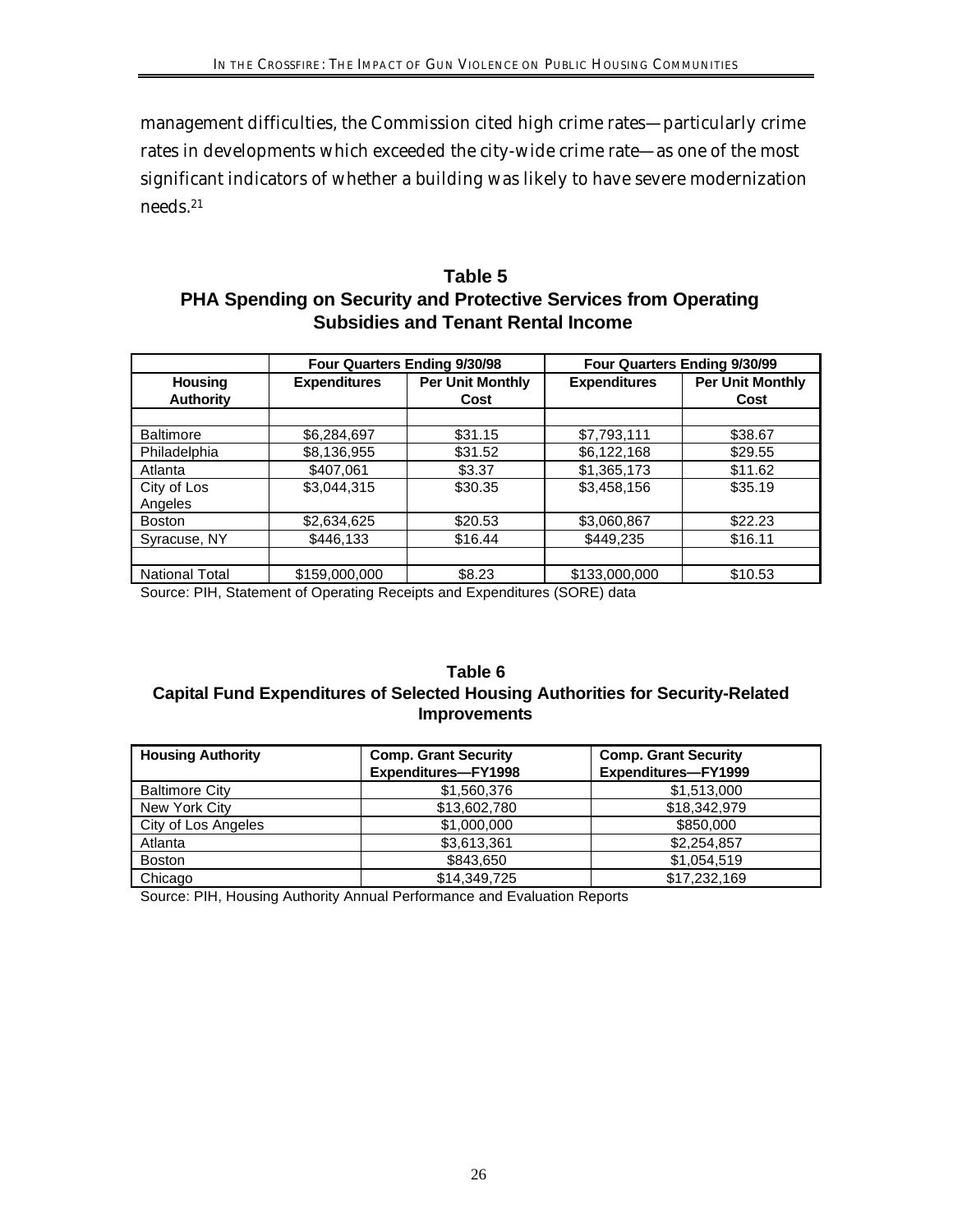management difficulties, the Commission cited high crime rates—particularly crime rates in developments which exceeded the city-wide crime rate—as one of the most significant indicators of whether a building was likely to have severe modernization needs.[21]

**Table 5**
**PHA Spending on Security and Protective Services from Operating Subsidies and Tenant Rental Income**

| | Four Quarters Ending 9/30/98 | | Four Quarters Ending 9/30/99 | |
|---|---|---|---|---|
| **Housing Authority** | **Expenditures** | **Per Unit Monthly Cost** | **Expenditures** | **Per Unit Monthly Cost** |
| | | | | |
| Baltimore | $6,284,697 | $31.15 | $7,793,111 | $38.67 |
| Philadelphia | $8,136,955 | $31.52 | $6,122,168 | $29.55 |
| Atlanta | $407,061 | $3.37 | $1,365,173 | $11.62 |
| City of Los Angeles | $3,044,315 | $30.35 | $3,458,156 | $35.19 |
| Boston | $2,634,625 | $20.53 | $3,060,867 | $22.23 |
| Syracuse, NY | $446,133 | $16.44 | $449,235 | $16.11 |
| | | | | |
| National Total | $159,000,000 | $8.23 | $133,000,000 | $10.53 |

Source: PIH, Statement of Operating Receipts and Expenditures (SORE) data

**Table 6**
**Capital Fund Expenditures of Selected Housing Authorities for Security-Related Improvements**

| Housing Authority | Comp. Grant Security Expenditures—FY1998 | Comp. Grant Security Expenditures—FY1999 |
|---|---|---|
| Baltimore City | $1,560,376 | $1,513,000 |
| New York City | $13,602,780 | $18,342,979 |
| City of Los Angeles | $1,000,000 | $850,000 |
| Atlanta | $3,613,361 | $2,254,857 |
| Boston | $843,650 | $1,054,519 |
| Chicago | $14,349,725 | $17,232,169 |

Source: PIH, Housing Authority Annual Performance and Evaluation Reports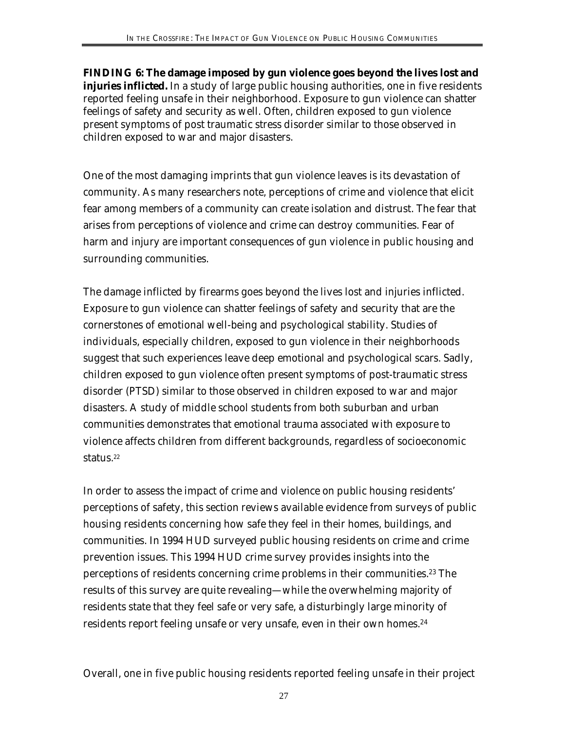**FINDING 6: The damage imposed by gun violence goes beyond the lives lost and injuries inflicted.** In a study of large public housing authorities, one in five residents reported feeling unsafe in their neighborhood. Exposure to gun violence can shatter feelings of safety and security as well. Often, children exposed to gun violence present symptoms of post traumatic stress disorder similar to those observed in children exposed to war and major disasters.

One of the most damaging imprints that gun violence leaves is its devastation of community. As many researchers note, perceptions of crime and violence that elicit fear among members of a community can create isolation and distrust. The fear that arises from perceptions of violence and crime can destroy communities. Fear of harm and injury are important consequences of gun violence in public housing and surrounding communities.

The damage inflicted by firearms goes beyond the lives lost and injuries inflicted. Exposure to gun violence can shatter feelings of safety and security that are the cornerstones of emotional well-being and psychological stability. Studies of individuals, especially children, exposed to gun violence in their neighborhoods suggest that such experiences leave deep emotional and psychological scars. Sadly, children exposed to gun violence often present symptoms of post-traumatic stress disorder (PTSD) similar to those observed in children exposed to war and major disasters. A study of middle school students from both suburban and urban communities demonstrates that emotional trauma associated with exposure to violence affects children from different backgrounds, regardless of socioeconomic status.[22]

In order to assess the impact of crime and violence on public housing residents' perceptions of safety, this section reviews available evidence from surveys of public housing residents concerning how safe they feel in their homes, buildings, and communities. In 1994 HUD surveyed public housing residents on crime and crime prevention issues. This 1994 HUD crime survey provides insights into the perceptions of residents concerning crime problems in their communities.[23] The results of this survey are quite revealing—while the overwhelming majority of residents state that they feel safe or very safe, a disturbingly large minority of residents report feeling unsafe or very unsafe, even in their own homes.[24]

Overall, one in five public housing residents reported feeling unsafe in their project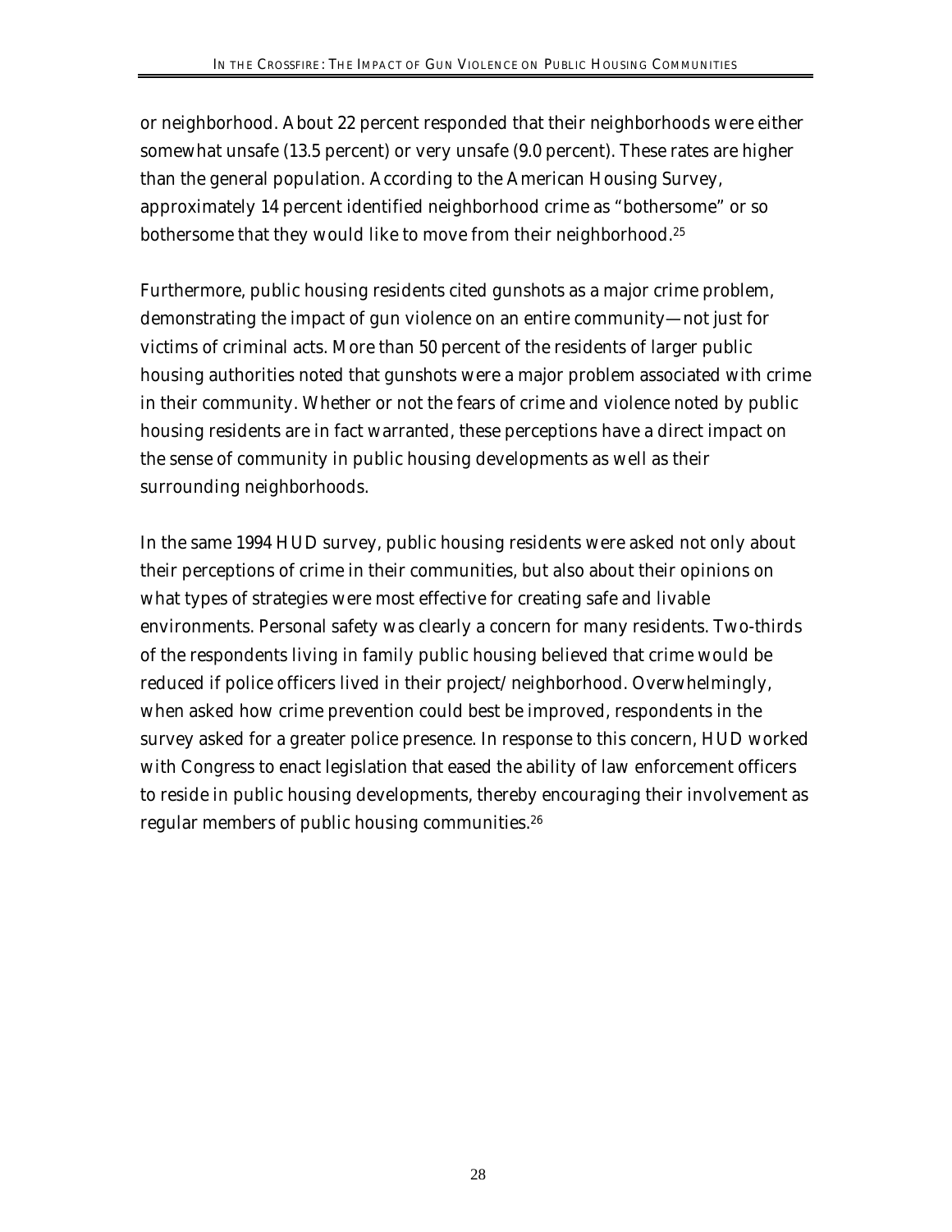or neighborhood. About 22 percent responded that their neighborhoods were either somewhat unsafe (13.5 percent) or very unsafe (9.0 percent). These rates are higher than the general population. According to the American Housing Survey, approximately 14 percent identified neighborhood crime as "bothersome" or so bothersome that they would like to move from their neighborhood.[25]

Furthermore, public housing residents cited gunshots as a major crime problem, demonstrating the impact of gun violence on an entire community—not just for victims of criminal acts. More than 50 percent of the residents of larger public housing authorities noted that gunshots were a major problem associated with crime in their community. Whether or not the fears of crime and violence noted by public housing residents are in fact warranted, these perceptions have a direct impact on the sense of community in public housing developments as well as their surrounding neighborhoods.

In the same 1994 HUD survey, public housing residents were asked not only about their perceptions of crime in their communities, but also about their opinions on what types of strategies were most effective for creating safe and livable environments. Personal safety was clearly a concern for many residents. Two-thirds of the respondents living in family public housing believed that crime would be reduced if police officers lived in their project/neighborhood. Overwhelmingly, when asked how crime prevention could best be improved, respondents in the survey asked for a greater police presence. In response to this concern, HUD worked with Congress to enact legislation that eased the ability of law enforcement officers to reside in public housing developments, thereby encouraging their involvement as regular members of public housing communities.[26]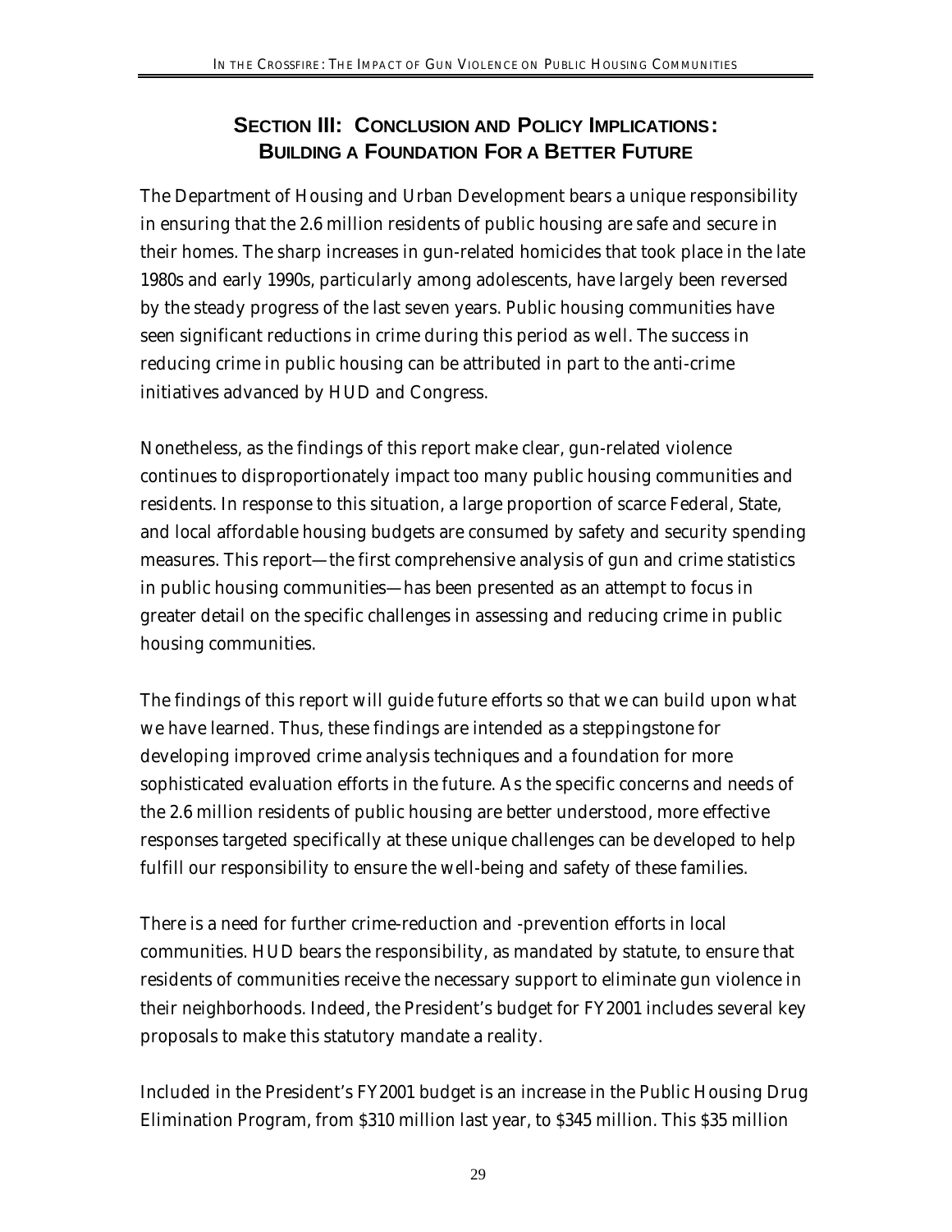## SECTION III: CONCLUSION AND POLICY IMPLICATIONS: BUILDING A FOUNDATION FOR A BETTER FUTURE

The Department of Housing and Urban Development bears a unique responsibility in ensuring that the 2.6 million residents of public housing are safe and secure in their homes. The sharp increases in gun-related homicides that took place in the late 1980s and early 1990s, particularly among adolescents, have largely been reversed by the steady progress of the last seven years. Public housing communities have seen significant reductions in crime during this period as well. The success in reducing crime in public housing can be attributed in part to the anti-crime initiatives advanced by HUD and Congress.

Nonetheless, as the findings of this report make clear, gun-related violence continues to disproportionately impact too many public housing communities and residents. In response to this situation, a large proportion of scarce Federal, State, and local affordable housing budgets are consumed by safety and security spending measures. This report—the first comprehensive analysis of gun and crime statistics in public housing communities—has been presented as an attempt to focus in greater detail on the specific challenges in assessing and reducing crime in public housing communities.

The findings of this report will guide future efforts so that we can build upon what we have learned. Thus, these findings are intended as a steppingstone for developing improved crime analysis techniques and a foundation for more sophisticated evaluation efforts in the future. As the specific concerns and needs of the 2.6 million residents of public housing are better understood, more effective responses targeted specifically at these unique challenges can be developed to help fulfill our responsibility to ensure the well-being and safety of these families.

There is a need for further crime-reduction and -prevention efforts in local communities. HUD bears the responsibility, as mandated by statute, to ensure that residents of communities receive the necessary support to eliminate gun violence in their neighborhoods. Indeed, the President's budget for FY2001 includes several key proposals to make this statutory mandate a reality.

Included in the President's FY2001 budget is an increase in the Public Housing Drug Elimination Program, from $310 million last year, to $345 million. This $35 million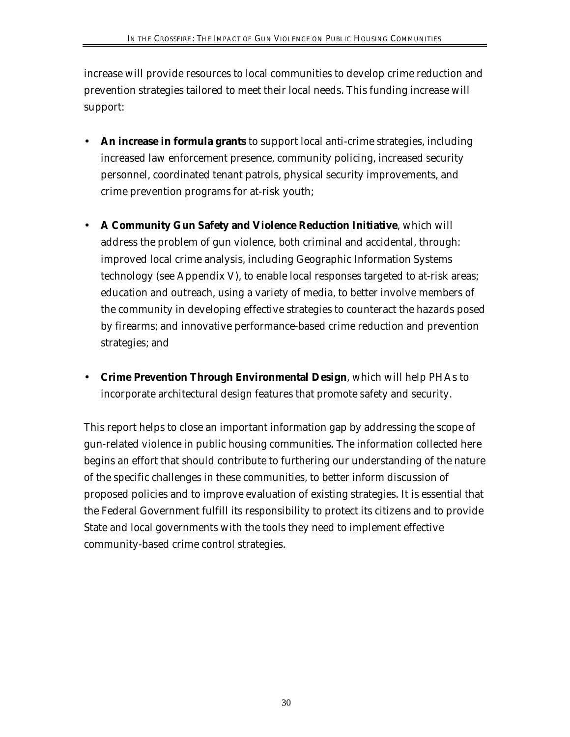increase will provide resources to local communities to develop crime reduction and prevention strategies tailored to meet their local needs. This funding increase will support:

- **An increase in formula grants** to support local anti-crime strategies, including increased law enforcement presence, community policing, increased security personnel, coordinated tenant patrols, physical security improvements, and crime prevention programs for at-risk youth;

- **A Community Gun Safety and Violence Reduction Initiative**, which will address the problem of gun violence, both criminal and accidental, through: improved local crime analysis, including Geographic Information Systems technology (see Appendix V), to enable local responses targeted to at-risk areas; education and outreach, using a variety of media, to better involve members of the community in developing effective strategies to counteract the hazards posed by firearms; and innovative performance-based crime reduction and prevention strategies; and

- **Crime Prevention Through Environmental Design**, which will help PHAs to incorporate architectural design features that promote safety and security.

This report helps to close an important information gap by addressing the scope of gun-related violence in public housing communities. The information collected here begins an effort that should contribute to furthering our understanding of the nature of the specific challenges in these communities, to better inform discussion of proposed policies and to improve evaluation of existing strategies. It is essential that the Federal Government fulfill its responsibility to protect its citizens and to provide State and local governments with the tools they need to implement effective community-based crime control strategies.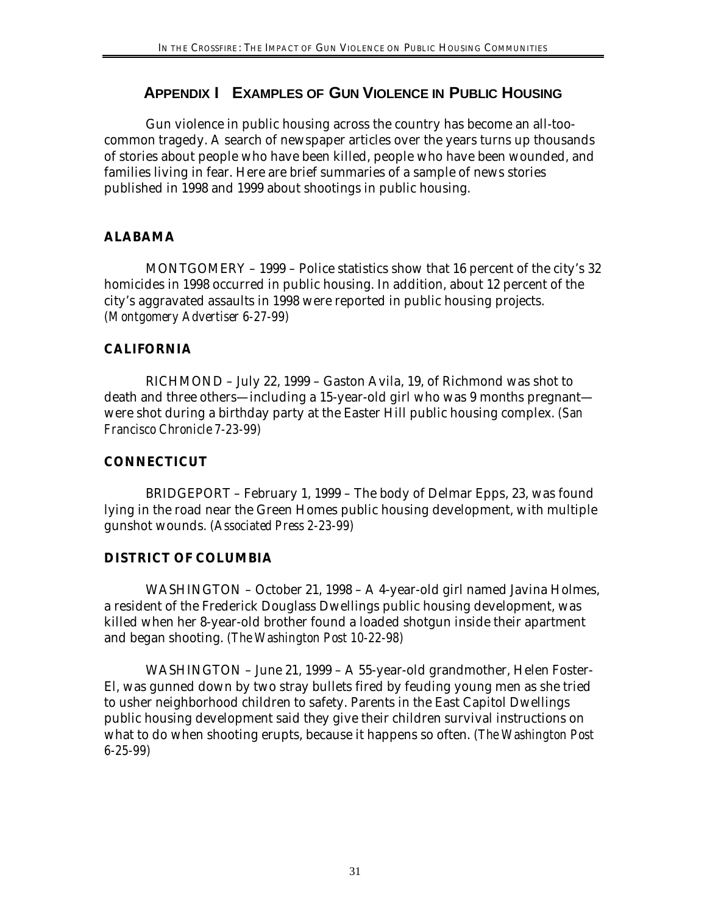## APPENDIX I EXAMPLES OF GUN VIOLENCE IN PUBLIC HOUSING

Gun violence in public housing across the country has become an all-too-common tragedy. A search of newspaper articles over the years turns up thousands of stories about people who have been killed, people who have been wounded, and families living in fear. Here are brief summaries of a sample of news stories published in 1998 and 1999 about shootings in public housing.

### ALABAMA

MONTGOMERY – 1999 – Police statistics show that 16 percent of the city's 32 homicides in 1998 occurred in public housing. In addition, about 12 percent of the city's aggravated assaults in 1998 were reported in public housing projects. *(Montgomery Advertiser 6-27-99)*

### CALIFORNIA

RICHMOND – July 22, 1999 – Gaston Avila, 19, of Richmond was shot to death and three others—including a 15-year-old girl who was 9 months pregnant—were shot during a birthday party at the Easter Hill public housing complex. *(San Francisco Chronicle 7-23-99)*

### CONNECTICUT

BRIDGEPORT – February 1, 1999 – The body of Delmar Epps, 23, was found lying in the road near the Green Homes public housing development, with multiple gunshot wounds. *(Associated Press 2-23-99)*

### DISTRICT OF COLUMBIA

WASHINGTON – October 21, 1998 – A 4-year-old girl named Javina Holmes, a resident of the Frederick Douglass Dwellings public housing development, was killed when her 8-year-old brother found a loaded shotgun inside their apartment and began shooting. *(The Washington Post 10-22-98)*

WASHINGTON – June 21, 1999 – A 55-year-old grandmother, Helen Foster-El, was gunned down by two stray bullets fired by feuding young men as she tried to usher neighborhood children to safety. Parents in the East Capitol Dwellings public housing development said they give their children survival instructions on what to do when shooting erupts, because it happens so often. *(The Washington Post 6-25-99)*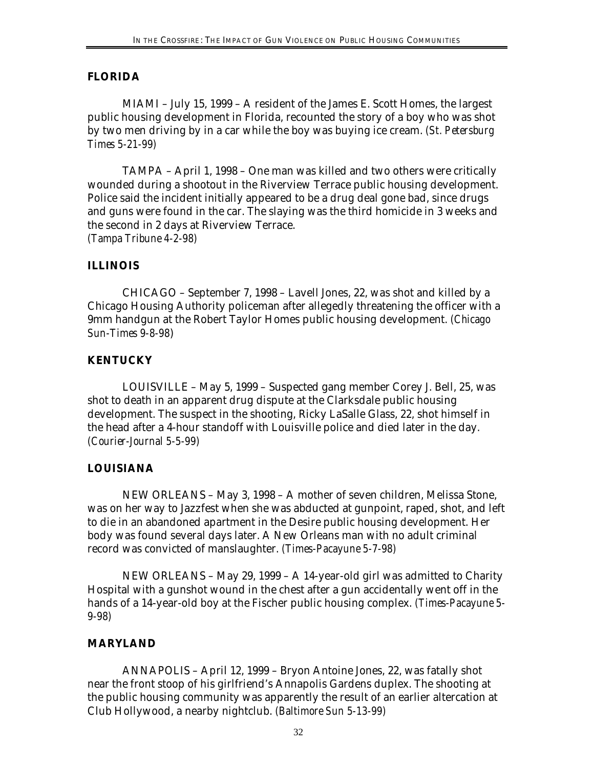## FLORIDA

MIAMI – July 15, 1999 – A resident of the James E. Scott Homes, the largest public housing development in Florida, recounted the story of a boy who was shot by two men driving by in a car while the boy was buying ice cream. *(St. Petersburg Times 5-21-99)*

TAMPA – April 1, 1998 – One man was killed and two others were critically wounded during a shootout in the Riverview Terrace public housing development. Police said the incident initially appeared to be a drug deal gone bad, since drugs and guns were found in the car. The slaying was the third homicide in 3 weeks and the second in 2 days at Riverview Terrace.
*(Tampa Tribune 4-2-98)*

## ILLINOIS

CHICAGO – September 7, 1998 – Lavell Jones, 22, was shot and killed by a Chicago Housing Authority policeman after allegedly threatening the officer with a 9mm handgun at the Robert Taylor Homes public housing development. *(Chicago Sun-Times 9-8-98)*

## KENTUCKY

LOUISVILLE – May 5, 1999 – Suspected gang member Corey J. Bell, 25, was shot to death in an apparent drug dispute at the Clarksdale public housing development. The suspect in the shooting, Ricky LaSalle Glass, 22, shot himself in the head after a 4-hour standoff with Louisville police and died later in the day. *(Courier-Journal 5-5-99)*

## LOUISIANA

NEW ORLEANS – May 3, 1998 – A mother of seven children, Melissa Stone, was on her way to Jazzfest when she was abducted at gunpoint, raped, shot, and left to die in an abandoned apartment in the Desire public housing development. Her body was found several days later. A New Orleans man with no adult criminal record was convicted of manslaughter. *(Times-Pacayune 5-7-98)*

NEW ORLEANS – May 29, 1999 – A 14-year-old girl was admitted to Charity Hospital with a gunshot wound in the chest after a gun accidentally went off in the hands of a 14-year-old boy at the Fischer public housing complex. *(Times-Pacayune 5-9-98)*

## MARYLAND

ANNAPOLIS – April 12, 1999 – Bryon Antoine Jones, 22, was fatally shot near the front stoop of his girlfriend's Annapolis Gardens duplex. The shooting at the public housing community was apparently the result of an earlier altercation at Club Hollywood, a nearby nightclub. *(Baltimore Sun 5-13-99)*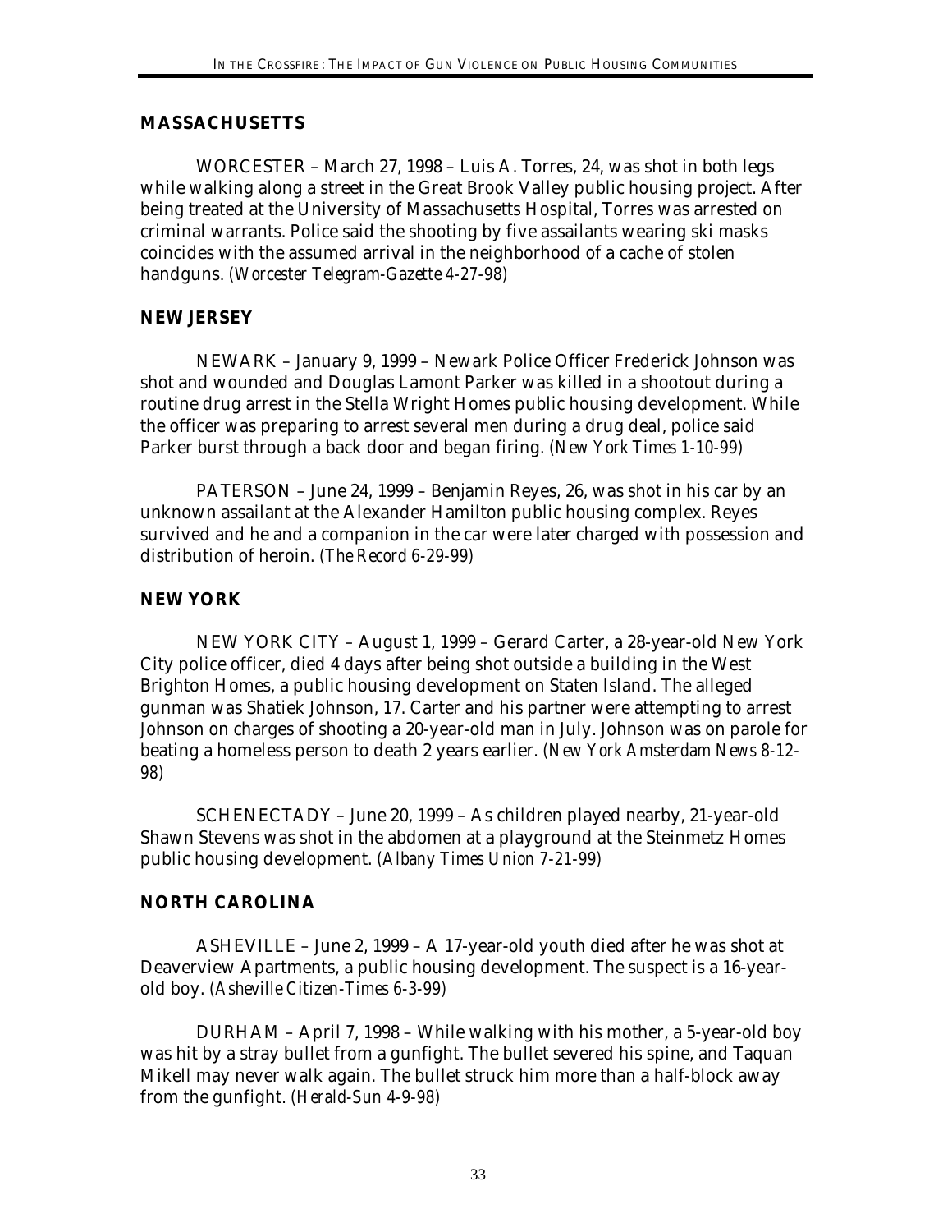## MASSACHUSETTS

WORCESTER – March 27, 1998 – Luis A. Torres, 24, was shot in both legs while walking along a street in the Great Brook Valley public housing project. After being treated at the University of Massachusetts Hospital, Torres was arrested on criminal warrants. Police said the shooting by five assailants wearing ski masks coincides with the assumed arrival in the neighborhood of a cache of stolen handguns. (*Worcester Telegram-Gazette 4-27-98*)

## NEW JERSEY

NEWARK – January 9, 1999 – Newark Police Officer Frederick Johnson was shot and wounded and Douglas Lamont Parker was killed in a shootout during a routine drug arrest in the Stella Wright Homes public housing development. While the officer was preparing to arrest several men during a drug deal, police said Parker burst through a back door and began firing. (*New York Times 1-10-99*)

PATERSON – June 24, 1999 – Benjamin Reyes, 26, was shot in his car by an unknown assailant at the Alexander Hamilton public housing complex. Reyes survived and he and a companion in the car were later charged with possession and distribution of heroin. (*The Record 6-29-99*)

## NEW YORK

NEW YORK CITY – August 1, 1999 – Gerard Carter, a 28-year-old New York City police officer, died 4 days after being shot outside a building in the West Brighton Homes, a public housing development on Staten Island. The alleged gunman was Shatiek Johnson, 17. Carter and his partner were attempting to arrest Johnson on charges of shooting a 20-year-old man in July. Johnson was on parole for beating a homeless person to death 2 years earlier. (*New York Amsterdam News 8-12-98*)

SCHENECTADY – June 20, 1999 – As children played nearby, 21-year-old Shawn Stevens was shot in the abdomen at a playground at the Steinmetz Homes public housing development. (*Albany Times Union 7-21-99*)

## NORTH CAROLINA

ASHEVILLE – June 2, 1999 – A 17-year-old youth died after he was shot at Deaverview Apartments, a public housing development. The suspect is a 16-year-old boy. (*Asheville Citizen-Times 6-3-99*)

DURHAM – April 7, 1998 – While walking with his mother, a 5-year-old boy was hit by a stray bullet from a gunfight. The bullet severed his spine, and Taquan Mikell may never walk again. The bullet struck him more than a half-block away from the gunfight. (*Herald-Sun 4-9-98*)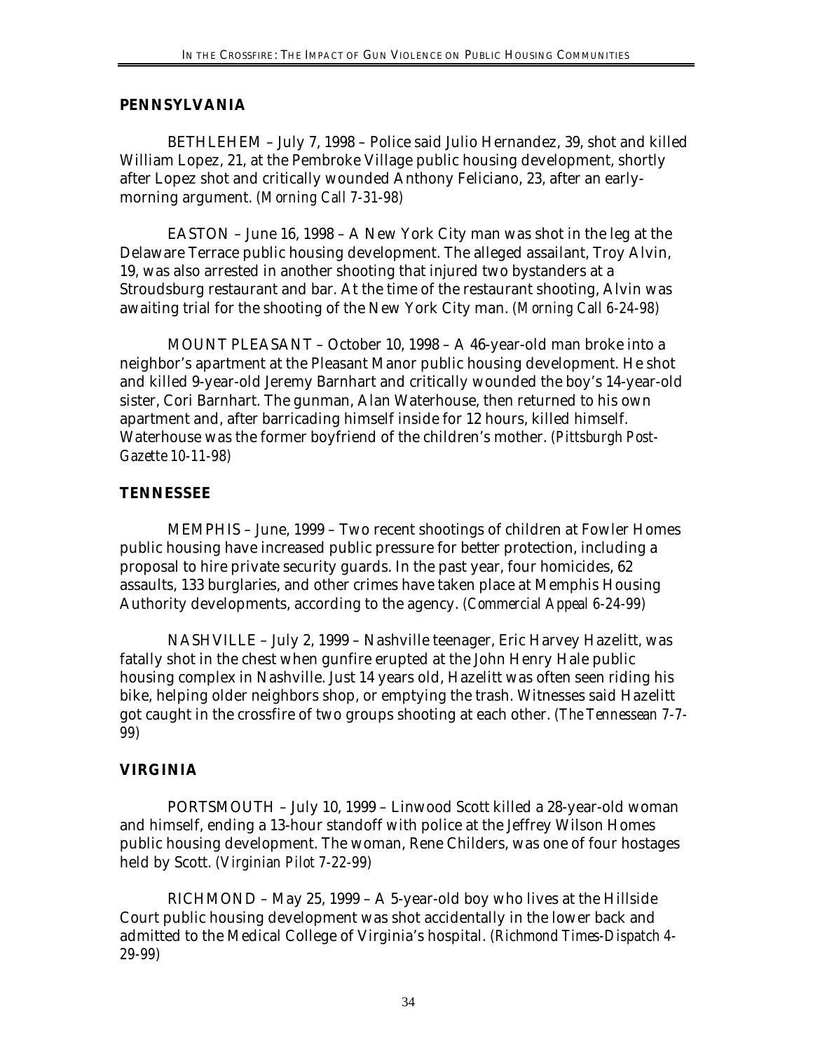## PENNSYLVANIA

BETHLEHEM – July 7, 1998 – Police said Julio Hernandez, 39, shot and killed William Lopez, 21, at the Pembroke Village public housing development, shortly after Lopez shot and critically wounded Anthony Feliciano, 23, after an early-morning argument. *(Morning Call 7-31-98)*

EASTON – June 16, 1998 – A New York City man was shot in the leg at the Delaware Terrace public housing development. The alleged assailant, Troy Alvin, 19, was also arrested in another shooting that injured two bystanders at a Stroudsburg restaurant and bar. At the time of the restaurant shooting, Alvin was awaiting trial for the shooting of the New York City man. *(Morning Call 6-24-98)*

MOUNT PLEASANT – October 10, 1998 – A 46-year-old man broke into a neighbor's apartment at the Pleasant Manor public housing development. He shot and killed 9-year-old Jeremy Barnhart and critically wounded the boy's 14-year-old sister, Cori Barnhart. The gunman, Alan Waterhouse, then returned to his own apartment and, after barricading himself inside for 12 hours, killed himself. Waterhouse was the former boyfriend of the children's mother. *(Pittsburgh Post-Gazette 10-11-98)*

## TENNESSEE

MEMPHIS – June, 1999 – Two recent shootings of children at Fowler Homes public housing have increased public pressure for better protection, including a proposal to hire private security guards. In the past year, four homicides, 62 assaults, 133 burglaries, and other crimes have taken place at Memphis Housing Authority developments, according to the agency. *(Commercial Appeal 6-24-99)*

NASHVILLE – July 2, 1999 – Nashville teenager, Eric Harvey Hazelitt, was fatally shot in the chest when gunfire erupted at the John Henry Hale public housing complex in Nashville. Just 14 years old, Hazelitt was often seen riding his bike, helping older neighbors shop, or emptying the trash. Witnesses said Hazelitt got caught in the crossfire of two groups shooting at each other. *(The Tennessean 7-7-99)*

## VIRGINIA

PORTSMOUTH – July 10, 1999 – Linwood Scott killed a 28-year-old woman and himself, ending a 13-hour standoff with police at the Jeffrey Wilson Homes public housing development. The woman, Rene Childers, was one of four hostages held by Scott. *(Virginian Pilot 7-22-99)*

RICHMOND – May 25, 1999 – A 5-year-old boy who lives at the Hillside Court public housing development was shot accidentally in the lower back and admitted to the Medical College of Virginia's hospital. *(Richmond Times-Dispatch 4-29-99)*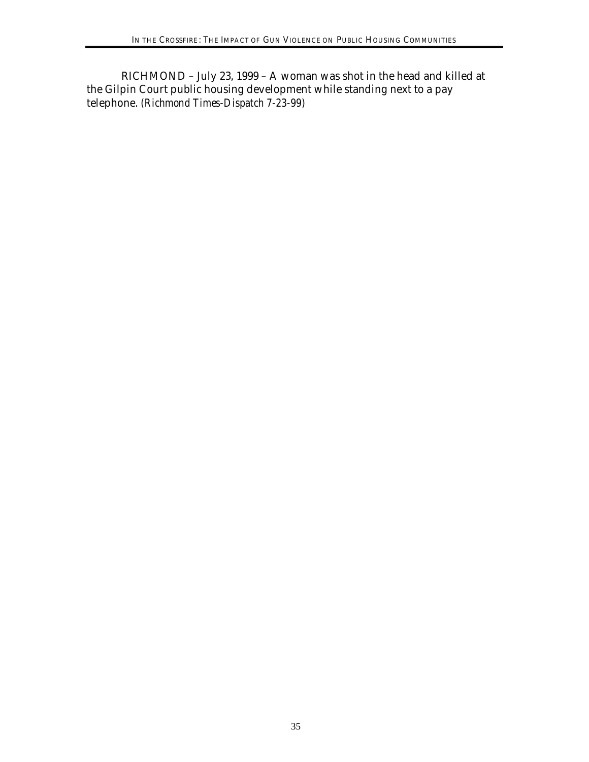RICHMOND – July 23, 1999 – A woman was shot in the head and killed at the Gilpin Court public housing development while standing next to a pay telephone. *(Richmond Times-Dispatch 7-23-99)*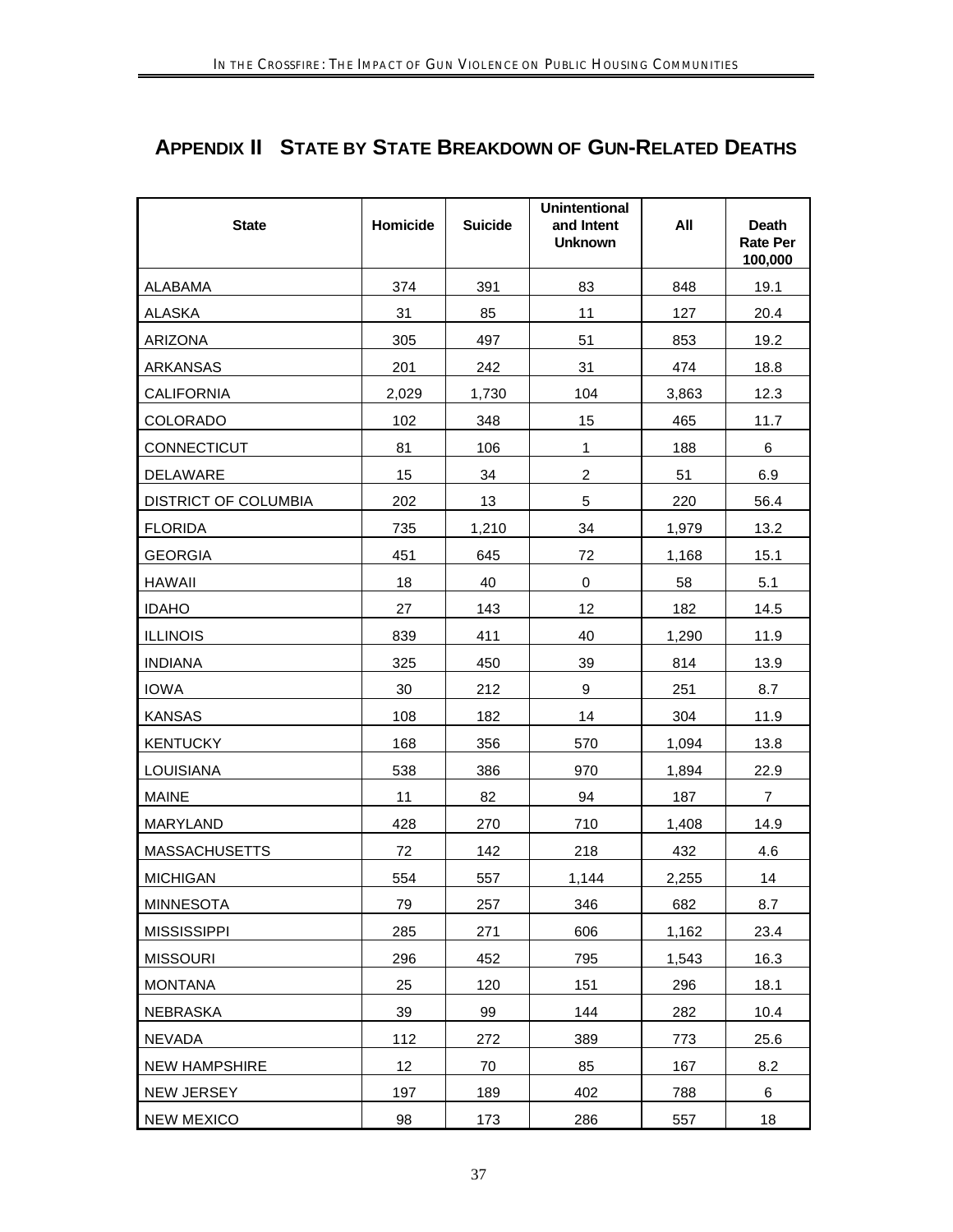## APPENDIX II STATE BY STATE BREAKDOWN OF GUN-RELATED DEATHS

| State | Homicide | Suicide | Unintentional and Intent Unknown | All | Death Rate Per 100,000 |
|---|---|---|---|---|---|
| ALABAMA | 374 | 391 | 83 | 848 | 19.1 |
| ALASKA | 31 | 85 | 11 | 127 | 20.4 |
| ARIZONA | 305 | 497 | 51 | 853 | 19.2 |
| ARKANSAS | 201 | 242 | 31 | 474 | 18.8 |
| CALIFORNIA | 2,029 | 1,730 | 104 | 3,863 | 12.3 |
| COLORADO | 102 | 348 | 15 | 465 | 11.7 |
| CONNECTICUT | 81 | 106 | 1 | 188 | 6 |
| DELAWARE | 15 | 34 | 2 | 51 | 6.9 |
| DISTRICT OF COLUMBIA | 202 | 13 | 5 | 220 | 56.4 |
| FLORIDA | 735 | 1,210 | 34 | 1,979 | 13.2 |
| GEORGIA | 451 | 645 | 72 | 1,168 | 15.1 |
| HAWAII | 18 | 40 | 0 | 58 | 5.1 |
| IDAHO | 27 | 143 | 12 | 182 | 14.5 |
| ILLINOIS | 839 | 411 | 40 | 1,290 | 11.9 |
| INDIANA | 325 | 450 | 39 | 814 | 13.9 |
| IOWA | 30 | 212 | 9 | 251 | 8.7 |
| KANSAS | 108 | 182 | 14 | 304 | 11.9 |
| KENTUCKY | 168 | 356 | 570 | 1,094 | 13.8 |
| LOUISIANA | 538 | 386 | 970 | 1,894 | 22.9 |
| MAINE | 11 | 82 | 94 | 187 | 7 |
| MARYLAND | 428 | 270 | 710 | 1,408 | 14.9 |
| MASSACHUSETTS | 72 | 142 | 218 | 432 | 4.6 |
| MICHIGAN | 554 | 557 | 1,144 | 2,255 | 14 |
| MINNESOTA | 79 | 257 | 346 | 682 | 8.7 |
| MISSISSIPPI | 285 | 271 | 606 | 1,162 | 23.4 |
| MISSOURI | 296 | 452 | 795 | 1,543 | 16.3 |
| MONTANA | 25 | 120 | 151 | 296 | 18.1 |
| NEBRASKA | 39 | 99 | 144 | 282 | 10.4 |
| NEVADA | 112 | 272 | 389 | 773 | 25.6 |
| NEW HAMPSHIRE | 12 | 70 | 85 | 167 | 8.2 |
| NEW JERSEY | 197 | 189 | 402 | 788 | 6 |
| NEW MEXICO | 98 | 173 | 286 | 557 | 18 |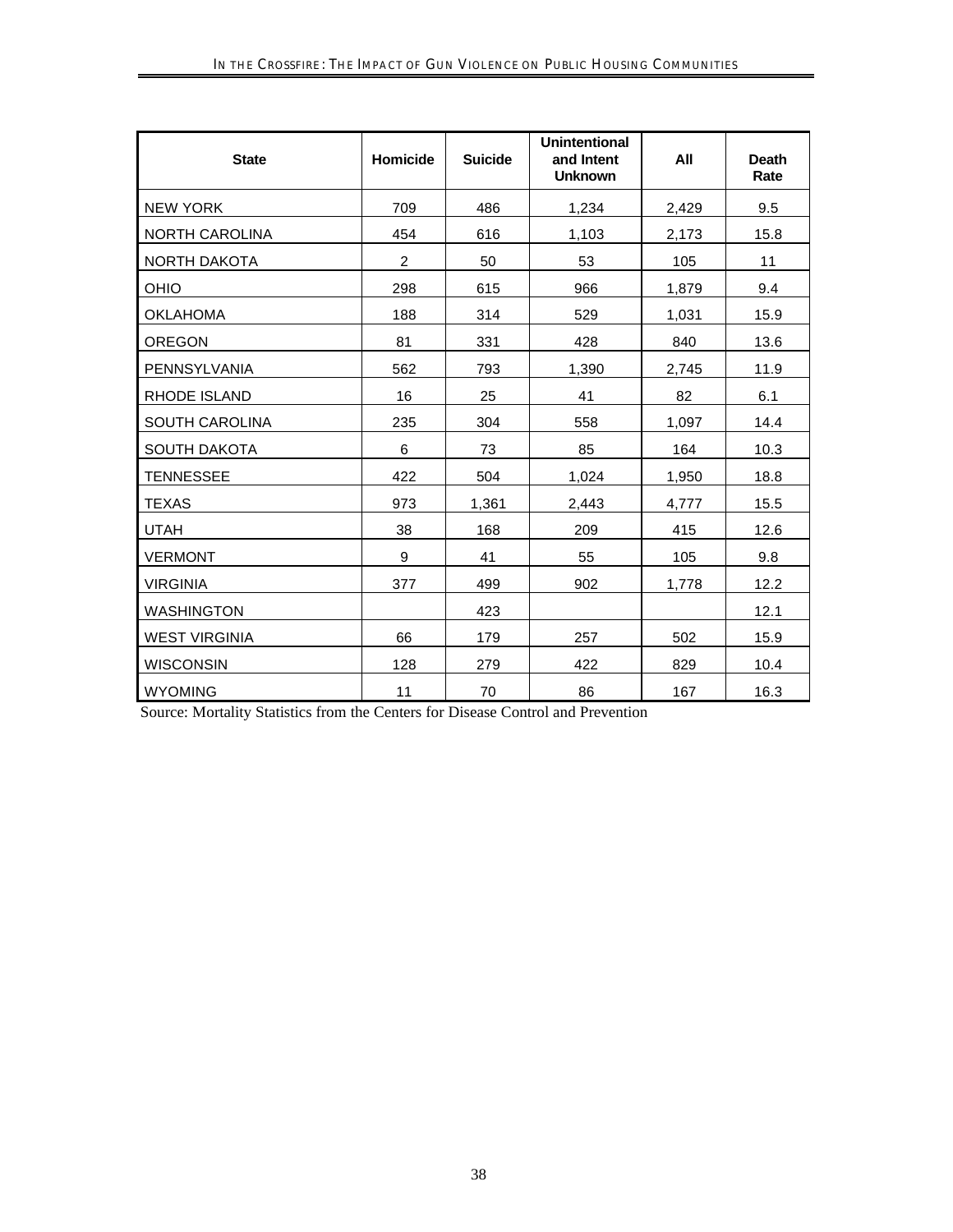| State | Homicide | Suicide | Unintentional and Intent Unknown | All | Death Rate |
|---|---|---|---|---|---|
| NEW YORK | 709 | 486 | 1,234 | 2,429 | 9.5 |
| NORTH CAROLINA | 454 | 616 | 1,103 | 2,173 | 15.8 |
| NORTH DAKOTA | 2 | 50 | 53 | 105 | 11 |
| OHIO | 298 | 615 | 966 | 1,879 | 9.4 |
| OKLAHOMA | 188 | 314 | 529 | 1,031 | 15.9 |
| OREGON | 81 | 331 | 428 | 840 | 13.6 |
| PENNSYLVANIA | 562 | 793 | 1,390 | 2,745 | 11.9 |
| RHODE ISLAND | 16 | 25 | 41 | 82 | 6.1 |
| SOUTH CAROLINA | 235 | 304 | 558 | 1,097 | 14.4 |
| SOUTH DAKOTA | 6 | 73 | 85 | 164 | 10.3 |
| TENNESSEE | 422 | 504 | 1,024 | 1,950 | 18.8 |
| TEXAS | 973 | 1,361 | 2,443 | 4,777 | 15.5 |
| UTAH | 38 | 168 | 209 | 415 | 12.6 |
| VERMONT | 9 | 41 | 55 | 105 | 9.8 |
| VIRGINIA | 377 | 499 | 902 | 1,778 | 12.2 |
| WASHINGTON | | 423 | | | 12.1 |
| WEST VIRGINIA | 66 | 179 | 257 | 502 | 15.9 |
| WISCONSIN | 128 | 279 | 422 | 829 | 10.4 |
| WYOMING | 11 | 70 | 86 | 167 | 16.3 |

Source: Mortality Statistics from the Centers for Disease Control and Prevention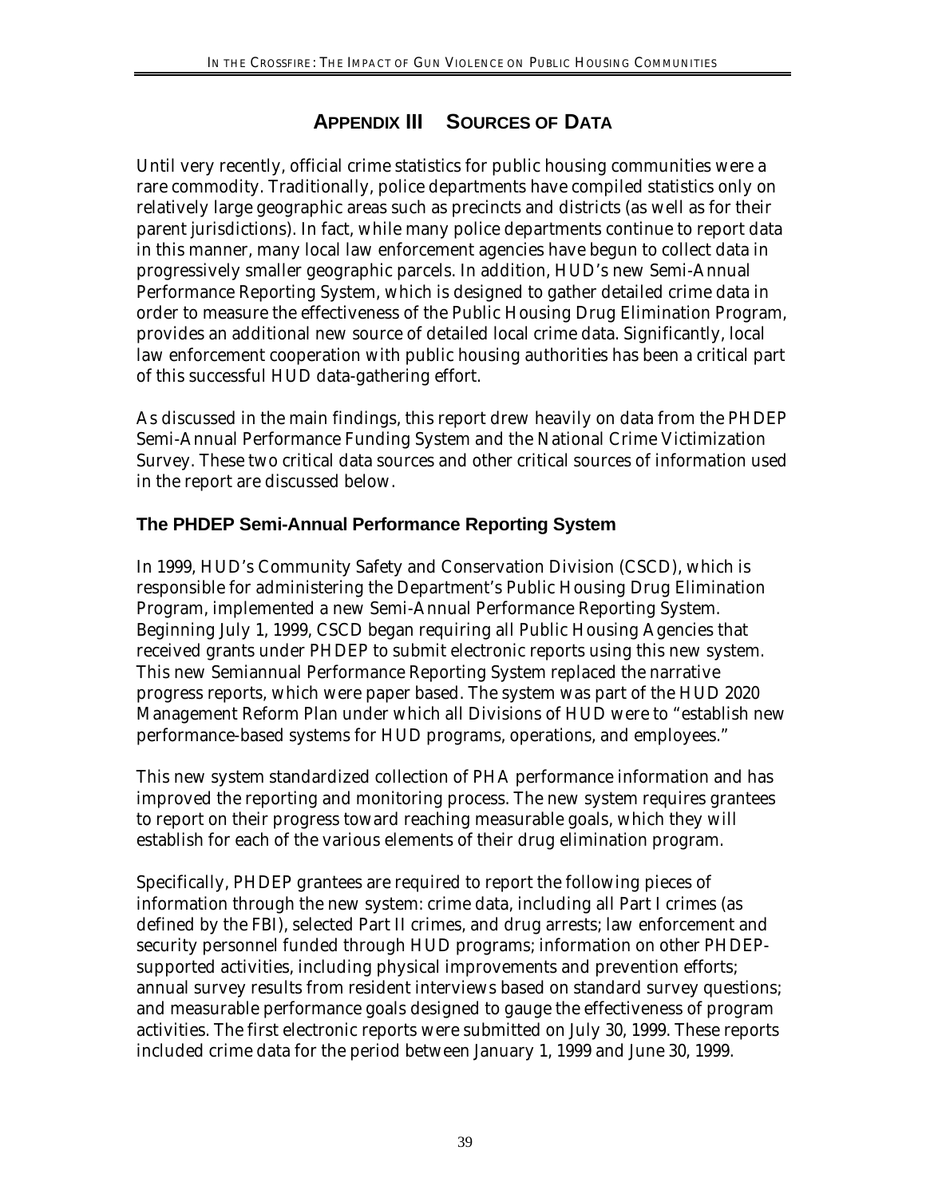# APPENDIX III SOURCES OF DATA

Until very recently, official crime statistics for public housing communities were a rare commodity. Traditionally, police departments have compiled statistics only on relatively large geographic areas such as precincts and districts (as well as for their parent jurisdictions). In fact, while many police departments continue to report data in this manner, many local law enforcement agencies have begun to collect data in progressively smaller geographic parcels. In addition, HUD's new Semi-Annual Performance Reporting System, which is designed to gather detailed crime data in order to measure the effectiveness of the Public Housing Drug Elimination Program, provides an additional new source of detailed local crime data. Significantly, local law enforcement cooperation with public housing authorities has been a critical part of this successful HUD data-gathering effort.

As discussed in the main findings, this report drew heavily on data from the PHDEP Semi-Annual Performance Funding System and the National Crime Victimization Survey. These two critical data sources and other critical sources of information used in the report are discussed below.

## The PHDEP Semi-Annual Performance Reporting System

In 1999, HUD's Community Safety and Conservation Division (CSCD), which is responsible for administering the Department's Public Housing Drug Elimination Program, implemented a new Semi-Annual Performance Reporting System. Beginning July 1, 1999, CSCD began requiring all Public Housing Agencies that received grants under PHDEP to submit electronic reports using this new system. This new Semiannual Performance Reporting System replaced the narrative progress reports, which were paper based. The system was part of the HUD 2020 Management Reform Plan under which all Divisions of HUD were to "establish new performance-based systems for HUD programs, operations, and employees."

This new system standardized collection of PHA performance information and has improved the reporting and monitoring process. The new system requires grantees to report on their progress toward reaching measurable goals, which they will establish for each of the various elements of their drug elimination program.

Specifically, PHDEP grantees are required to report the following pieces of information through the new system: crime data, including all Part I crimes (as defined by the FBI), selected Part II crimes, and drug arrests; law enforcement and security personnel funded through HUD programs; information on other PHDEP-supported activities, including physical improvements and prevention efforts; annual survey results from resident interviews based on standard survey questions; and measurable performance goals designed to gauge the effectiveness of program activities. The first electronic reports were submitted on July 30, 1999. These reports included crime data for the period between January 1, 1999 and June 30, 1999.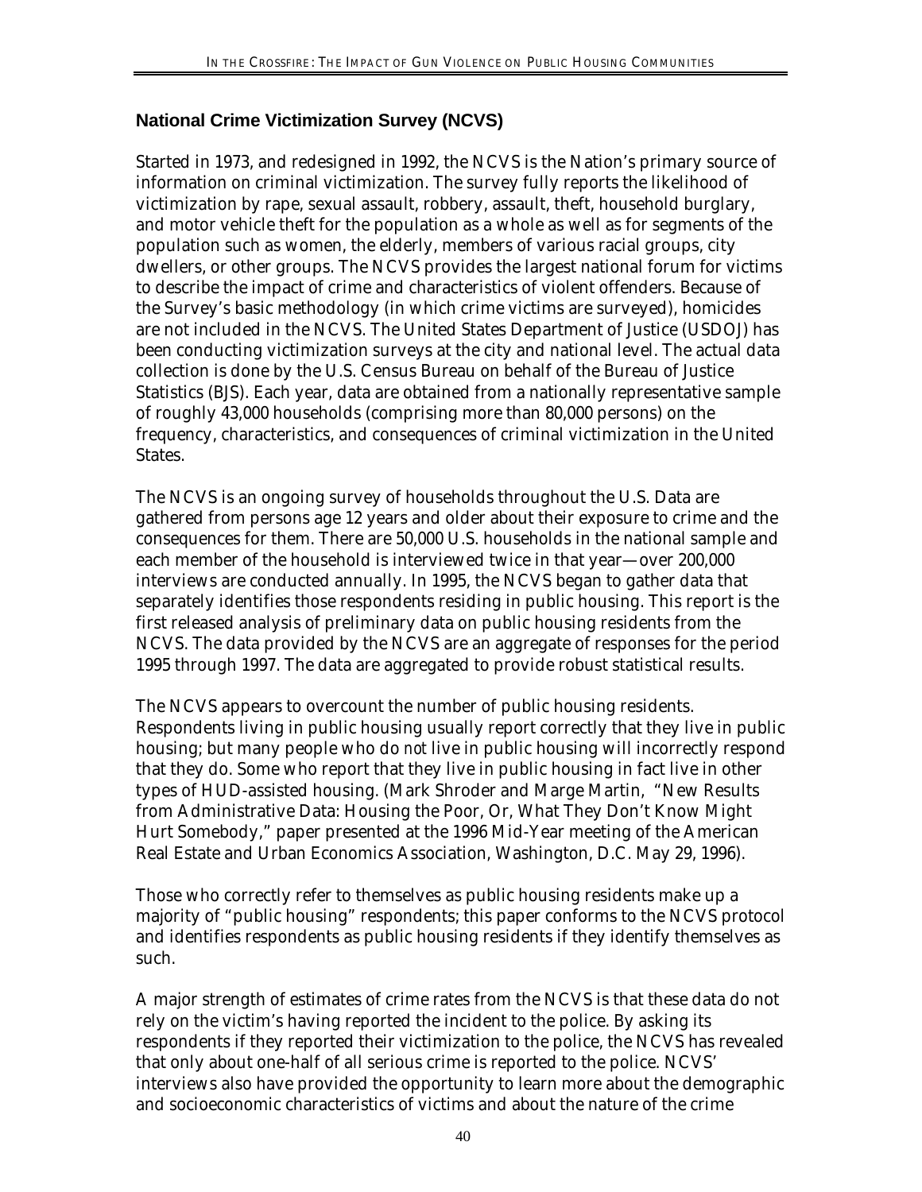## National Crime Victimization Survey (NCVS)

Started in 1973, and redesigned in 1992, the NCVS is the Nation's primary source of information on criminal victimization. The survey fully reports the likelihood of victimization by rape, sexual assault, robbery, assault, theft, household burglary, and motor vehicle theft for the population as a whole as well as for segments of the population such as women, the elderly, members of various racial groups, city dwellers, or other groups. The NCVS provides the largest national forum for victims to describe the impact of crime and characteristics of violent offenders. Because of the Survey's basic methodology (in which crime victims are surveyed), homicides are not included in the NCVS. The United States Department of Justice (USDOJ) has been conducting victimization surveys at the city and national level. The actual data collection is done by the U.S. Census Bureau on behalf of the Bureau of Justice Statistics (BJS). Each year, data are obtained from a nationally representative sample of roughly 43,000 households (comprising more than 80,000 persons) on the frequency, characteristics, and consequences of criminal victimization in the United States.

The NCVS is an ongoing survey of households throughout the U.S. Data are gathered from persons age 12 years and older about their exposure to crime and the consequences for them. There are 50,000 U.S. households in the national sample and each member of the household is interviewed twice in that year—over 200,000 interviews are conducted annually. In 1995, the NCVS began to gather data that separately identifies those respondents residing in public housing. This report is the first released analysis of preliminary data on public housing residents from the NCVS. The data provided by the NCVS are an aggregate of responses for the period 1995 through 1997. The data are aggregated to provide robust statistical results.

The NCVS appears to overcount the number of public housing residents. Respondents living in public housing usually report correctly that they live in public housing; but many people who do *not* live in public housing will incorrectly respond that they do. Some who report that they live in public housing in fact live in other types of HUD-assisted housing. (Mark Shroder and Marge Martin, "New Results from Administrative Data: Housing the Poor, Or, What They Don't Know Might Hurt Somebody," paper presented at the 1996 Mid-Year meeting of the American Real Estate and Urban Economics Association, Washington, D.C. May 29, 1996).

Those who correctly refer to themselves as public housing residents make up a majority of "public housing" respondents; this paper conforms to the NCVS protocol and identifies respondents as public housing residents if they identify themselves as such.

A major strength of estimates of crime rates from the NCVS is that these data do not rely on the victim's having reported the incident to the police. By asking its respondents if they reported their victimization to the police, the NCVS has revealed that only about one-half of all serious crime is reported to the police. NCVS' interviews also have provided the opportunity to learn more about the demographic and socioeconomic characteristics of victims and about the nature of the crime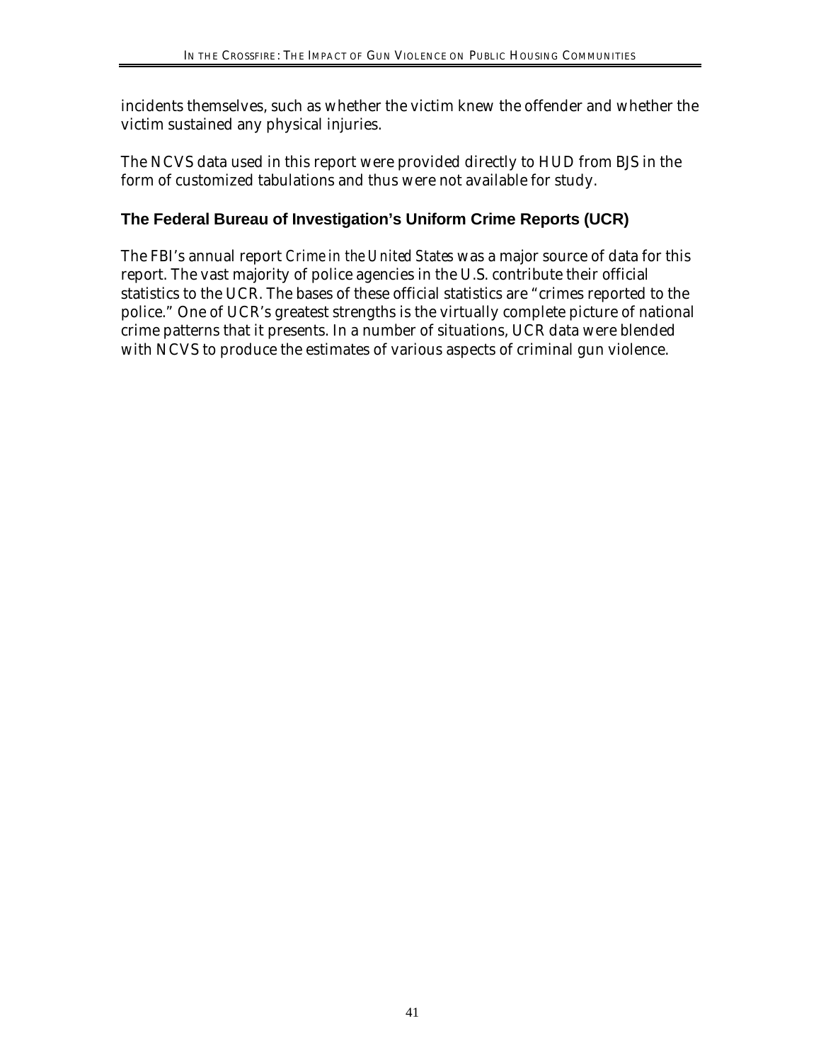incidents themselves, such as whether the victim knew the offender and whether the victim sustained any physical injuries.

The NCVS data used in this report were provided directly to HUD from BJS in the form of customized tabulations and thus were not available for study.

### The Federal Bureau of Investigation's Uniform Crime Reports (UCR)

The FBI's annual report *Crime in the United States* was a major source of data for this report. The vast majority of police agencies in the U.S. contribute their official statistics to the UCR. The bases of these official statistics are "crimes reported to the police." One of UCR's greatest strengths is the virtually complete picture of national crime patterns that it presents. In a number of situations, UCR data were blended with NCVS to produce the estimates of various aspects of criminal gun violence.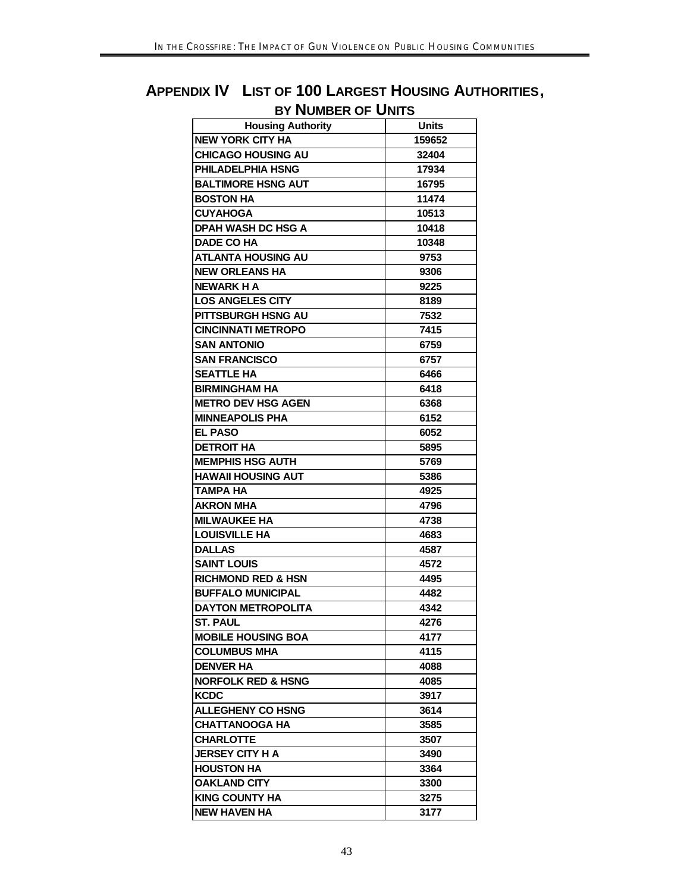# Appendix IV List of 100 Largest Housing Authorities, by Number of Units

| Housing Authority | Units |
|---|---|
| NEW YORK CITY HA | 159652 |
| CHICAGO HOUSING AU | 32404 |
| PHILADELPHIA HSNG | 17934 |
| BALTIMORE HSNG AUT | 16795 |
| BOSTON HA | 11474 |
| CUYAHOGA | 10513 |
| DPAH WASH DC HSG A | 10418 |
| DADE CO HA | 10348 |
| ATLANTA HOUSING AU | 9753 |
| NEW ORLEANS HA | 9306 |
| NEWARK H A | 9225 |
| LOS ANGELES CITY | 8189 |
| PITTSBURGH HSNG AU | 7532 |
| CINCINNATI METROPO | 7415 |
| SAN ANTONIO | 6759 |
| SAN FRANCISCO | 6757 |
| SEATTLE HA | 6466 |
| BIRMINGHAM HA | 6418 |
| METRO DEV HSG AGEN | 6368 |
| MINNEAPOLIS PHA | 6152 |
| EL PASO | 6052 |
| DETROIT HA | 5895 |
| MEMPHIS HSG AUTH | 5769 |
| HAWAII HOUSING AUT | 5386 |
| TAMPA HA | 4925 |
| AKRON MHA | 4796 |
| MILWAUKEE HA | 4738 |
| LOUISVILLE HA | 4683 |
| DALLAS | 4587 |
| SAINT LOUIS | 4572 |
| RICHMOND RED & HSN | 4495 |
| BUFFALO MUNICIPAL | 4482 |
| DAYTON METROPOLITA | 4342 |
| ST. PAUL | 4276 |
| MOBILE HOUSING BOA | 4177 |
| COLUMBUS MHA | 4115 |
| DENVER HA | 4088 |
| NORFOLK RED & HSNG | 4085 |
| KCDC | 3917 |
| ALLEGHENY CO HSNG | 3614 |
| CHATTANOOGA HA | 3585 |
| CHARLOTTE | 3507 |
| JERSEY CITY H A | 3490 |
| HOUSTON HA | 3364 |
| OAKLAND CITY | 3300 |
| KING COUNTY HA | 3275 |
| NEW HAVEN HA | 3177 |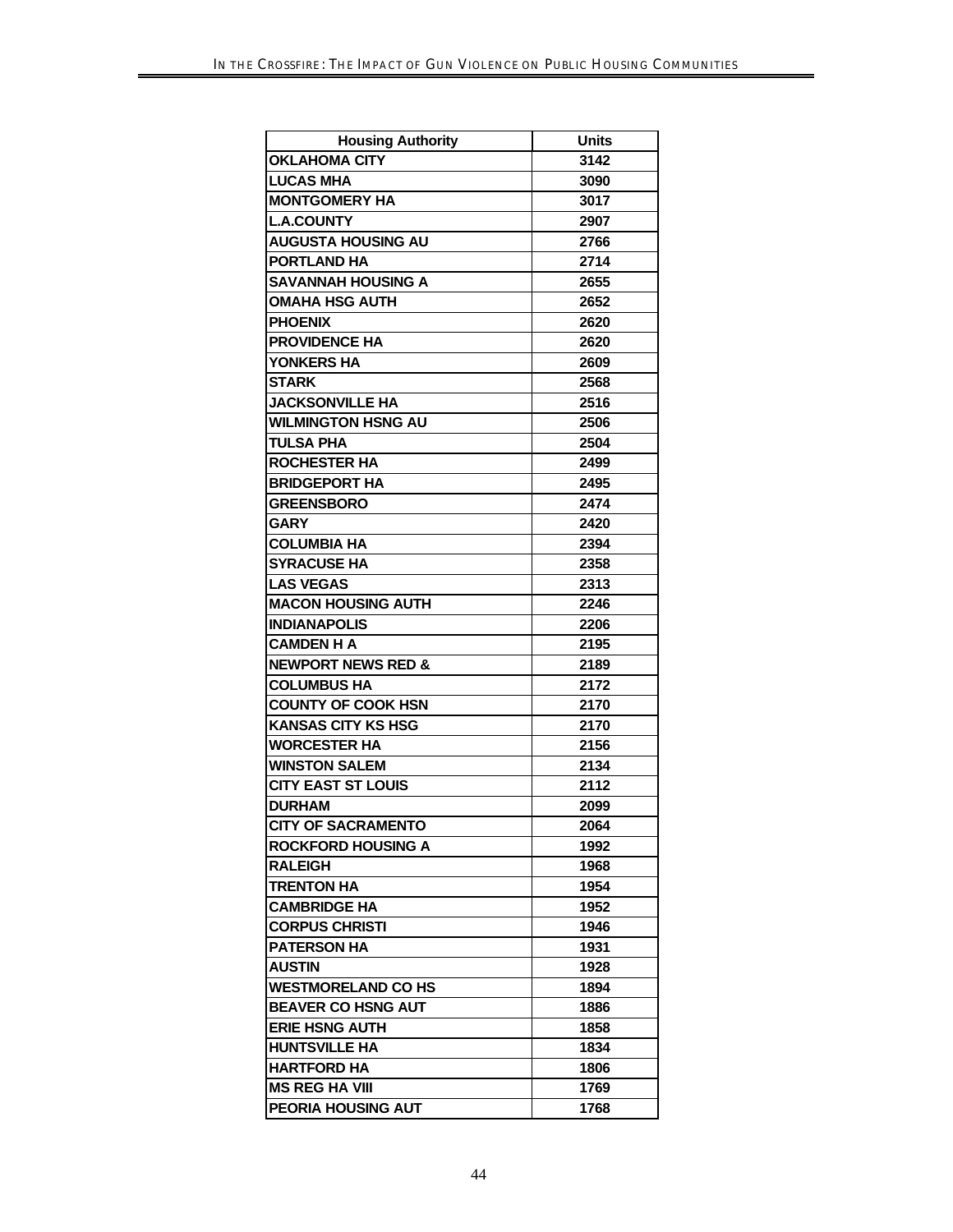| Housing Authority | Units |
| --- | --- |
| OKLAHOMA CITY | 3142 |
| LUCAS MHA | 3090 |
| MONTGOMERY HA | 3017 |
| L.A.COUNTY | 2907 |
| AUGUSTA HOUSING AU | 2766 |
| PORTLAND HA | 2714 |
| SAVANNAH HOUSING A | 2655 |
| OMAHA HSG AUTH | 2652 |
| PHOENIX | 2620 |
| PROVIDENCE HA | 2620 |
| YONKERS HA | 2609 |
| STARK | 2568 |
| JACKSONVILLE HA | 2516 |
| WILMINGTON HSNG AU | 2506 |
| TULSA PHA | 2504 |
| ROCHESTER HA | 2499 |
| BRIDGEPORT HA | 2495 |
| GREENSBORO | 2474 |
| GARY | 2420 |
| COLUMBIA HA | 2394 |
| SYRACUSE HA | 2358 |
| LAS VEGAS | 2313 |
| MACON HOUSING AUTH | 2246 |
| INDIANAPOLIS | 2206 |
| CAMDEN H A | 2195 |
| NEWPORT NEWS RED & | 2189 |
| COLUMBUS HA | 2172 |
| COUNTY OF COOK HSN | 2170 |
| KANSAS CITY KS HSG | 2170 |
| WORCESTER HA | 2156 |
| WINSTON SALEM | 2134 |
| CITY EAST ST LOUIS | 2112 |
| DURHAM | 2099 |
| CITY OF SACRAMENTO | 2064 |
| ROCKFORD HOUSING A | 1992 |
| RALEIGH | 1968 |
| TRENTON HA | 1954 |
| CAMBRIDGE HA | 1952 |
| CORPUS CHRISTI | 1946 |
| PATERSON HA | 1931 |
| AUSTIN | 1928 |
| WESTMORELAND CO HS | 1894 |
| BEAVER CO HSNG AUT | 1886 |
| ERIE HSNG AUTH | 1858 |
| HUNTSVILLE HA | 1834 |
| HARTFORD HA | 1806 |
| MS REG HA VIII | 1769 |
| PEORIA HOUSING AUT | 1768 |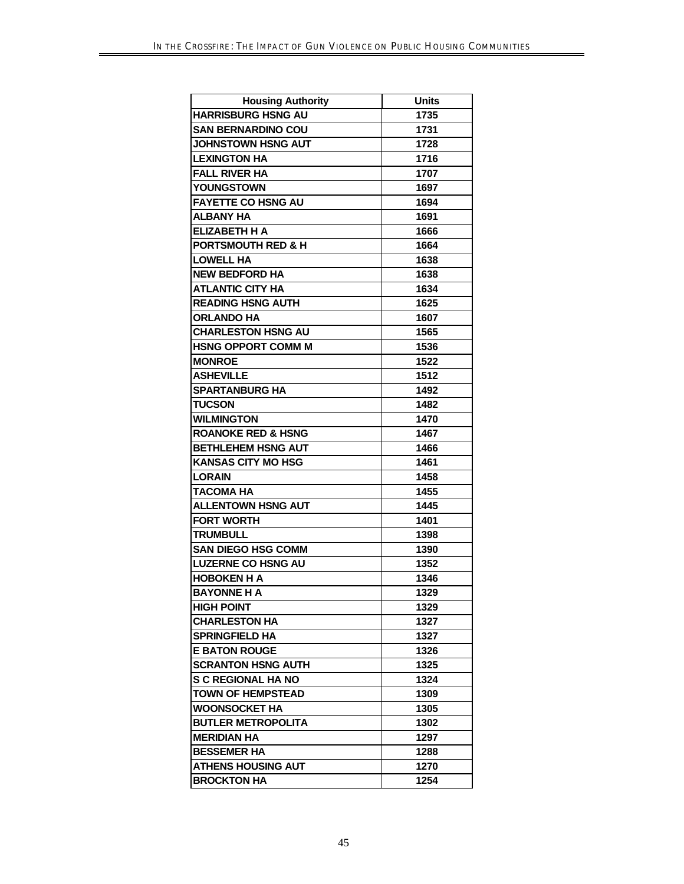| Housing Authority | Units |
|---|---|
| HARRISBURG HSNG AU | 1735 |
| SAN BERNARDINO COU | 1731 |
| JOHNSTOWN HSNG AUT | 1728 |
| LEXINGTON HA | 1716 |
| FALL RIVER HA | 1707 |
| YOUNGSTOWN | 1697 |
| FAYETTE CO HSNG AU | 1694 |
| ALBANY HA | 1691 |
| ELIZABETH H A | 1666 |
| PORTSMOUTH RED & H | 1664 |
| LOWELL HA | 1638 |
| NEW BEDFORD HA | 1638 |
| ATLANTIC CITY HA | 1634 |
| READING HSNG AUTH | 1625 |
| ORLANDO HA | 1607 |
| CHARLESTON HSNG AU | 1565 |
| HSNG OPPORT COMM M | 1536 |
| MONROE | 1522 |
| ASHEVILLE | 1512 |
| SPARTANBURG HA | 1492 |
| TUCSON | 1482 |
| WILMINGTON | 1470 |
| ROANOKE RED & HSNG | 1467 |
| BETHLEHEM HSNG AUT | 1466 |
| KANSAS CITY MO HSG | 1461 |
| LORAIN | 1458 |
| TACOMA HA | 1455 |
| ALLENTOWN HSNG AUT | 1445 |
| FORT WORTH | 1401 |
| TRUMBULL | 1398 |
| SAN DIEGO HSG COMM | 1390 |
| LUZERNE CO HSNG AU | 1352 |
| HOBOKEN H A | 1346 |
| BAYONNE H A | 1329 |
| HIGH POINT | 1329 |
| CHARLESTON HA | 1327 |
| SPRINGFIELD HA | 1327 |
| E BATON ROUGE | 1326 |
| SCRANTON HSNG AUTH | 1325 |
| S C REGIONAL HA NO | 1324 |
| TOWN OF HEMPSTEAD | 1309 |
| WOONSOCKET HA | 1305 |
| BUTLER METROPOLITA | 1302 |
| MERIDIAN HA | 1297 |
| BESSEMER HA | 1288 |
| ATHENS HOUSING AUT | 1270 |
| BROCKTON HA | 1254 |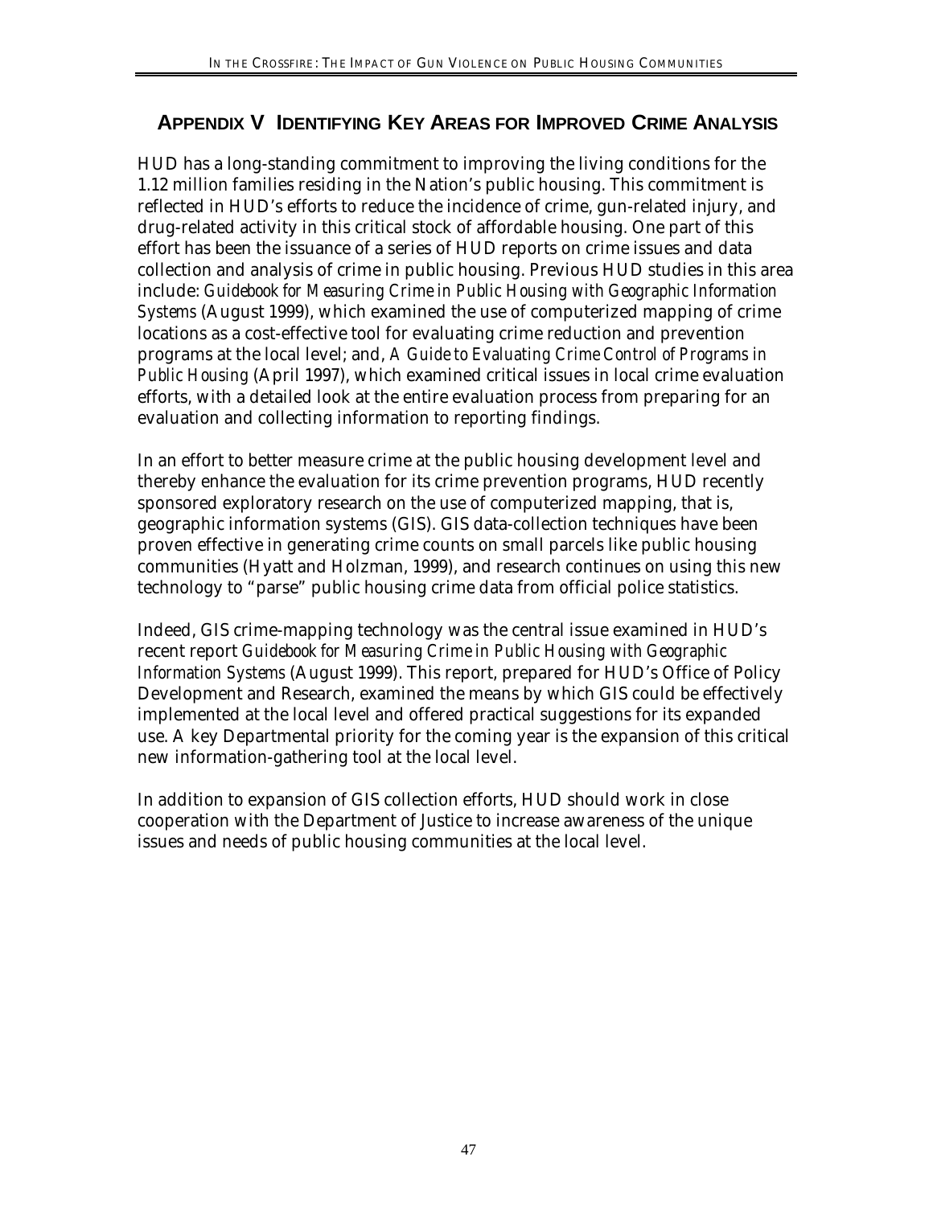## APPENDIX V IDENTIFYING KEY AREAS FOR IMPROVED CRIME ANALYSIS

HUD has a long-standing commitment to improving the living conditions for the 1.12 million families residing in the Nation's public housing. This commitment is reflected in HUD's efforts to reduce the incidence of crime, gun-related injury, and drug-related activity in this critical stock of affordable housing. One part of this effort has been the issuance of a series of HUD reports on crime issues and data collection and analysis of crime in public housing. Previous HUD studies in this area include: *Guidebook for Measuring Crime in Public Housing with Geographic Information Systems* (August 1999), which examined the use of computerized mapping of crime locations as a cost-effective tool for evaluating crime reduction and prevention programs at the local level; and, *A Guide to Evaluating Crime Control of Programs in Public Housing* (April 1997), which examined critical issues in local crime evaluation efforts, with a detailed look at the entire evaluation process from preparing for an evaluation and collecting information to reporting findings.

In an effort to better measure crime at the public housing development level and thereby enhance the evaluation for its crime prevention programs, HUD recently sponsored exploratory research on the use of computerized mapping, that is, geographic information systems (GIS). GIS data-collection techniques have been proven effective in generating crime counts on small parcels like public housing communities (Hyatt and Holzman, 1999), and research continues on using this new technology to "parse" public housing crime data from official police statistics.

Indeed, GIS crime-mapping technology was the central issue examined in HUD's recent report *Guidebook for Measuring Crime in Public Housing with Geographic Information Systems* (August 1999). This report, prepared for HUD's Office of Policy Development and Research, examined the means by which GIS could be effectively implemented at the local level and offered practical suggestions for its expanded use. A key Departmental priority for the coming year is the expansion of this critical new information-gathering tool at the local level.

In addition to expansion of GIS collection efforts, HUD should work in close cooperation with the Department of Justice to increase awareness of the unique issues and needs of public housing communities at the local level.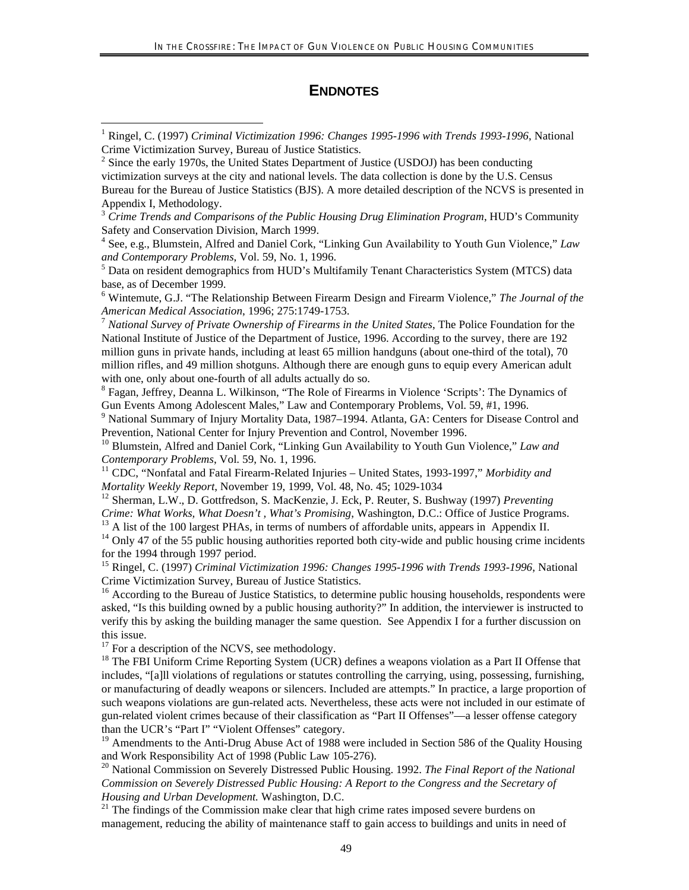# ENDNOTES

[1] Ringel, C. (1997) *Criminal Victimization 1996: Changes 1995-1996 with Trends 1993-1996*, National Crime Victimization Survey, Bureau of Justice Statistics.

[2] Since the early 1970s, the United States Department of Justice (USDOJ) has been conducting victimization surveys at the city and national levels. The data collection is done by the U.S. Census Bureau for the Bureau of Justice Statistics (BJS). A more detailed description of the NCVS is presented in Appendix I, Methodology.

[3] *Crime Trends and Comparisons of the Public Housing Drug Elimination Program*, HUD's Community Safety and Conservation Division, March 1999.

[4] See, e.g., Blumstein, Alfred and Daniel Cork, "Linking Gun Availability to Youth Gun Violence," *Law and Contemporary Problems*, Vol. 59, No. 1, 1996.

[5] Data on resident demographics from HUD's Multifamily Tenant Characteristics System (MTCS) data base, as of December 1999.

[6] Wintemute, G.J. "The Relationship Between Firearm Design and Firearm Violence," *The Journal of the American Medical Association*, 1996; 275:1749-1753.

[7] *National Survey of Private Ownership of Firearms in the United States*, The Police Foundation for the National Institute of Justice of the Department of Justice, 1996. According to the survey, there are 192 million guns in private hands, including at least 65 million handguns (about one-third of the total), 70 million rifles, and 49 million shotguns. Although there are enough guns to equip every American adult with one, only about one-fourth of all adults actually do so.

[8] Fagan, Jeffrey, Deanna L. Wilkinson, "The Role of Firearms in Violence 'Scripts': The Dynamics of Gun Events Among Adolescent Males," Law and Contemporary Problems, Vol. 59, #1, 1996.

[9] National Summary of Injury Mortality Data, 1987–1994. Atlanta, GA: Centers for Disease Control and Prevention, National Center for Injury Prevention and Control, November 1996.

[10] Blumstein, Alfred and Daniel Cork, "Linking Gun Availability to Youth Gun Violence," *Law and Contemporary Problems*, Vol. 59, No. 1, 1996.

[11] CDC, "Nonfatal and Fatal Firearm-Related Injuries – United States, 1993-1997," *Morbidity and Mortality Weekly Report*, November 19, 1999, Vol. 48, No. 45; 1029-1034

[12] Sherman, L.W., D. Gottfredson, S. MacKenzie, J. Eck, P. Reuter, S. Bushway (1997) *Preventing Crime: What Works, What Doesn't , What's Promising*, Washington, D.C.: Office of Justice Programs.

[13] A list of the 100 largest PHAs, in terms of numbers of affordable units, appears in Appendix II.

[14] Only 47 of the 55 public housing authorities reported both city-wide and public housing crime incidents for the 1994 through 1997 period.

[15] Ringel, C. (1997) *Criminal Victimization 1996: Changes 1995-1996 with Trends 1993-1996*, National Crime Victimization Survey, Bureau of Justice Statistics.

[16] According to the Bureau of Justice Statistics, to determine public housing households, respondents were asked, "Is this building owned by a public housing authority?" In addition, the interviewer is instructed to verify this by asking the building manager the same question. See Appendix I for a further discussion on this issue.

[17] For a description of the NCVS, see methodology.

[18] The FBI Uniform Crime Reporting System (UCR) defines a weapons violation as a Part II Offense that includes, "[a]ll violations of regulations or statutes controlling the carrying, using, possessing, furnishing, or manufacturing of deadly weapons or silencers. Included are attempts." In practice, a large proportion of such weapons violations are gun-related acts. Nevertheless, these acts were not included in our estimate of gun-related violent crimes because of their classification as "Part II Offenses"—a lesser offense category than the UCR's "Part I" "Violent Offenses" category.

[19] Amendments to the Anti-Drug Abuse Act of 1988 were included in Section 586 of the Quality Housing and Work Responsibility Act of 1998 (Public Law 105-276).

[20] National Commission on Severely Distressed Public Housing. 1992. *The Final Report of the National Commission on Severely Distressed Public Housing: A Report to the Congress and the Secretary of Housing and Urban Development.* Washington, D.C.

[21] The findings of the Commission make clear that high crime rates imposed severe burdens on management, reducing the ability of maintenance staff to gain access to buildings and units in need of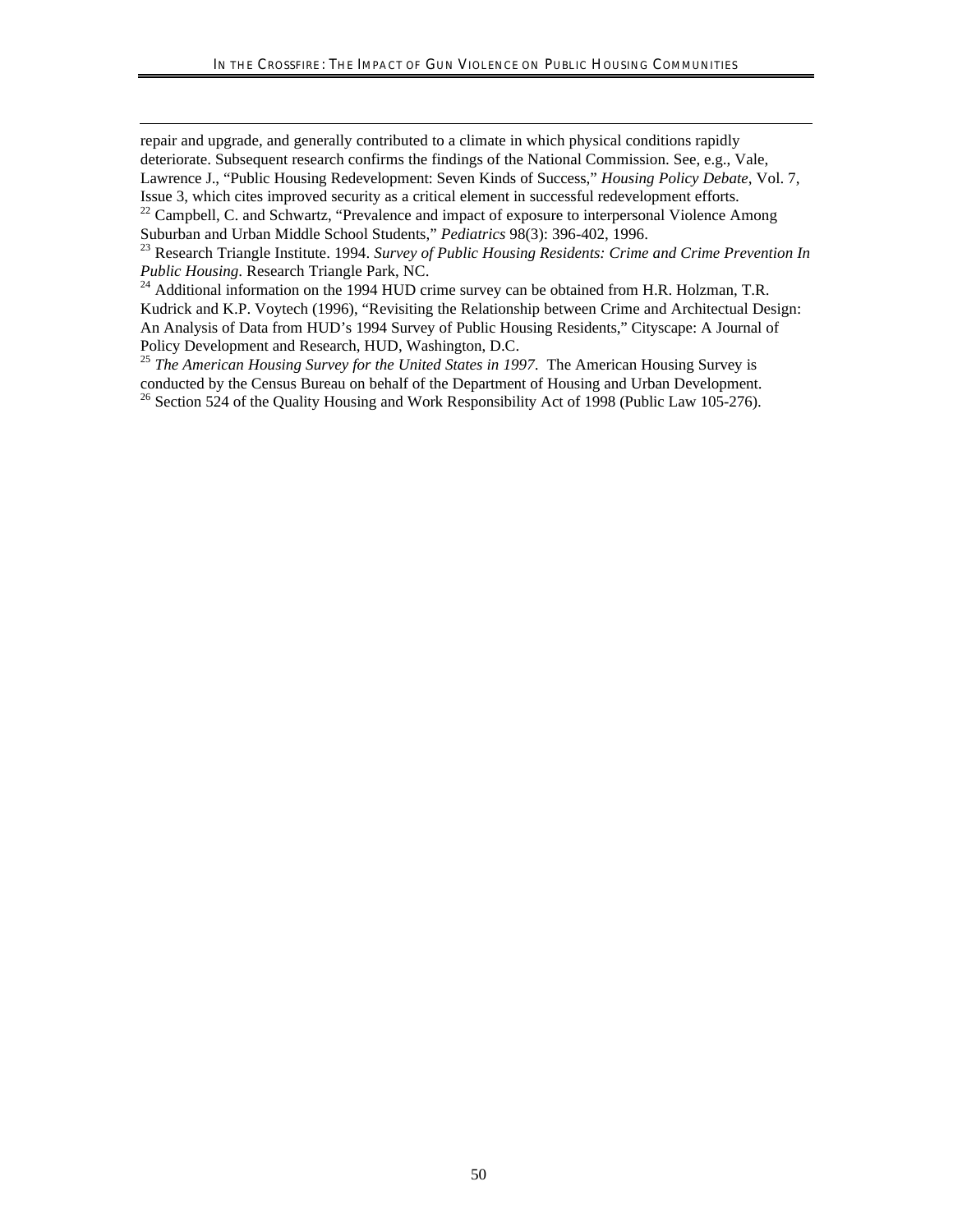repair and upgrade, and generally contributed to a climate in which physical conditions rapidly deteriorate. Subsequent research confirms the findings of the National Commission. See, e.g., Vale, Lawrence J., "Public Housing Redevelopment: Seven Kinds of Success," *Housing Policy Debate*, Vol. 7, Issue 3, which cites improved security as a critical element in successful redevelopment efforts.

[22] Campbell, C. and Schwartz, "Prevalence and impact of exposure to interpersonal Violence Among Suburban and Urban Middle School Students," *Pediatrics* 98(3): 396-402, 1996.

[23] Research Triangle Institute. 1994. *Survey of Public Housing Residents: Crime and Crime Prevention In Public Housing*. Research Triangle Park, NC.

[24] Additional information on the 1994 HUD crime survey can be obtained from H.R. Holzman, T.R. Kudrick and K.P. Voytech (1996), "Revisiting the Relationship between Crime and Architectual Design: An Analysis of Data from HUD's 1994 Survey of Public Housing Residents," Cityscape: A Journal of Policy Development and Research, HUD, Washington, D.C.

[25] *The American Housing Survey for the United States in 1997*. The American Housing Survey is conducted by the Census Bureau on behalf of the Department of Housing and Urban Development.

[26] Section 524 of the Quality Housing and Work Responsibility Act of 1998 (Public Law 105-276).